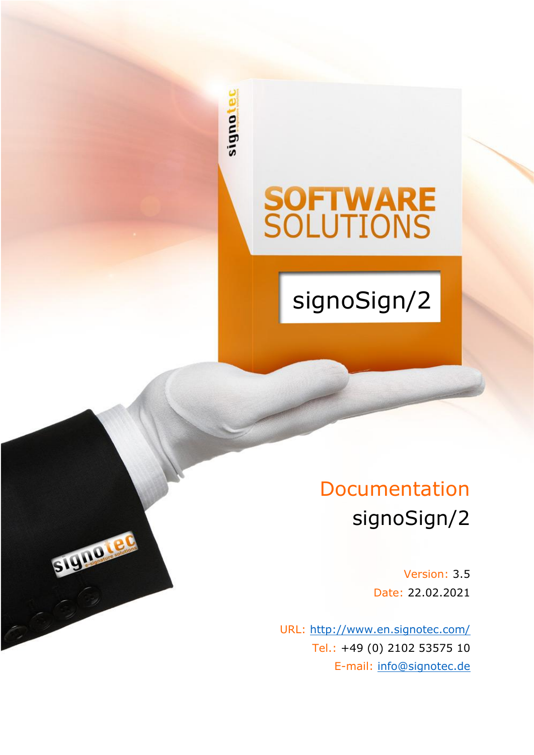# Documentation

signoSign/2

Version: 3.5

Date: 22.02.2021

URL: http://www.en.signotec.com/

Tel.: +49 (0) 2102 53575 10

E-mail: info@signotec.de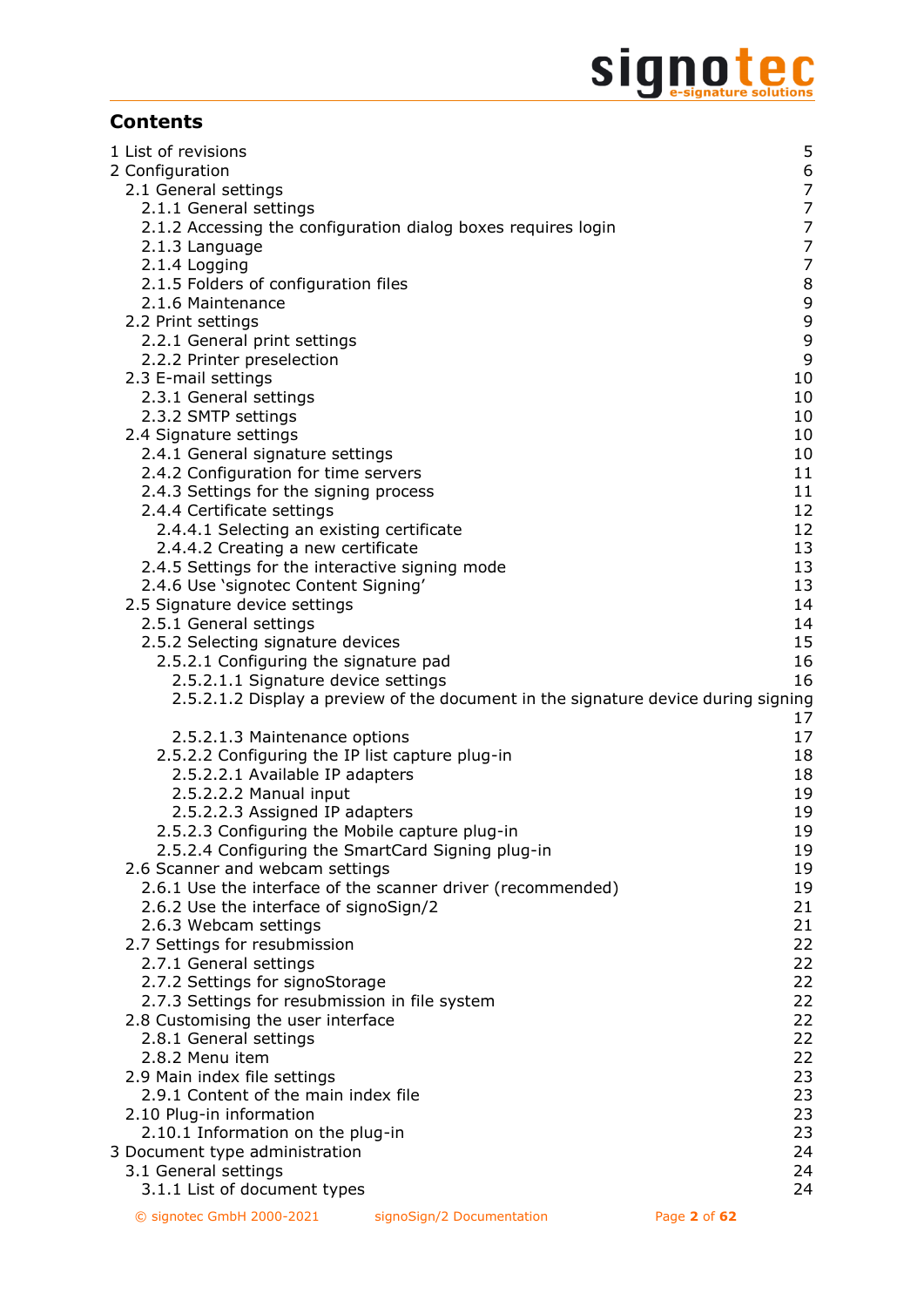# Contents

1 List of revisions 5
2 Configuration 6
  2.1 General settings 7
    2.1.1 General settings 7
    2.1.2 Accessing the configuration dialog boxes requires login 7
    2.1.3 Language 7
    2.1.4 Logging 7
    2.1.5 Folders of configuration files 8
    2.1.6 Maintenance 9
  2.2 Print settings 9
    2.2.1 General print settings 9
    2.2.2 Printer preselection 9
  2.3 E-mail settings 10
    2.3.1 General settings 10
    2.3.2 SMTP settings 10
  2.4 Signature settings 10
    2.4.1 General signature settings 10
    2.4.2 Configuration for time servers 11
    2.4.3 Settings for the signing process 11
    2.4.4 Certificate settings 12
      2.4.4.1 Selecting an existing certificate 12
      2.4.4.2 Creating a new certificate 13
    2.4.5 Settings for the interactive signing mode 13
    2.4.6 Use 'signotec Content Signing' 13
  2.5 Signature device settings 14
    2.5.1 General settings 14
    2.5.2 Selecting signature devices 15
      2.5.2.1 Configuring the signature pad 16
        2.5.2.1.1 Signature device settings 16
        2.5.2.1.2 Display a preview of the document in the signature device during signing 17
        2.5.2.1.3 Maintenance options 17
      2.5.2.2 Configuring the IP list capture plug-in 18
        2.5.2.2.1 Available IP adapters 18
        2.5.2.2.2 Manual input 19
        2.5.2.2.3 Assigned IP adapters 19
      2.5.2.3 Configuring the Mobile capture plug-in 19
      2.5.2.4 Configuring the SmartCard Signing plug-in 19
  2.6 Scanner and webcam settings 19
    2.6.1 Use the interface of the scanner driver (recommended) 19
    2.6.2 Use the interface of signoSign/2 21
    2.6.3 Webcam settings 21
  2.7 Settings for resubmission 22
    2.7.1 General settings 22
    2.7.2 Settings for signoStorage 22
    2.7.3 Settings for resubmission in file system 22
  2.8 Customising the user interface 22
    2.8.1 General settings 22
    2.8.2 Menu item 22
  2.9 Main index file settings 23
    2.9.1 Content of the main index file 23
  2.10 Plug-in information 23
    2.10.1 Information on the plug-in 23
3 Document type administration 24
  3.1 General settings 24
    3.1.1 List of document types 24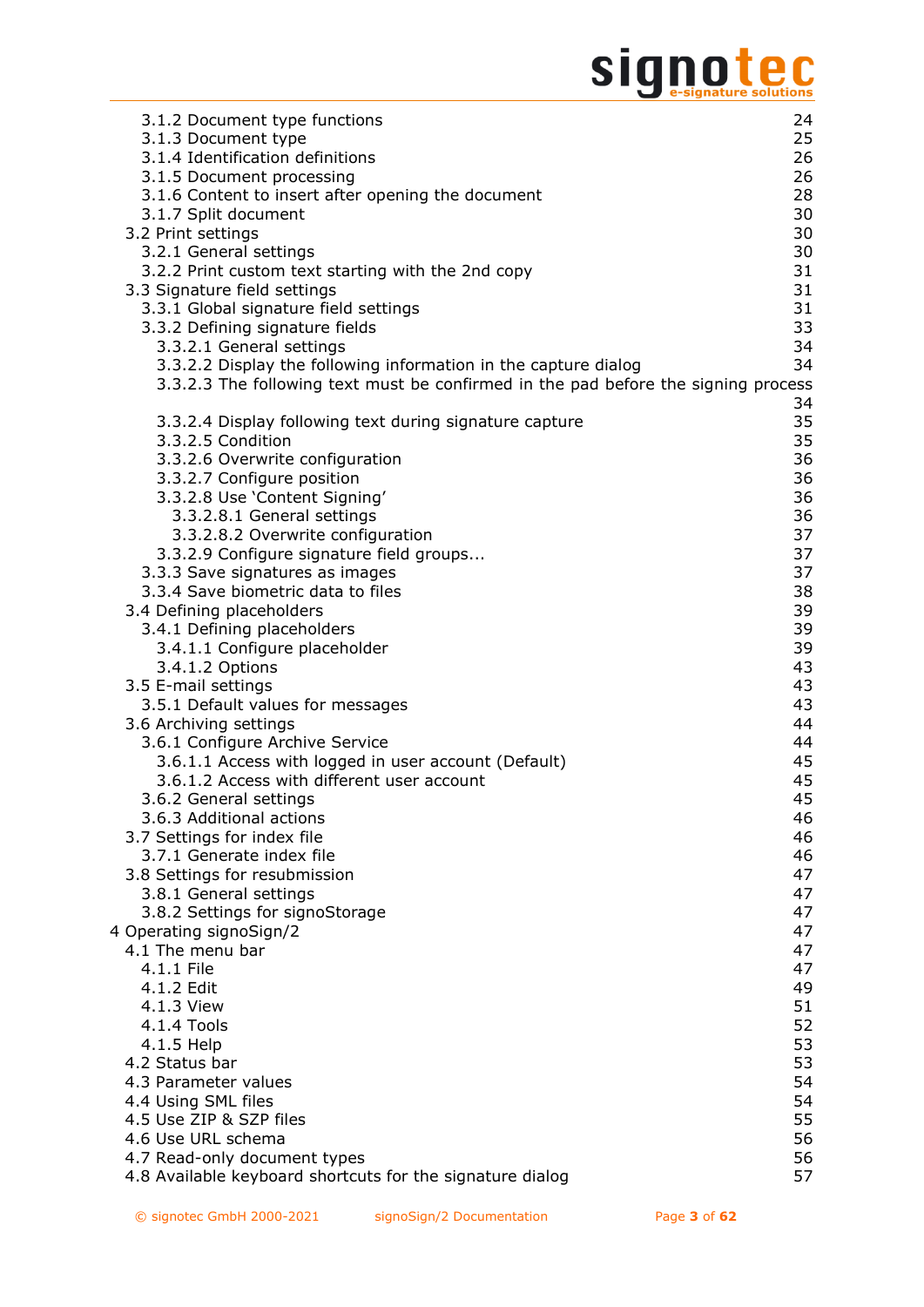3.1.2 Document type functions 24
3.1.3 Document type 25
3.1.4 Identification definitions 26
3.1.5 Document processing 26
3.1.6 Content to insert after opening the document 28
3.1.7 Split document 30
3.2 Print settings 30
3.2.1 General settings 30
3.2.2 Print custom text starting with the 2nd copy 31
3.3 Signature field settings 31
3.3.1 Global signature field settings 31
3.3.2 Defining signature fields 33
3.3.2.1 General settings 34
3.3.2.2 Display the following information in the capture dialog 34
3.3.2.3 The following text must be confirmed in the pad before the signing process 34
3.3.2.4 Display following text during signature capture 35
3.3.2.5 Condition 35
3.3.2.6 Overwrite configuration 36
3.3.2.7 Configure position 36
3.3.2.8 Use 'Content Signing' 36
3.3.2.8.1 General settings 36
3.3.2.8.2 Overwrite configuration 37
3.3.2.9 Configure signature field groups... 37
3.3.3 Save signatures as images 37
3.3.4 Save biometric data to files 38
3.4 Defining placeholders 39
3.4.1 Defining placeholders 39
3.4.1.1 Configure placeholder 39
3.4.1.2 Options 43
3.5 E-mail settings 43
3.5.1 Default values for messages 43
3.6 Archiving settings 44
3.6.1 Configure Archive Service 44
3.6.1.1 Access with logged in user account (Default) 45
3.6.1.2 Access with different user account 45
3.6.2 General settings 45
3.6.3 Additional actions 46
3.7 Settings for index file 46
3.7.1 Generate index file 46
3.8 Settings for resubmission 47
3.8.1 General settings 47
3.8.2 Settings for signoStorage 47
4 Operating signoSign/2 47
4.1 The menu bar 47
4.1.1 File 47
4.1.2 Edit 49
4.1.3 View 51
4.1.4 Tools 52
4.1.5 Help 53
4.2 Status bar 53
4.3 Parameter values 54
4.4 Using SML files 54
4.5 Use ZIP & SZP files 55
4.6 Use URL schema 56
4.7 Read-only document types 56
4.8 Available keyboard shortcuts for the signature dialog 57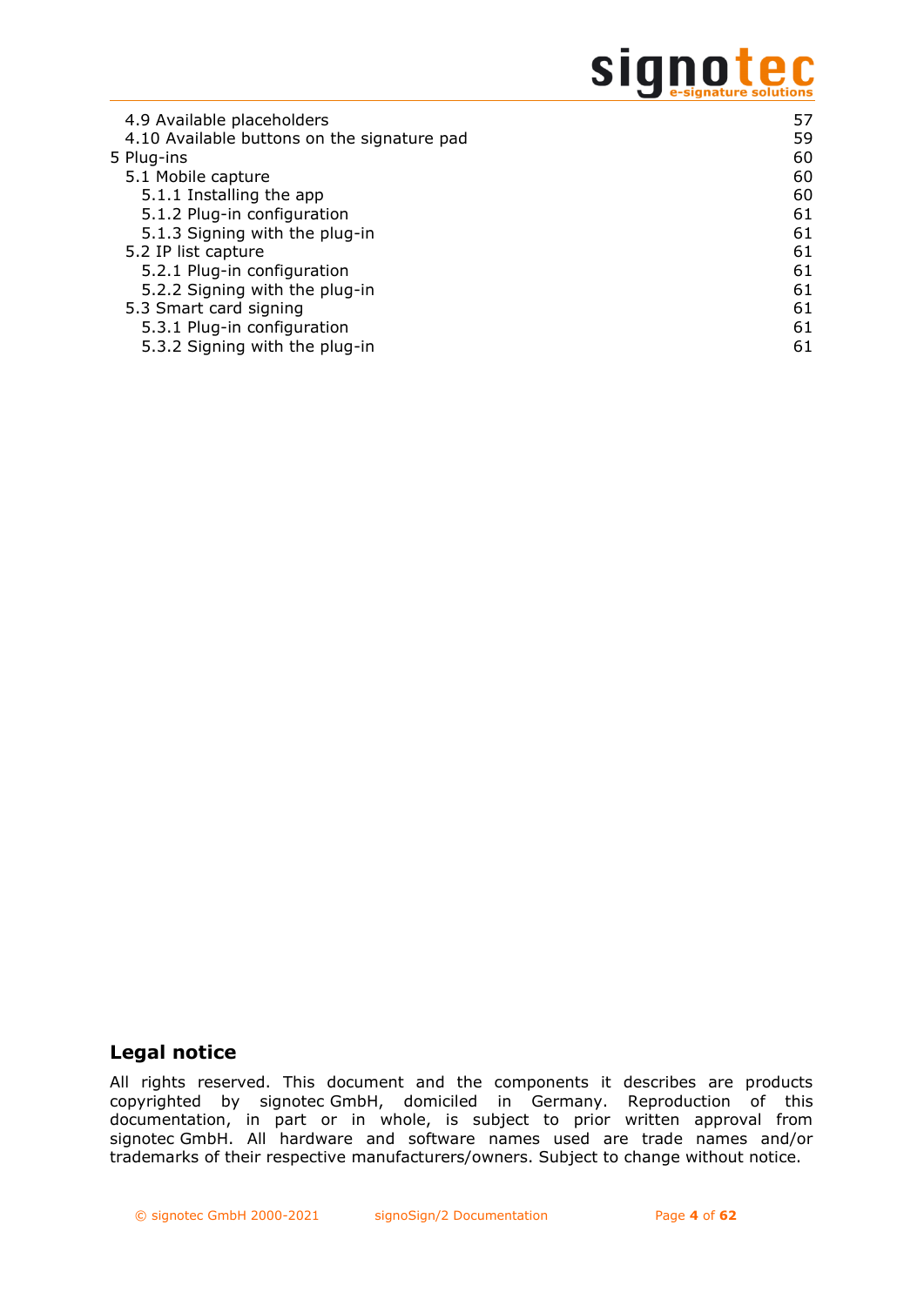| | |
|---|---|
| 4.9 Available placeholders | 57 |
| 4.10 Available buttons on the signature pad | 59 |
| 5 Plug-ins | 60 |
| 5.1 Mobile capture | 60 |
| 5.1.1 Installing the app | 60 |
| 5.1.2 Plug-in configuration | 61 |
| 5.1.3 Signing with the plug-in | 61 |
| 5.2 IP list capture | 61 |
| 5.2.1 Plug-in configuration | 61 |
| 5.2.2 Signing with the plug-in | 61 |
| 5.3 Smart card signing | 61 |
| 5.3.1 Plug-in configuration | 61 |
| 5.3.2 Signing with the plug-in | 61 |

## Legal notice

All rights reserved. This document and the components it describes are products copyrighted by signotec GmbH, domiciled in Germany. Reproduction of this documentation, in part or in whole, is subject to prior written approval from signotec GmbH. All hardware and software names used are trade names and/or trademarks of their respective manufacturers/owners. Subject to change without notice.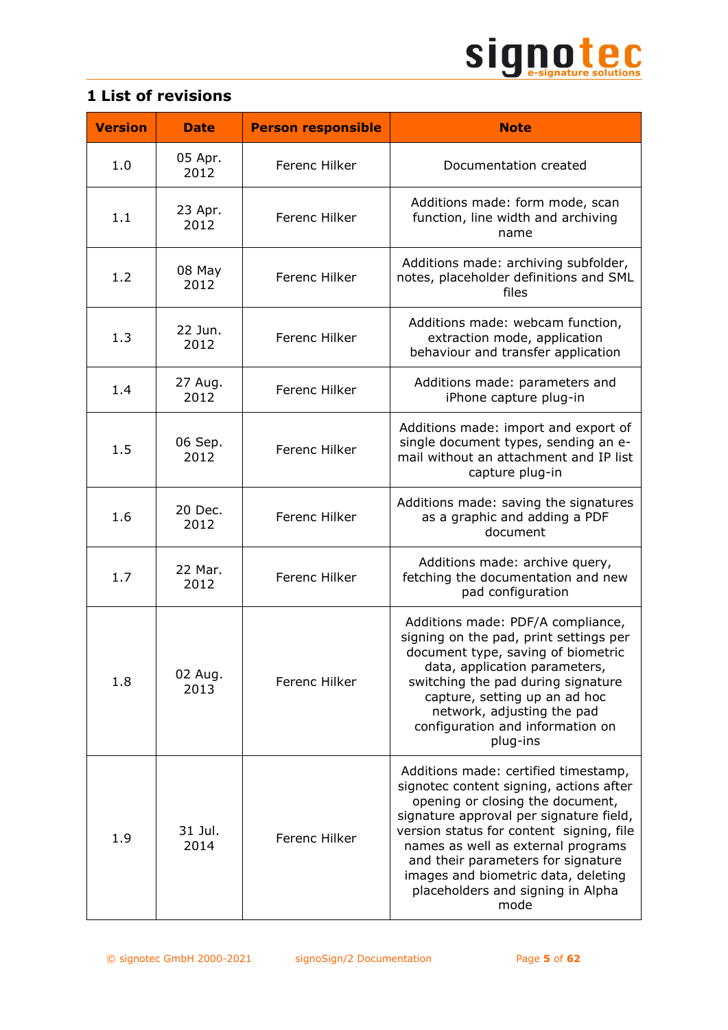# 1 List of revisions

| Version | Date | Person responsible | Note |
|---|---|---|---|
| 1.0 | 05 Apr. 2012 | Ferenc Hilker | Documentation created |
| 1.1 | 23 Apr. 2012 | Ferenc Hilker | Additions made: form mode, scan function, line width and archiving name |
| 1.2 | 08 May 2012 | Ferenc Hilker | Additions made: archiving subfolder, notes, placeholder definitions and SML files |
| 1.3 | 22 Jun. 2012 | Ferenc Hilker | Additions made: webcam function, extraction mode, application behaviour and transfer application |
| 1.4 | 27 Aug. 2012 | Ferenc Hilker | Additions made: parameters and iPhone capture plug-in |
| 1.5 | 06 Sep. 2012 | Ferenc Hilker | Additions made: import and export of single document types, sending an e-mail without an attachment and IP list capture plug-in |
| 1.6 | 20 Dec. 2012 | Ferenc Hilker | Additions made: saving the signatures as a graphic and adding a PDF document |
| 1.7 | 22 Mar. 2012 | Ferenc Hilker | Additions made: archive query, fetching the documentation and new pad configuration |
| 1.8 | 02 Aug. 2013 | Ferenc Hilker | Additions made: PDF/A compliance, signing on the pad, print settings per document type, saving of biometric data, application parameters, switching the pad during signature capture, setting up an ad hoc network, adjusting the pad configuration and information on plug-ins |
| 1.9 | 31 Jul. 2014 | Ferenc Hilker | Additions made: certified timestamp, signotec content signing, actions after opening or closing the document, signature approval per signature field, version status for content signing, file names as well as external programs and their parameters for signature images and biometric data, deleting placeholders and signing in Alpha mode |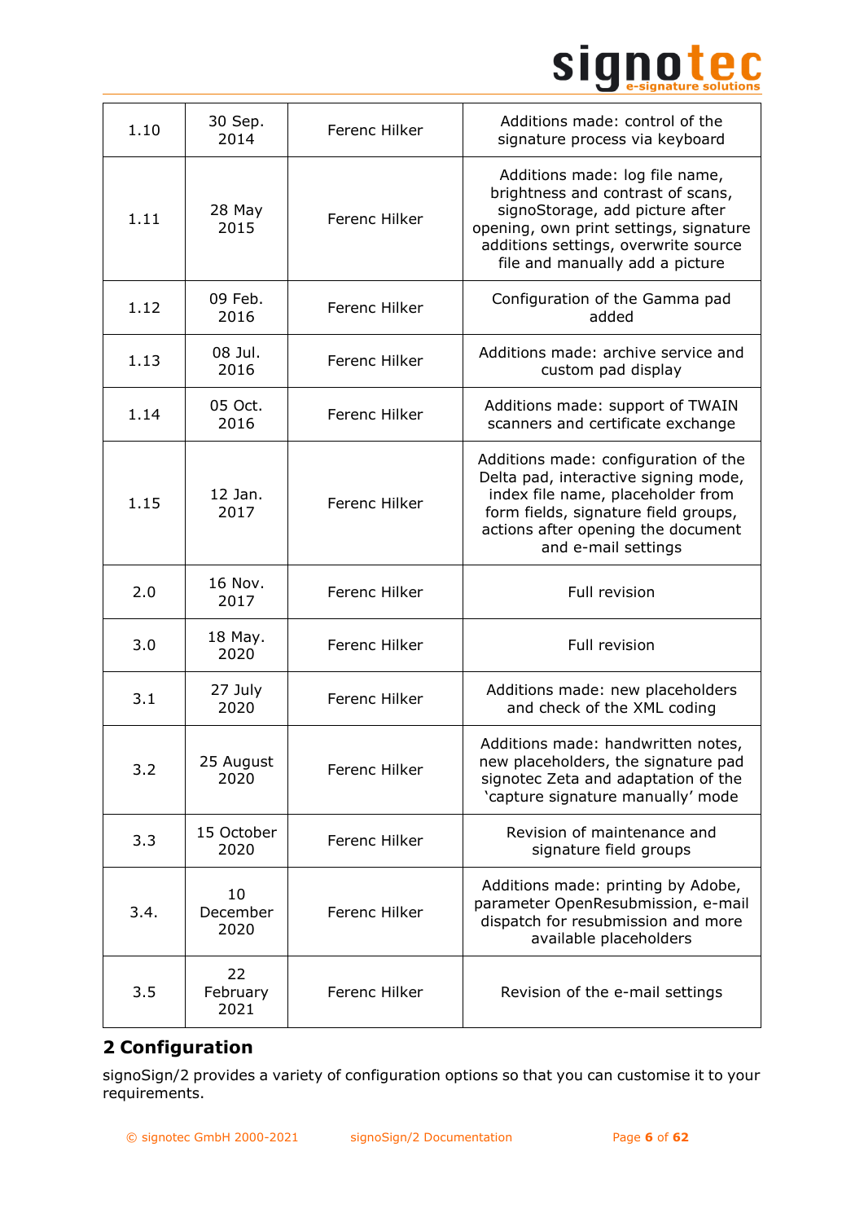| 1.10 | 30 Sep. 2014 | Ferenc Hilker | Additions made: control of the signature process via keyboard |
|---|---|---|---|
| 1.11 | 28 May 2015 | Ferenc Hilker | Additions made: log file name, brightness and contrast of scans, signoStorage, add picture after opening, own print settings, signature additions settings, overwrite source file and manually add a picture |
| 1.12 | 09 Feb. 2016 | Ferenc Hilker | Configuration of the Gamma pad added |
| 1.13 | 08 Jul. 2016 | Ferenc Hilker | Additions made: archive service and custom pad display |
| 1.14 | 05 Oct. 2016 | Ferenc Hilker | Additions made: support of TWAIN scanners and certificate exchange |
| 1.15 | 12 Jan. 2017 | Ferenc Hilker | Additions made: configuration of the Delta pad, interactive signing mode, index file name, placeholder from form fields, signature field groups, actions after opening the document and e-mail settings |
| 2.0 | 16 Nov. 2017 | Ferenc Hilker | Full revision |
| 3.0 | 18 May. 2020 | Ferenc Hilker | Full revision |
| 3.1 | 27 July 2020 | Ferenc Hilker | Additions made: new placeholders and check of the XML coding |
| 3.2 | 25 August 2020 | Ferenc Hilker | Additions made: handwritten notes, new placeholders, the signature pad signotec Zeta and adaptation of the 'capture signature manually' mode |
| 3.3 | 15 October 2020 | Ferenc Hilker | Revision of maintenance and signature field groups |
| 3.4. | 10 December 2020 | Ferenc Hilker | Additions made: printing by Adobe, parameter OpenResubmission, e-mail dispatch for resubmission and more available placeholders |
| 3.5 | 22 February 2021 | Ferenc Hilker | Revision of the e-mail settings |

# 2 Configuration

signoSign/2 provides a variety of configuration options so that you can customise it to your requirements.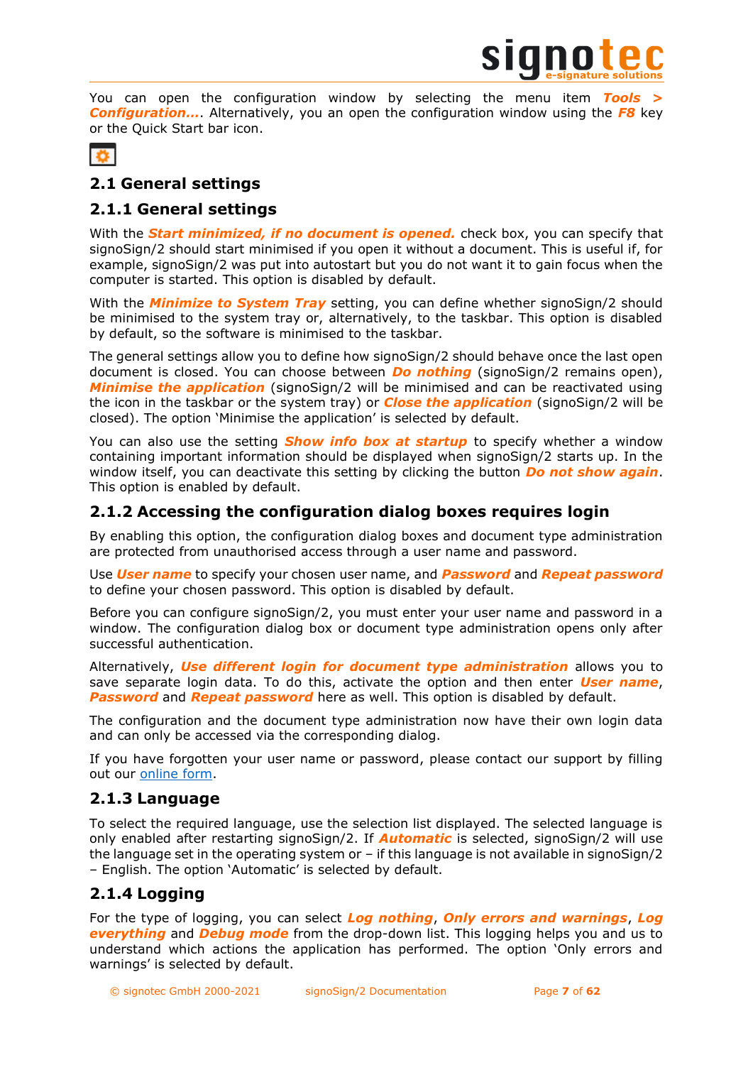You can open the configuration window by selecting the menu item ***Tools > Configuration…***. Alternatively, you an open the configuration window using the ***F8*** key or the Quick Start bar icon.

## 2.1 General settings

### 2.1.1 General settings

With the ***Start minimized, if no document is opened.*** check box, you can specify that signoSign/2 should start minimised if you open it without a document. This is useful if, for example, signoSign/2 was put into autostart but you do not want it to gain focus when the computer is started. This option is disabled by default.

With the ***Minimize to System Tray*** setting, you can define whether signoSign/2 should be minimised to the system tray or, alternatively, to the taskbar. This option is disabled by default, so the software is minimised to the taskbar.

The general settings allow you to define how signoSign/2 should behave once the last open document is closed. You can choose between ***Do nothing*** (signoSign/2 remains open), ***Minimise the application*** (signoSign/2 will be minimised and can be reactivated using the icon in the taskbar or the system tray) or ***Close the application*** (signoSign/2 will be closed). The option 'Minimise the application' is selected by default.

You can also use the setting ***Show info box at startup*** to specify whether a window containing important information should be displayed when signoSign/2 starts up. In the window itself, you can deactivate this setting by clicking the button ***Do not show again***. This option is enabled by default.

### 2.1.2 Accessing the configuration dialog boxes requires login

By enabling this option, the configuration dialog boxes and document type administration are protected from unauthorised access through a user name and password.

Use ***User name*** to specify your chosen user name, and ***Password*** and ***Repeat password*** to define your chosen password. This option is disabled by default.

Before you can configure signoSign/2, you must enter your user name and password in a window. The configuration dialog box or document type administration opens only after successful authentication.

Alternatively, ***Use different login for document type administration*** allows you to save separate login data. To do this, activate the option and then enter ***User name***, ***Password*** and ***Repeat password*** here as well. This option is disabled by default.

The configuration and the document type administration now have their own login data and can only be accessed via the corresponding dialog.

If you have forgotten your user name or password, please contact our support by filling out our online form.

### 2.1.3 Language

To select the required language, use the selection list displayed. The selected language is only enabled after restarting signoSign/2. If ***Automatic*** is selected, signoSign/2 will use the language set in the operating system or – if this language is not available in signoSign/2 – English. The option 'Automatic' is selected by default.

### 2.1.4 Logging

For the type of logging, you can select ***Log nothing***, ***Only errors and warnings***, ***Log everything*** and ***Debug mode*** from the drop-down list. This logging helps you and us to understand which actions the application has performed. The option 'Only errors and warnings' is selected by default.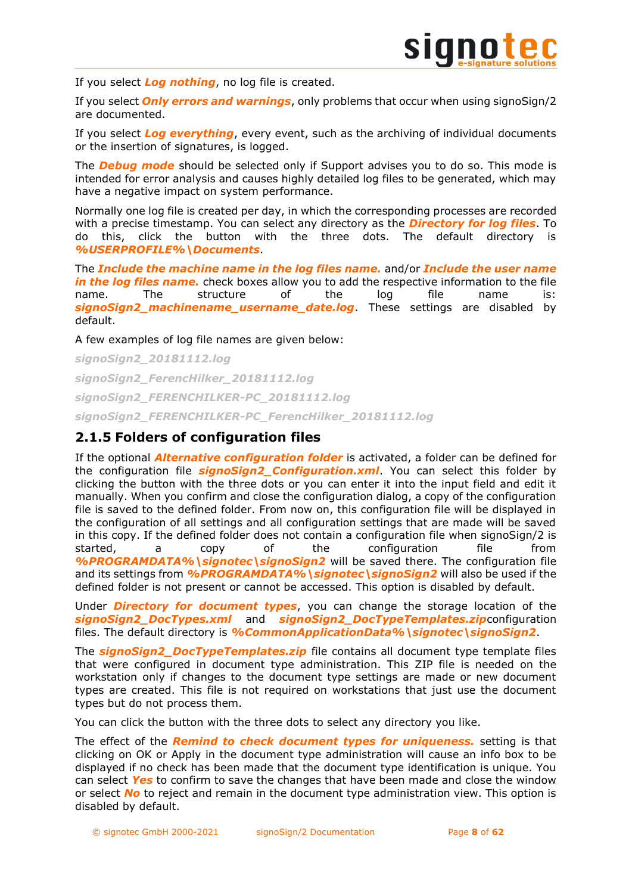If you select ***Log nothing***, no log file is created.

If you select ***Only errors and warnings***, only problems that occur when using signoSign/2 are documented.

If you select ***Log everything***, every event, such as the archiving of individual documents or the insertion of signatures, is logged.

The ***Debug mode*** should be selected only if Support advises you to do so. This mode is intended for error analysis and causes highly detailed log files to be generated, which may have a negative impact on system performance.

Normally one log file is created per day, in which the corresponding processes are recorded with a precise timestamp. You can select any directory as the ***Directory for log files***. To do this, click the button with the three dots. The default directory is ***%USERPROFILE%\Documents***.

The ***Include the machine name in the log files name.*** and/or ***Include the user name in the log files name.*** check boxes allow you to add the respective information to the file name. The structure of the log file name is: ***signoSign2_machinename_username_date.log***. These settings are disabled by default.

A few examples of log file names are given below:

***signoSign2_20181112.log***

***signoSign2_FerencHilker_20181112.log***

***signoSign2_FERENCHILKER-PC_20181112.log***

***signoSign2_FERENCHILKER-PC_FerencHilker_20181112.log***

## 2.1.5 Folders of configuration files

If the optional ***Alternative configuration folder*** is activated, a folder can be defined for the configuration file ***signoSign2_Configuration.xml***. You can select this folder by clicking the button with the three dots or you can enter it into the input field and edit it manually. When you confirm and close the configuration dialog, a copy of the configuration file is saved to the defined folder. From now on, this configuration file will be displayed in the configuration of all settings and all configuration settings that are made will be saved in this copy. If the defined folder does not contain a configuration file when signoSign/2 is started, a copy of the configuration file from ***%PROGRAMDATA%\signotec\signoSign2*** will be saved there. The configuration file and its settings from ***%PROGRAMDATA%\signotec\signoSign2*** will also be used if the defined folder is not present or cannot be accessed. This option is disabled by default.

Under ***Directory for document types***, you can change the storage location of the ***signoSign2_DocTypes.xml*** and ***signoSign2_DocTypeTemplates.zip***configuration files. The default directory is ***%CommonApplicationData%\signotec\signoSign2***.

The ***signoSign2_DocTypeTemplates.zip*** file contains all document type template files that were configured in document type administration. This ZIP file is needed on the workstation only if changes to the document type settings are made or new document types are created. This file is not required on workstations that just use the document types but do not process them.

You can click the button with the three dots to select any directory you like.

The effect of the ***Remind to check document types for uniqueness.*** setting is that clicking on OK or Apply in the document type administration will cause an info box to be displayed if no check has been made that the document type identification is unique. You can select ***Yes*** to confirm to save the changes that have been made and close the window or select ***No*** to reject and remain in the document type administration view. This option is disabled by default.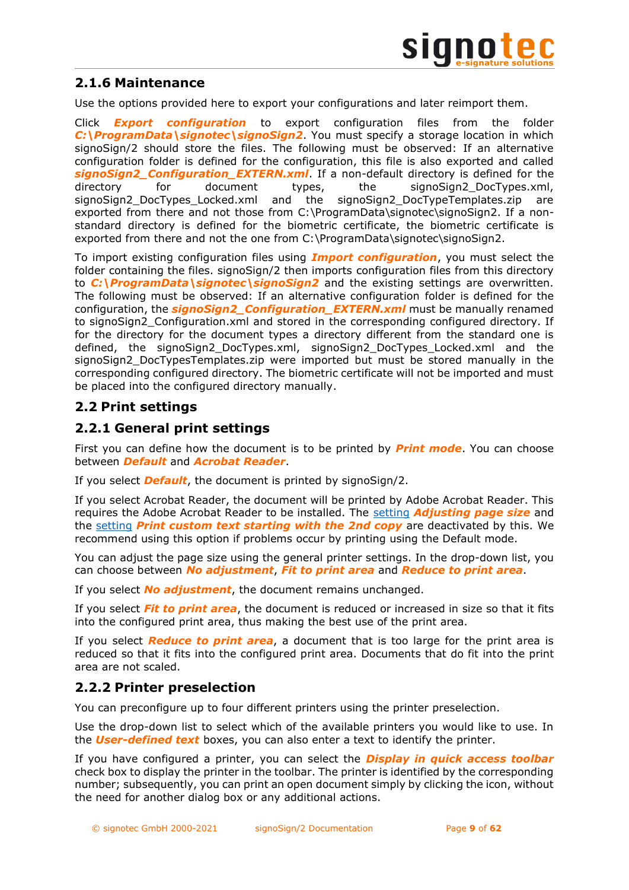### 2.1.6 Maintenance

Use the options provided here to export your configurations and later reimport them.

Click ***Export configuration*** to export configuration files from the folder ***C:\ProgramData\signotec\signoSign2***. You must specify a storage location in which signoSign/2 should store the files. The following must be observed: If an alternative configuration folder is defined for the configuration, this file is also exported and called ***signoSign2_Configuration_EXTERN.xml***. If a non-default directory is defined for the directory for document types, the signoSign2_DocTypes.xml, signoSign2_DocTypes_Locked.xml and the signoSign2_DocTypeTemplates.zip are exported from there and not those from C:\ProgramData\signotec\signoSign2. If a non-standard directory is defined for the biometric certificate, the biometric certificate is exported from there and not the one from C:\ProgramData\signotec\signoSign2.

To import existing configuration files using ***Import configuration***, you must select the folder containing the files. signoSign/2 then imports configuration files from this directory to ***C:\ProgramData\signotec\signoSign2*** and the existing settings are overwritten. The following must be observed: If an alternative configuration folder is defined for the configuration, the ***signoSign2_Configuration_EXTERN.xml*** must be manually renamed to signoSign2_Configuration.xml and stored in the corresponding configured directory. If for the directory for the document types a directory different from the standard one is defined, the signoSign2_DocTypes.xml, signoSign2_DocTypes_Locked.xml and the signoSign2_DocTypesTemplates.zip were imported but must be stored manually in the corresponding configured directory. The biometric certificate will not be imported and must be placed into the configured directory manually.

## 2.2 Print settings

### 2.2.1 General print settings

First you can define how the document is to be printed by ***Print mode***. You can choose between ***Default*** and ***Acrobat Reader***.

If you select ***Default***, the document is printed by signoSign/2.

If you select Acrobat Reader, the document will be printed by Adobe Acrobat Reader. This requires the Adobe Acrobat Reader to be installed. The setting ***Adjusting page size*** and the setting ***Print custom text starting with the 2nd copy*** are deactivated by this. We recommend using this option if problems occur by printing using the Default mode.

You can adjust the page size using the general printer settings. In the drop-down list, you can choose between ***No adjustment***, ***Fit to print area*** and ***Reduce to print area***.

If you select ***No adjustment***, the document remains unchanged.

If you select ***Fit to print area***, the document is reduced or increased in size so that it fits into the configured print area, thus making the best use of the print area.

If you select ***Reduce to print area***, a document that is too large for the print area is reduced so that it fits into the configured print area. Documents that do fit into the print area are not scaled.

### 2.2.2 Printer preselection

You can preconfigure up to four different printers using the printer preselection.

Use the drop-down list to select which of the available printers you would like to use. In the ***User-defined text*** boxes, you can also enter a text to identify the printer.

If you have configured a printer, you can select the ***Display in quick access toolbar*** check box to display the printer in the toolbar. The printer is identified by the corresponding number; subsequently, you can print an open document simply by clicking the icon, without the need for another dialog box or any additional actions.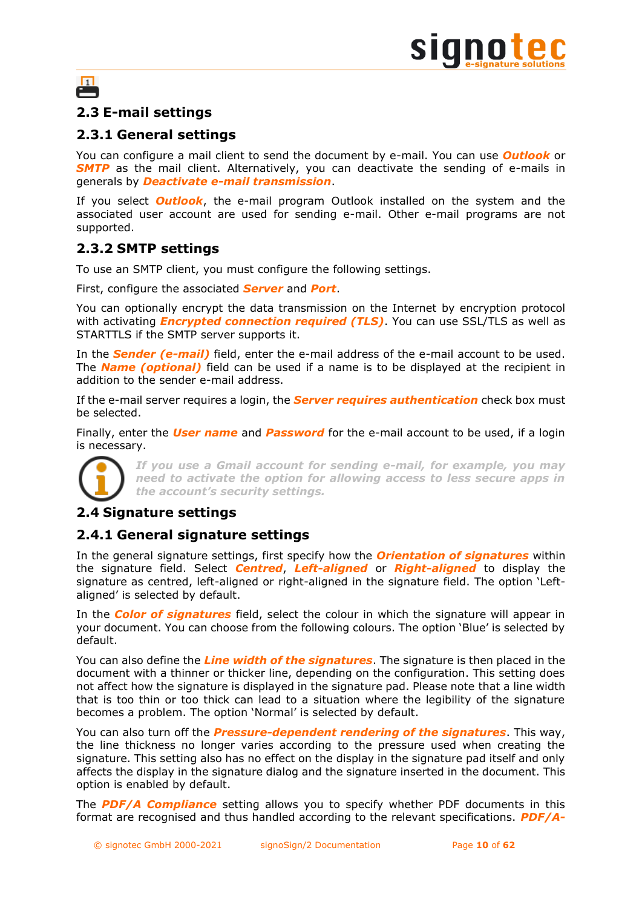## 2.3 E-mail settings

### 2.3.1 General settings

You can configure a mail client to send the document by e-mail. You can use ***Outlook*** or ***SMTP*** as the mail client. Alternatively, you can deactivate the sending of e-mails in generals by ***Deactivate e-mail transmission***.

If you select ***Outlook***, the e-mail program Outlook installed on the system and the associated user account are used for sending e-mail. Other e-mail programs are not supported.

### 2.3.2 SMTP settings

To use an SMTP client, you must configure the following settings.

First, configure the associated ***Server*** and ***Port***.

You can optionally encrypt the data transmission on the Internet by encryption protocol with activating ***Encrypted connection required (TLS)***. You can use SSL/TLS as well as STARTTLS if the SMTP server supports it.

In the ***Sender (e-mail)*** field, enter the e-mail address of the e-mail account to be used. The ***Name (optional)*** field can be used if a name is to be displayed at the recipient in addition to the sender e-mail address.

If the e-mail server requires a login, the ***Server requires authentication*** check box must be selected.

Finally, enter the ***User name*** and ***Password*** for the e-mail account to be used, if a login is necessary.

***If you use a Gmail account for sending e-mail, for example, you may need to activate the option for allowing access to less secure apps in the account's security settings.***

## 2.4 Signature settings

### 2.4.1 General signature settings

In the general signature settings, first specify how the ***Orientation of signatures*** within the signature field. Select ***Centred***, ***Left-aligned*** or ***Right-aligned*** to display the signature as centred, left-aligned or right-aligned in the signature field. The option 'Left-aligned' is selected by default.

In the ***Color of signatures*** field, select the colour in which the signature will appear in your document. You can choose from the following colours. The option 'Blue' is selected by default.

You can also define the ***Line width of the signatures***. The signature is then placed in the document with a thinner or thicker line, depending on the configuration. This setting does not affect how the signature is displayed in the signature pad. Please note that a line width that is too thin or too thick can lead to a situation where the legibility of the signature becomes a problem. The option 'Normal' is selected by default.

You can also turn off the ***Pressure-dependent rendering of the signatures***. This way, the line thickness no longer varies according to the pressure used when creating the signature. This setting also has no effect on the display in the signature pad itself and only affects the display in the signature dialog and the signature inserted in the document. This option is enabled by default.

The ***PDF/A Compliance*** setting allows you to specify whether PDF documents in this format are recognised and thus handled according to the relevant specifications. ***PDF/A-***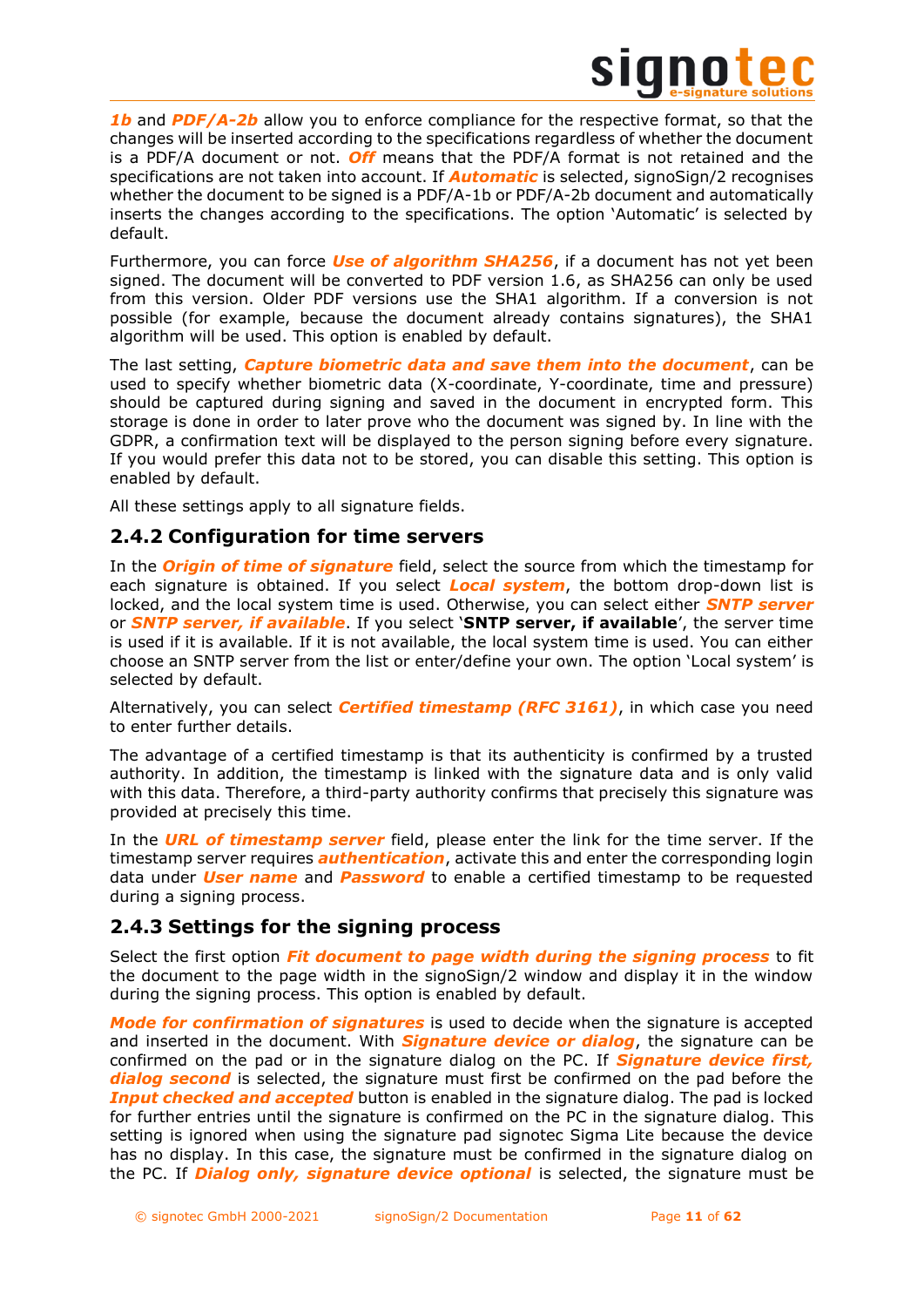***1b*** and ***PDF/A-2b*** allow you to enforce compliance for the respective format, so that the changes will be inserted according to the specifications regardless of whether the document is a PDF/A document or not. ***Off*** means that the PDF/A format is not retained and the specifications are not taken into account. If ***Automatic*** is selected, signoSign/2 recognises whether the document to be signed is a PDF/A-1b or PDF/A-2b document and automatically inserts the changes according to the specifications. The option 'Automatic' is selected by default.

Furthermore, you can force ***Use of algorithm SHA256***, if a document has not yet been signed. The document will be converted to PDF version 1.6, as SHA256 can only be used from this version. Older PDF versions use the SHA1 algorithm. If a conversion is not possible (for example, because the document already contains signatures), the SHA1 algorithm will be used. This option is enabled by default.

The last setting, ***Capture biometric data and save them into the document***, can be used to specify whether biometric data (X-coordinate, Y-coordinate, time and pressure) should be captured during signing and saved in the document in encrypted form. This storage is done in order to later prove who the document was signed by. In line with the GDPR, a confirmation text will be displayed to the person signing before every signature. If you would prefer this data not to be stored, you can disable this setting. This option is enabled by default.

All these settings apply to all signature fields.

### 2.4.2 Configuration for time servers

In the ***Origin of time of signature*** field, select the source from which the timestamp for each signature is obtained. If you select ***Local system***, the bottom drop-down list is locked, and the local system time is used. Otherwise, you can select either ***SNTP server*** or ***SNTP server, if available***. If you select '**SNTP server, if available**', the server time is used if it is available. If it is not available, the local system time is used. You can either choose an SNTP server from the list or enter/define your own. The option 'Local system' is selected by default.

Alternatively, you can select ***Certified timestamp (RFC 3161)***, in which case you need to enter further details.

The advantage of a certified timestamp is that its authenticity is confirmed by a trusted authority. In addition, the timestamp is linked with the signature data and is only valid with this data. Therefore, a third-party authority confirms that precisely this signature was provided at precisely this time.

In the ***URL of timestamp server*** field, please enter the link for the time server. If the timestamp server requires ***authentication***, activate this and enter the corresponding login data under ***User name*** and ***Password*** to enable a certified timestamp to be requested during a signing process.

### 2.4.3 Settings for the signing process

Select the first option ***Fit document to page width during the signing process*** to fit the document to the page width in the signoSign/2 window and display it in the window during the signing process. This option is enabled by default.

***Mode for confirmation of signatures*** is used to decide when the signature is accepted and inserted in the document. With ***Signature device or dialog***, the signature can be confirmed on the pad or in the signature dialog on the PC. If ***Signature device first, dialog second*** is selected, the signature must first be confirmed on the pad before the ***Input checked and accepted*** button is enabled in the signature dialog. The pad is locked for further entries until the signature is confirmed on the PC in the signature dialog. This setting is ignored when using the signature pad signotec Sigma Lite because the device has no display. In this case, the signature must be confirmed in the signature dialog on the PC. If ***Dialog only, signature device optional*** is selected, the signature must be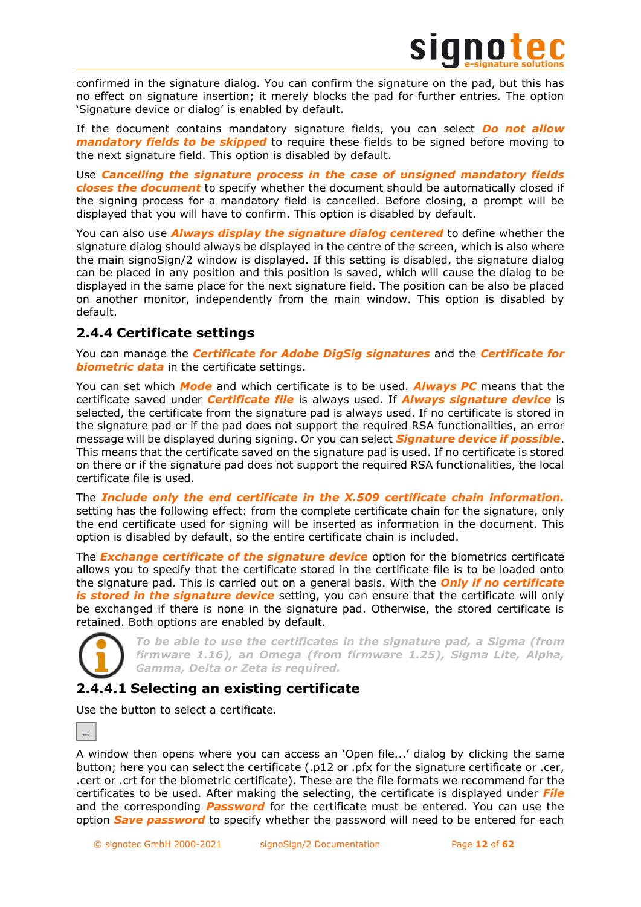confirmed in the signature dialog. You can confirm the signature on the pad, but this has no effect on signature insertion; it merely blocks the pad for further entries. The option 'Signature device or dialog' is enabled by default.

If the document contains mandatory signature fields, you can select ***Do not allow mandatory fields to be skipped*** to require these fields to be signed before moving to the next signature field. This option is disabled by default.

Use ***Cancelling the signature process in the case of unsigned mandatory fields closes the document*** to specify whether the document should be automatically closed if the signing process for a mandatory field is cancelled. Before closing, a prompt will be displayed that you will have to confirm. This option is disabled by default.

You can also use ***Always display the signature dialog centered*** to define whether the signature dialog should always be displayed in the centre of the screen, which is also where the main signoSign/2 window is displayed. If this setting is disabled, the signature dialog can be placed in any position and this position is saved, which will cause the dialog to be displayed in the same place for the next signature field. The position can be also be placed on another monitor, independently from the main window. This option is disabled by default.

## 2.4.4 Certificate settings

You can manage the ***Certificate for Adobe DigSig signatures*** and the ***Certificate for biometric data*** in the certificate settings.

You can set which ***Mode*** and which certificate is to be used. ***Always PC*** means that the certificate saved under ***Certificate file*** is always used. If ***Always signature device*** is selected, the certificate from the signature pad is always used. If no certificate is stored in the signature pad or if the pad does not support the required RSA functionalities, an error message will be displayed during signing. Or you can select ***Signature device if possible***. This means that the certificate saved on the signature pad is used. If no certificate is stored on there or if the signature pad does not support the required RSA functionalities, the local certificate file is used.

The ***Include only the end certificate in the X.509 certificate chain information.*** setting has the following effect: from the complete certificate chain for the signature, only the end certificate used for signing will be inserted as information in the document. This option is disabled by default, so the entire certificate chain is included.

The ***Exchange certificate of the signature device*** option for the biometrics certificate allows you to specify that the certificate stored in the certificate file is to be loaded onto the signature pad. This is carried out on a general basis. With the ***Only if no certificate is stored in the signature device*** setting, you can ensure that the certificate will only be exchanged if there is none in the signature pad. Otherwise, the stored certificate is retained. Both options are enabled by default.

***To be able to use the certificates in the signature pad, a Sigma (from firmware 1.16), an Omega (from firmware 1.25), Sigma Lite, Alpha, Gamma, Delta or Zeta is required.***

### 2.4.4.1 Selecting an existing certificate

Use the button to select a certificate.

[...]

A window then opens where you can access an 'Open file...' dialog by clicking the same button; here you can select the certificate (.p12 or .pfx for the signature certificate or .cer, .cert or .crt for the biometric certificate). These are the file formats we recommend for the certificates to be used. After making the selecting, the certificate is displayed under ***File*** and the corresponding ***Password*** for the certificate must be entered. You can use the option ***Save password*** to specify whether the password will need to be entered for each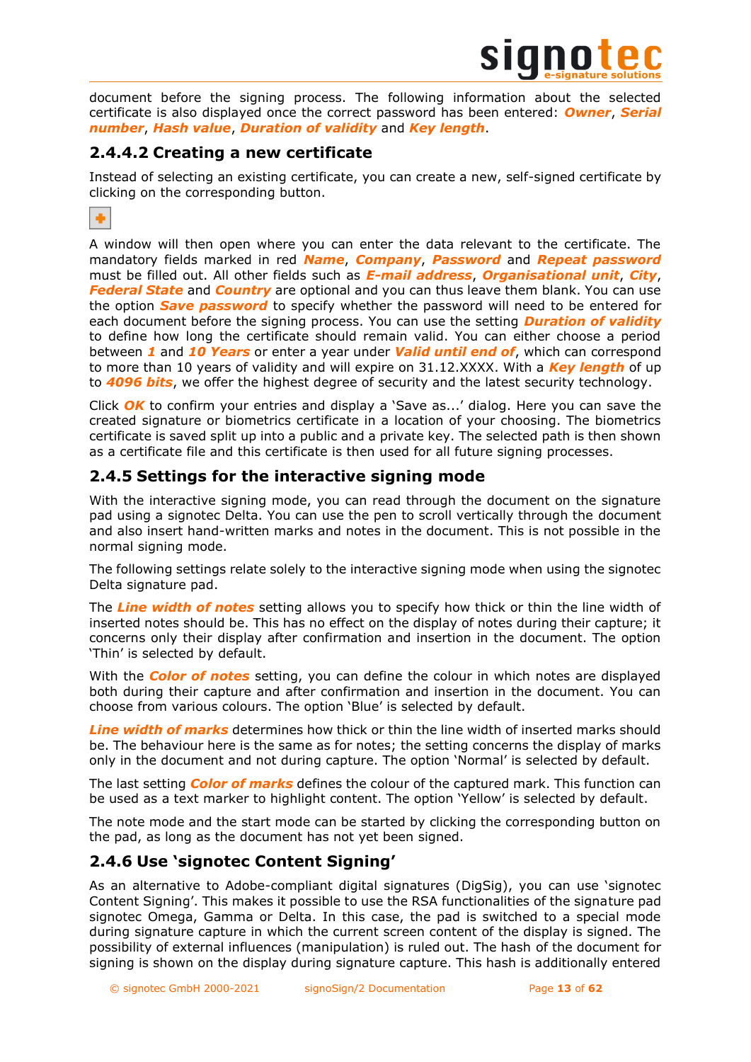document before the signing process. The following information about the selected certificate is also displayed once the correct password has been entered: ***Owner***, ***Serial number***, ***Hash value***, ***Duration of validity*** and ***Key length***.

### 2.4.4.2 Creating a new certificate

Instead of selecting an existing certificate, you can create a new, self-signed certificate by clicking on the corresponding button.

A window will then open where you can enter the data relevant to the certificate. The mandatory fields marked in red ***Name***, ***Company***, ***Password*** and ***Repeat password*** must be filled out. All other fields such as ***E-mail address***, ***Organisational unit***, ***City***, ***Federal State*** and ***Country*** are optional and you can thus leave them blank. You can use the option ***Save password*** to specify whether the password will need to be entered for each document before the signing process. You can use the setting ***Duration of validity*** to define how long the certificate should remain valid. You can either choose a period between ***1*** and ***10 Years*** or enter a year under ***Valid until end of***, which can correspond to more than 10 years of validity and will expire on 31.12.XXXX. With a ***Key length*** of up to ***4096 bits***, we offer the highest degree of security and the latest security technology.

Click ***OK*** to confirm your entries and display a 'Save as...' dialog. Here you can save the created signature or biometrics certificate in a location of your choosing. The biometrics certificate is saved split up into a public and a private key. The selected path is then shown as a certificate file and this certificate is then used for all future signing processes.

## 2.4.5 Settings for the interactive signing mode

With the interactive signing mode, you can read through the document on the signature pad using a signotec Delta. You can use the pen to scroll vertically through the document and also insert hand-written marks and notes in the document. This is not possible in the normal signing mode.

The following settings relate solely to the interactive signing mode when using the signotec Delta signature pad.

The ***Line width of notes*** setting allows you to specify how thick or thin the line width of inserted notes should be. This has no effect on the display of notes during their capture; it concerns only their display after confirmation and insertion in the document. The option 'Thin' is selected by default.

With the ***Color of notes*** setting, you can define the colour in which notes are displayed both during their capture and after confirmation and insertion in the document. You can choose from various colours. The option 'Blue' is selected by default.

***Line width of marks*** determines how thick or thin the line width of inserted marks should be. The behaviour here is the same as for notes; the setting concerns the display of marks only in the document and not during capture. The option 'Normal' is selected by default.

The last setting ***Color of marks*** defines the colour of the captured mark. This function can be used as a text marker to highlight content. The option 'Yellow' is selected by default.

The note mode and the start mode can be started by clicking the corresponding button on the pad, as long as the document has not yet been signed.

## 2.4.6 Use 'signotec Content Signing'

As an alternative to Adobe-compliant digital signatures (DigSig), you can use 'signotec Content Signing'. This makes it possible to use the RSA functionalities of the signature pad signotec Omega, Gamma or Delta. In this case, the pad is switched to a special mode during signature capture in which the current screen content of the display is signed. The possibility of external influences (manipulation) is ruled out. The hash of the document for signing is shown on the display during signature capture. This hash is additionally entered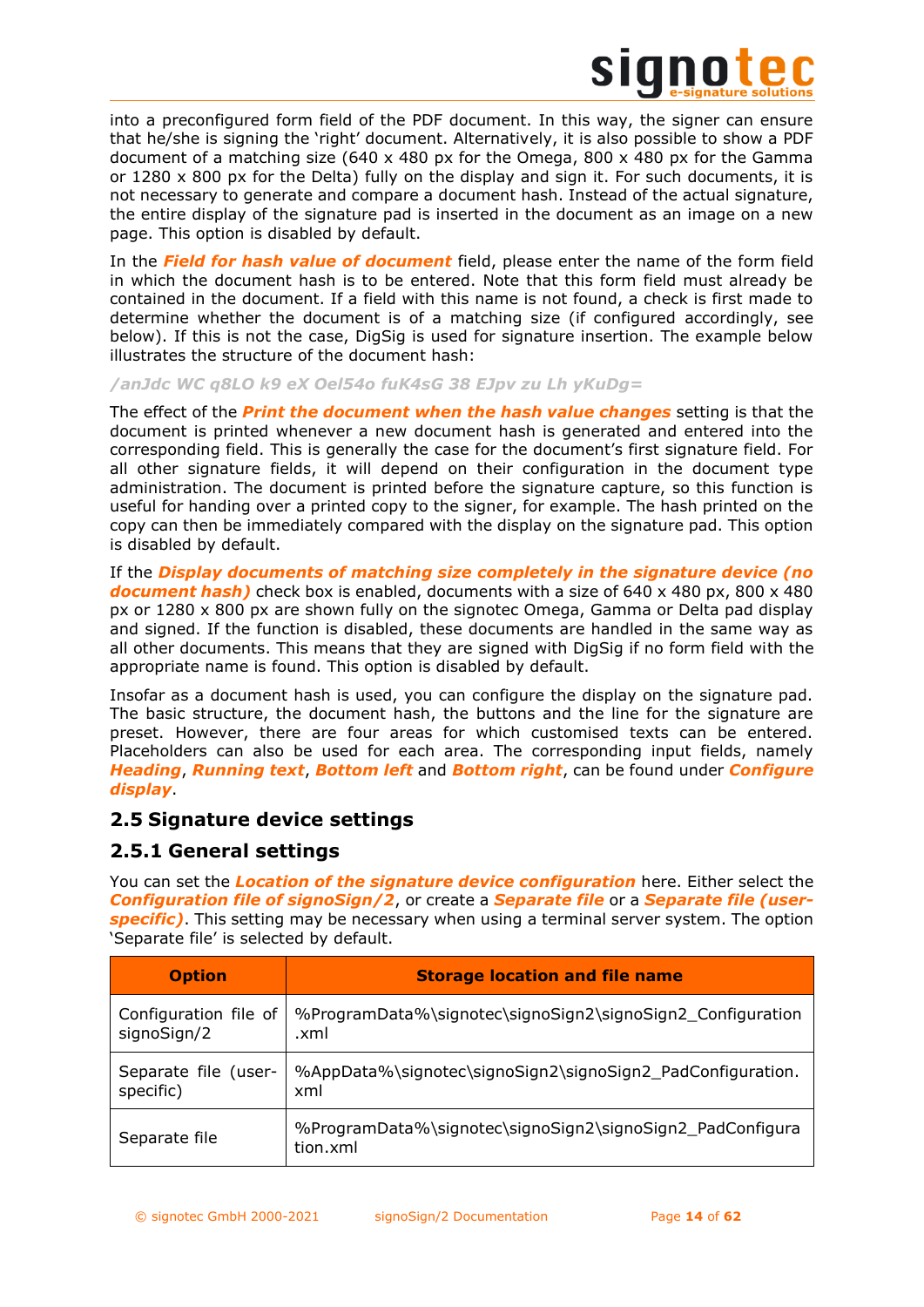into a preconfigured form field of the PDF document. In this way, the signer can ensure that he/she is signing the 'right' document. Alternatively, it is also possible to show a PDF document of a matching size (640 x 480 px for the Omega, 800 x 480 px for the Gamma or 1280 x 800 px for the Delta) fully on the display and sign it. For such documents, it is not necessary to generate and compare a document hash. Instead of the actual signature, the entire display of the signature pad is inserted in the document as an image on a new page. This option is disabled by default.

In the ***Field for hash value of document*** field, please enter the name of the form field in which the document hash is to be entered. Note that this form field must already be contained in the document. If a field with this name is not found, a check is first made to determine whether the document is of a matching size (if configured accordingly, see below). If this is not the case, DigSig is used for signature insertion. The example below illustrates the structure of the document hash:

***/anJdc WC q8LO k9 eX Oel54o fuK4sG 38 EJpv zu Lh yKuDg=***

The effect of the ***Print the document when the hash value changes*** setting is that the document is printed whenever a new document hash is generated and entered into the corresponding field. This is generally the case for the document's first signature field. For all other signature fields, it will depend on their configuration in the document type administration. The document is printed before the signature capture, so this function is useful for handing over a printed copy to the signer, for example. The hash printed on the copy can then be immediately compared with the display on the signature pad. This option is disabled by default.

If the ***Display documents of matching size completely in the signature device (no document hash)*** check box is enabled, documents with a size of 640 x 480 px, 800 x 480 px or 1280 x 800 px are shown fully on the signotec Omega, Gamma or Delta pad display and signed. If the function is disabled, these documents are handled in the same way as all other documents. This means that they are signed with DigSig if no form field with the appropriate name is found. This option is disabled by default.

Insofar as a document hash is used, you can configure the display on the signature pad. The basic structure, the document hash, the buttons and the line for the signature are preset. However, there are four areas for which customised texts can be entered. Placeholders can also be used for each area. The corresponding input fields, namely ***Heading***, ***Running text***, ***Bottom left*** and ***Bottom right***, can be found under ***Configure display***.

## 2.5 Signature device settings

### 2.5.1 General settings

You can set the ***Location of the signature device configuration*** here. Either select the ***Configuration file of signoSign/2***, or create a ***Separate file*** or a ***Separate file (user-specific)***. This setting may be necessary when using a terminal server system. The option 'Separate file' is selected by default.

| Option | Storage location and file name |
|---|---|
| Configuration file of signoSign/2 | %ProgramData%\signotec\signoSign2\signoSign2_Configuration.xml |
| Separate file (user-specific) | %AppData%\signotec\signoSign2\signoSign2_PadConfiguration.xml |
| Separate file | %ProgramData%\signotec\signoSign2\signoSign2_PadConfiguration.xml |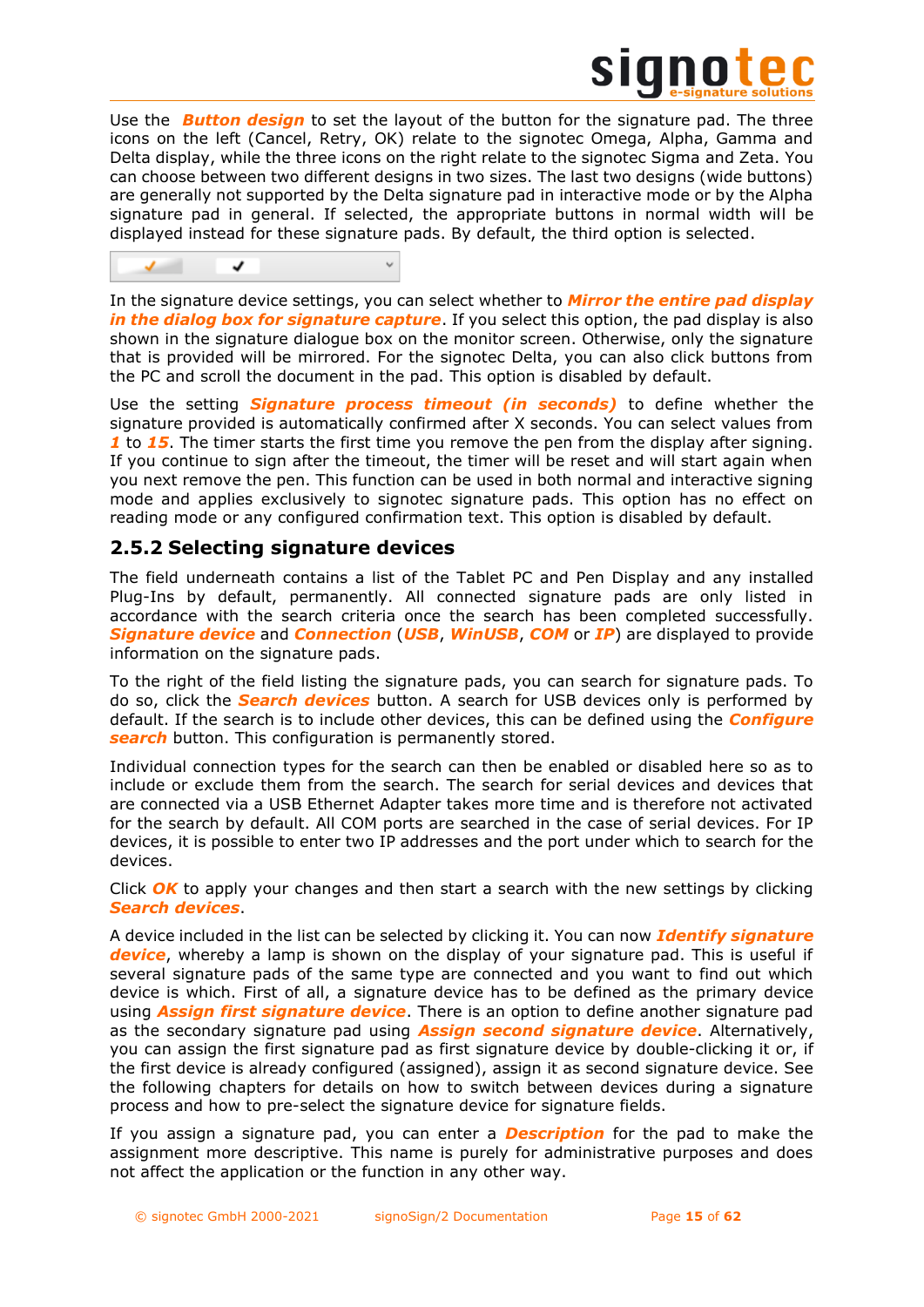Use the ***Button design*** to set the layout of the button for the signature pad. The three icons on the left (Cancel, Retry, OK) relate to the signotec Omega, Alpha, Gamma and Delta display, while the three icons on the right relate to the signotec Sigma and Zeta. You can choose between two different designs in two sizes. The last two designs (wide buttons) are generally not supported by the Delta signature pad in interactive mode or by the Alpha signature pad in general. If selected, the appropriate buttons in normal width will be displayed instead for these signature pads. By default, the third option is selected.

In the signature device settings, you can select whether to ***Mirror the entire pad display in the dialog box for signature capture***. If you select this option, the pad display is also shown in the signature dialogue box on the monitor screen. Otherwise, only the signature that is provided will be mirrored. For the signotec Delta, you can also click buttons from the PC and scroll the document in the pad. This option is disabled by default.

Use the setting ***Signature process timeout (in seconds)*** to define whether the signature provided is automatically confirmed after X seconds. You can select values from ***1*** to ***15***. The timer starts the first time you remove the pen from the display after signing. If you continue to sign after the timeout, the timer will be reset and will start again when you next remove the pen. This function can be used in both normal and interactive signing mode and applies exclusively to signotec signature pads. This option has no effect on reading mode or any configured confirmation text. This option is disabled by default.

## 2.5.2 Selecting signature devices

The field underneath contains a list of the Tablet PC and Pen Display and any installed Plug-Ins by default, permanently. All connected signature pads are only listed in accordance with the search criteria once the search has been completed successfully. ***Signature device*** and ***Connection*** (***USB***, ***WinUSB***, ***COM*** or ***IP***) are displayed to provide information on the signature pads.

To the right of the field listing the signature pads, you can search for signature pads. To do so, click the ***Search devices*** button. A search for USB devices only is performed by default. If the search is to include other devices, this can be defined using the ***Configure search*** button. This configuration is permanently stored.

Individual connection types for the search can then be enabled or disabled here so as to include or exclude them from the search. The search for serial devices and devices that are connected via a USB Ethernet Adapter takes more time and is therefore not activated for the search by default. All COM ports are searched in the case of serial devices. For IP devices, it is possible to enter two IP addresses and the port under which to search for the devices.

Click ***OK*** to apply your changes and then start a search with the new settings by clicking ***Search devices***.

A device included in the list can be selected by clicking it. You can now ***Identify signature device***, whereby a lamp is shown on the display of your signature pad. This is useful if several signature pads of the same type are connected and you want to find out which device is which. First of all, a signature device has to be defined as the primary device using ***Assign first signature device***. There is an option to define another signature pad as the secondary signature pad using ***Assign second signature device***. Alternatively, you can assign the first signature pad as first signature device by double-clicking it or, if the first device is already configured (assigned), assign it as second signature device. See the following chapters for details on how to switch between devices during a signature process and how to pre-select the signature device for signature fields.

If you assign a signature pad, you can enter a ***Description*** for the pad to make the assignment more descriptive. This name is purely for administrative purposes and does not affect the application or the function in any other way.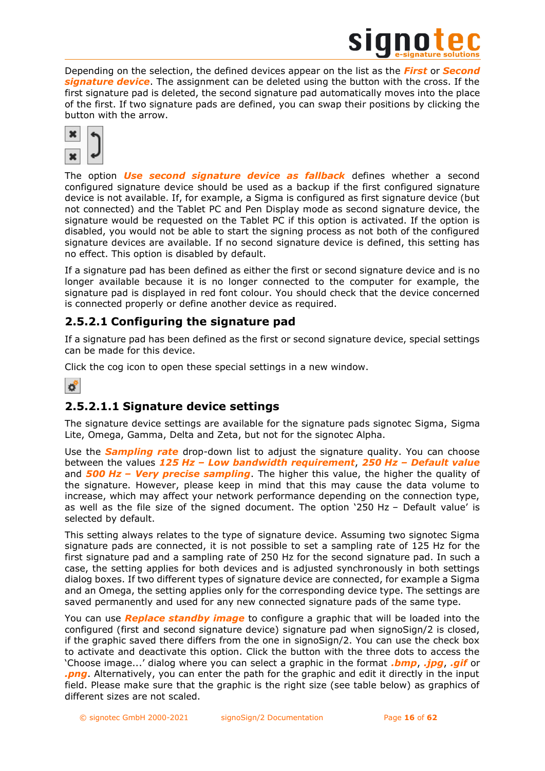Depending on the selection, the defined devices appear on the list as the ***First*** or ***Second signature device***. The assignment can be deleted using the button with the cross. If the first signature pad is deleted, the second signature pad automatically moves into the place of the first. If two signature pads are defined, you can swap their positions by clicking the button with the arrow.

The option ***Use second signature device as fallback*** defines whether a second configured signature device should be used as a backup if the first configured signature device is not available. If, for example, a Sigma is configured as first signature device (but not connected) and the Tablet PC and Pen Display mode as second signature device, the signature would be requested on the Tablet PC if this option is activated. If the option is disabled, you would not be able to start the signing process as not both of the configured signature devices are available. If no second signature device is defined, this setting has no effect. This option is disabled by default.

If a signature pad has been defined as either the first or second signature device and is no longer available because it is no longer connected to the computer for example, the signature pad is displayed in red font colour. You should check that the device concerned is connected properly or define another device as required.

### 2.5.2.1 Configuring the signature pad

If a signature pad has been defined as the first or second signature device, special settings can be made for this device.

Click the cog icon to open these special settings in a new window.

#### 2.5.2.1.1 Signature device settings

The signature device settings are available for the signature pads signotec Sigma, Sigma Lite, Omega, Gamma, Delta and Zeta, but not for the signotec Alpha.

Use the ***Sampling rate*** drop-down list to adjust the signature quality. You can choose between the values ***125 Hz – Low bandwidth requirement***, ***250 Hz – Default value*** and ***500 Hz – Very precise sampling***. The higher this value, the higher the quality of the signature. However, please keep in mind that this may cause the data volume to increase, which may affect your network performance depending on the connection type, as well as the file size of the signed document. The option '250 Hz – Default value' is selected by default.

This setting always relates to the type of signature device. Assuming two signotec Sigma signature pads are connected, it is not possible to set a sampling rate of 125 Hz for the first signature pad and a sampling rate of 250 Hz for the second signature pad. In such a case, the setting applies for both devices and is adjusted synchronously in both settings dialog boxes. If two different types of signature device are connected, for example a Sigma and an Omega, the setting applies only for the corresponding device type. The settings are saved permanently and used for any new connected signature pads of the same type.

You can use ***Replace standby image*** to configure a graphic that will be loaded into the configured (first and second signature device) signature pad when signoSign/2 is closed, if the graphic saved there differs from the one in signoSign/2. You can use the check box to activate and deactivate this option. Click the button with the three dots to access the 'Choose image...' dialog where you can select a graphic in the format ***.bmp***, ***.jpg***, ***.gif*** or ***.png***. Alternatively, you can enter the path for the graphic and edit it directly in the input field. Please make sure that the graphic is the right size (see table below) as graphics of different sizes are not scaled.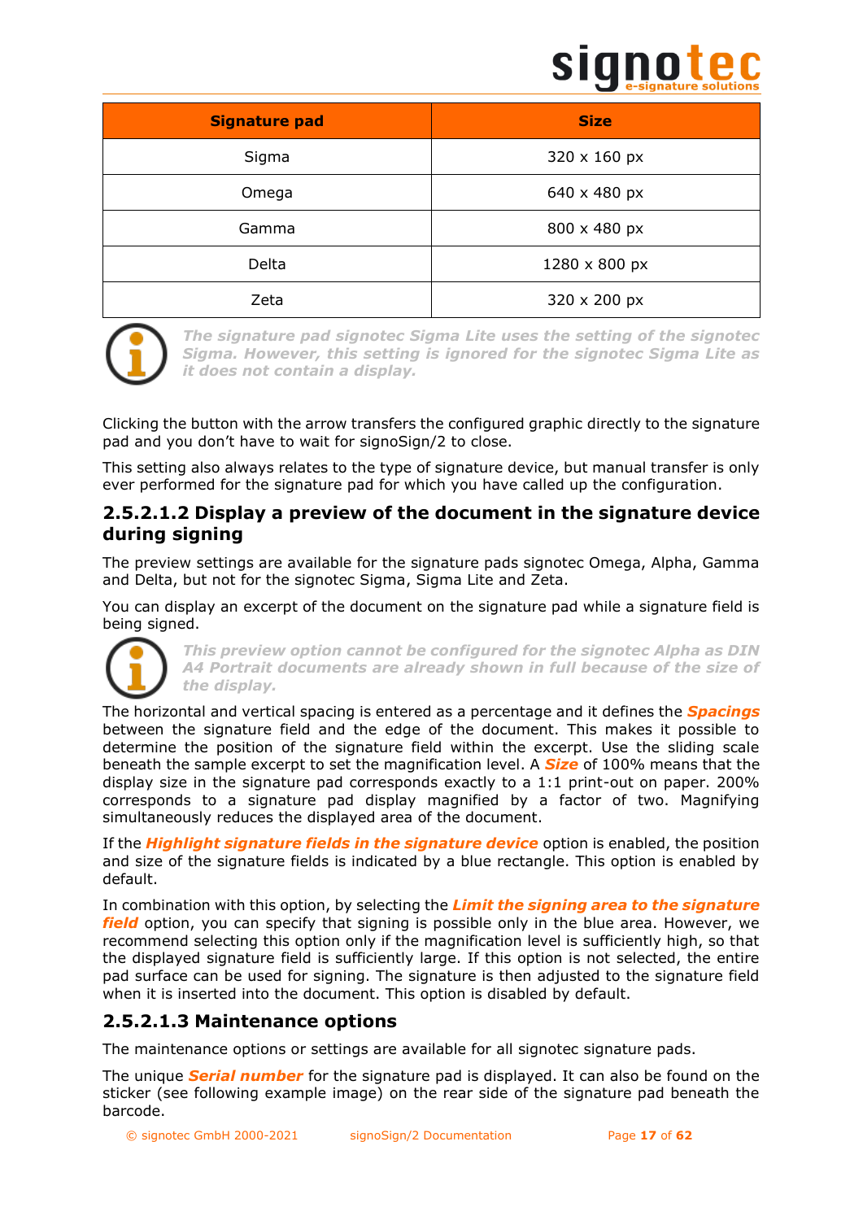| Signature pad | Size |
|---|---|
| Sigma | 320 x 160 px |
| Omega | 640 x 480 px |
| Gamma | 800 x 480 px |
| Delta | 1280 x 800 px |
| Zeta | 320 x 200 px |

*The signature pad signotec Sigma Lite uses the setting of the signotec Sigma. However, this setting is ignored for the signotec Sigma Lite as it does not contain a display.*

Clicking the button with the arrow transfers the configured graphic directly to the signature pad and you don't have to wait for signoSign/2 to close.

This setting also always relates to the type of signature device, but manual transfer is only ever performed for the signature pad for which you have called up the configuration.

### 2.5.2.1.2 Display a preview of the document in the signature device during signing

The preview settings are available for the signature pads signotec Omega, Alpha, Gamma and Delta, but not for the signotec Sigma, Sigma Lite and Zeta.

You can display an excerpt of the document on the signature pad while a signature field is being signed.

*This preview option cannot be configured for the signotec Alpha as DIN A4 Portrait documents are already shown in full because of the size of the display.*

The horizontal and vertical spacing is entered as a percentage and it defines the ***Spacings*** between the signature field and the edge of the document. This makes it possible to determine the position of the signature field within the excerpt. Use the sliding scale beneath the sample excerpt to set the magnification level. A ***Size*** of 100% means that the display size in the signature pad corresponds exactly to a 1:1 print-out on paper. 200% corresponds to a signature pad display magnified by a factor of two. Magnifying simultaneously reduces the displayed area of the document.

If the ***Highlight signature fields in the signature device*** option is enabled, the position and size of the signature fields is indicated by a blue rectangle. This option is enabled by default.

In combination with this option, by selecting the ***Limit the signing area to the signature field*** option, you can specify that signing is possible only in the blue area. However, we recommend selecting this option only if the magnification level is sufficiently high, so that the displayed signature field is sufficiently large. If this option is not selected, the entire pad surface can be used for signing. The signature is then adjusted to the signature field when it is inserted into the document. This option is disabled by default.

### 2.5.2.1.3 Maintenance options

The maintenance options or settings are available for all signotec signature pads.

The unique ***Serial number*** for the signature pad is displayed. It can also be found on the sticker (see following example image) on the rear side of the signature pad beneath the barcode.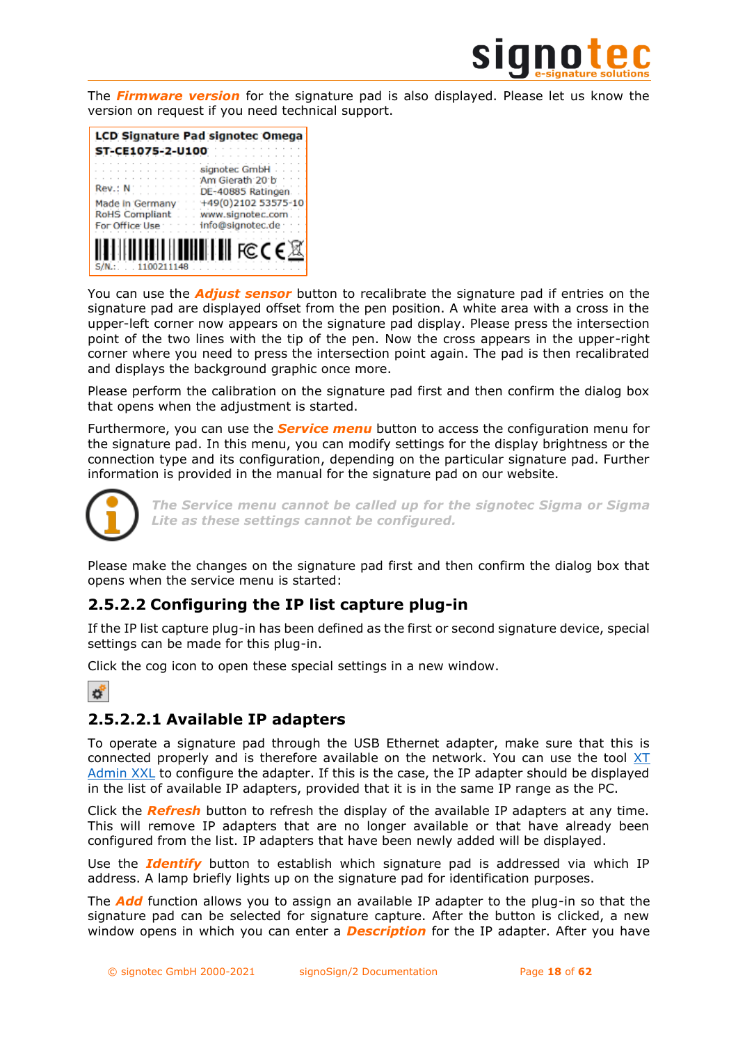The ***Firmware version*** for the signature pad is also displayed. Please let us know the version on request if you need technical support.

You can use the ***Adjust sensor*** button to recalibrate the signature pad if entries on the signature pad are displayed offset from the pen position. A white area with a cross in the upper-left corner now appears on the signature pad display. Please press the intersection point of the two lines with the tip of the pen. Now the cross appears in the upper-right corner where you need to press the intersection point again. The pad is then recalibrated and displays the background graphic once more.

Please perform the calibration on the signature pad first and then confirm the dialog box that opens when the adjustment is started.

Furthermore, you can use the ***Service menu*** button to access the configuration menu for the signature pad. In this menu, you can modify settings for the display brightness or the connection type and its configuration, depending on the particular signature pad. Further information is provided in the manual for the signature pad on our website.

***The Service menu cannot be called up for the signotec Sigma or Sigma Lite as these settings cannot be configured.***

Please make the changes on the signature pad first and then confirm the dialog box that opens when the service menu is started:

## 2.5.2.2 Configuring the IP list capture plug-in

If the IP list capture plug-in has been defined as the first or second signature device, special settings can be made for this plug-in.

Click the cog icon to open these special settings in a new window.

### 2.5.2.2.1 Available IP adapters

To operate a signature pad through the USB Ethernet adapter, make sure that this is connected properly and is therefore available on the network. You can use the tool XT Admin XXL to configure the adapter. If this is the case, the IP adapter should be displayed in the list of available IP adapters, provided that it is in the same IP range as the PC.

Click the ***Refresh*** button to refresh the display of the available IP adapters at any time. This will remove IP adapters that are no longer available or that have already been configured from the list. IP adapters that have been newly added will be displayed.

Use the ***Identify*** button to establish which signature pad is addressed via which IP address. A lamp briefly lights up on the signature pad for identification purposes.

The ***Add*** function allows you to assign an available IP adapter to the plug-in so that the signature pad can be selected for signature capture. After the button is clicked, a new window opens in which you can enter a ***Description*** for the IP adapter. After you have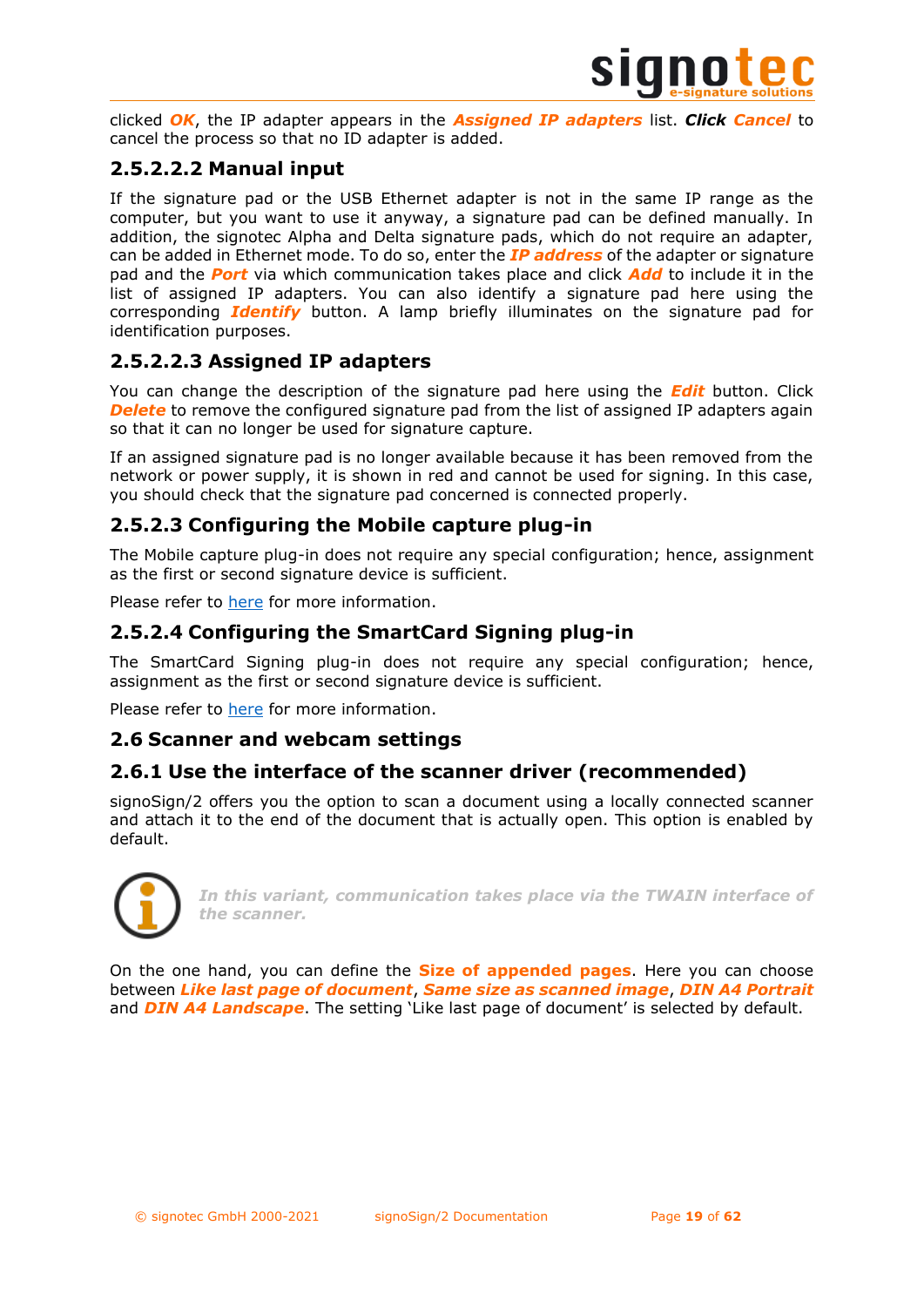clicked ***OK***, the IP adapter appears in the ***Assigned IP adapters*** list. ***Click*** ***Cancel*** to cancel the process so that no ID adapter is added.

#### 2.5.2.2.2 Manual input

If the signature pad or the USB Ethernet adapter is not in the same IP range as the computer, but you want to use it anyway, a signature pad can be defined manually. In addition, the signotec Alpha and Delta signature pads, which do not require an adapter, can be added in Ethernet mode. To do so, enter the ***IP address*** of the adapter or signature pad and the ***Port*** via which communication takes place and click ***Add*** to include it in the list of assigned IP adapters. You can also identify a signature pad here using the corresponding ***Identify*** button. A lamp briefly illuminates on the signature pad for identification purposes.

#### 2.5.2.2.3 Assigned IP adapters

You can change the description of the signature pad here using the ***Edit*** button. Click ***Delete*** to remove the configured signature pad from the list of assigned IP adapters again so that it can no longer be used for signature capture.

If an assigned signature pad is no longer available because it has been removed from the network or power supply, it is shown in red and cannot be used for signing. In this case, you should check that the signature pad concerned is connected properly.

### 2.5.2.3 Configuring the Mobile capture plug-in

The Mobile capture plug-in does not require any special configuration; hence, assignment as the first or second signature device is sufficient.

Please refer to here for more information.

### 2.5.2.4 Configuring the SmartCard Signing plug-in

The SmartCard Signing plug-in does not require any special configuration; hence, assignment as the first or second signature device is sufficient.

Please refer to here for more information.

## 2.6 Scanner and webcam settings

### 2.6.1 Use the interface of the scanner driver (recommended)

signoSign/2 offers you the option to scan a document using a locally connected scanner and attach it to the end of the document that is actually open. This option is enabled by default.

***In this variant, communication takes place via the TWAIN interface of the scanner.***

On the one hand, you can define the **Size of appended pages**. Here you can choose between ***Like last page of document***, ***Same size as scanned image***, ***DIN A4 Portrait*** and ***DIN A4 Landscape***. The setting 'Like last page of document' is selected by default.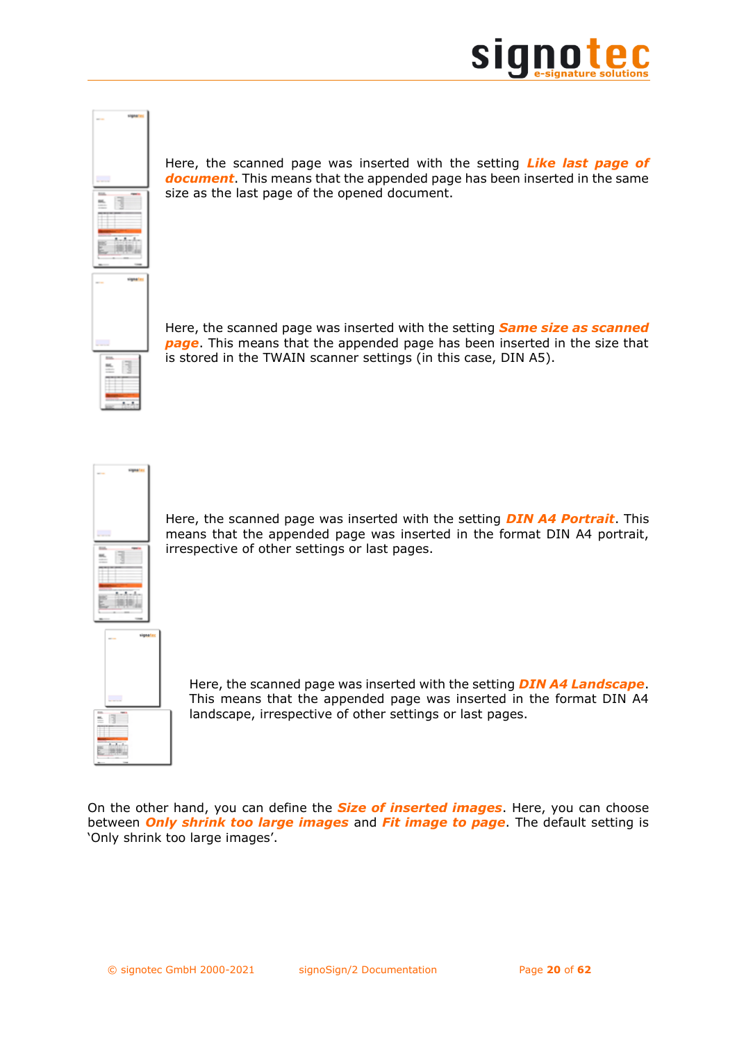Here, the scanned page was inserted with the setting ***Like last page of document***. This means that the appended page has been inserted in the same size as the last page of the opened document.

Here, the scanned page was inserted with the setting ***Same size as scanned page***. This means that the appended page has been inserted in the size that is stored in the TWAIN scanner settings (in this case, DIN A5).

Here, the scanned page was inserted with the setting ***DIN A4 Portrait***. This means that the appended page was inserted in the format DIN A4 portrait, irrespective of other settings or last pages.

Here, the scanned page was inserted with the setting ***DIN A4 Landscape***. This means that the appended page was inserted in the format DIN A4 landscape, irrespective of other settings or last pages.

On the other hand, you can define the ***Size of inserted images***. Here, you can choose between ***Only shrink too large images*** and ***Fit image to page***. The default setting is 'Only shrink too large images'.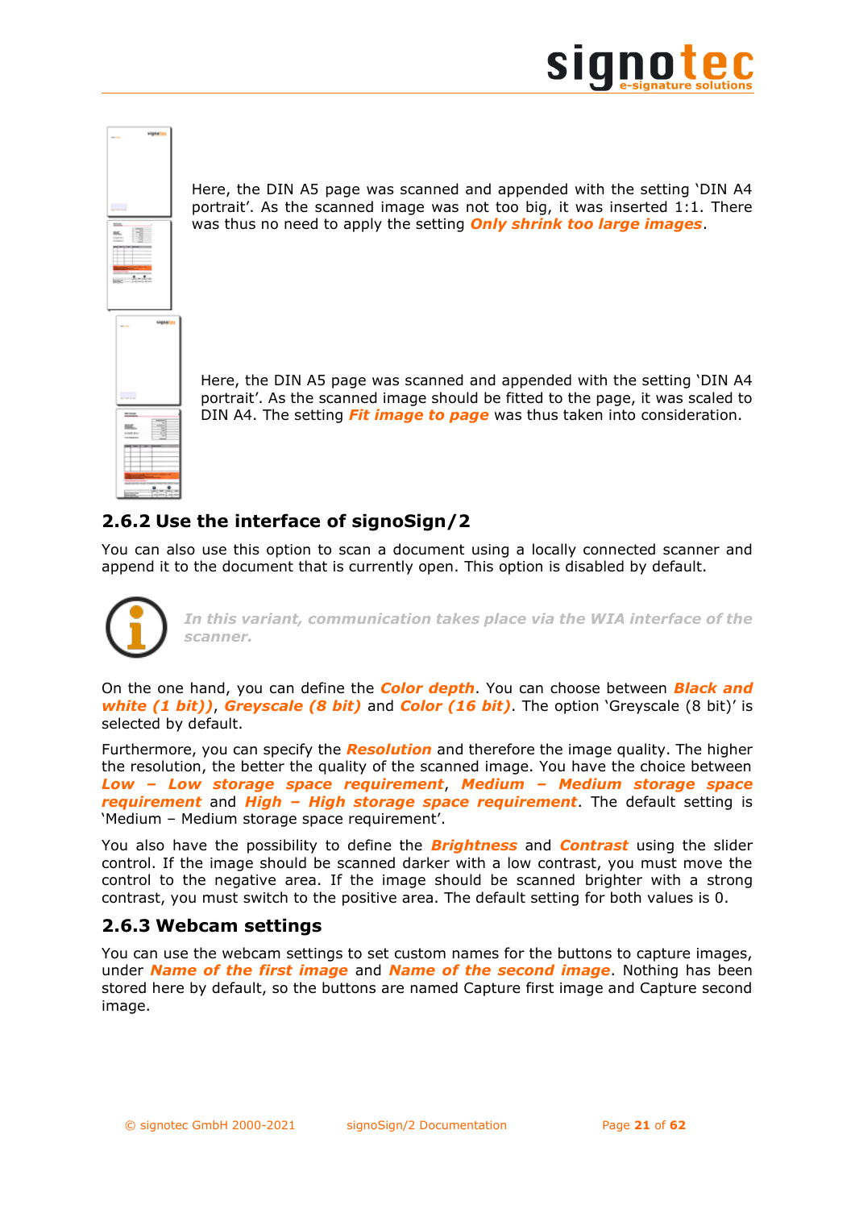Here, the DIN A5 page was scanned and appended with the setting 'DIN A4 portrait'. As the scanned image was not too big, it was inserted 1:1. There was thus no need to apply the setting ***Only shrink too large images***.

Here, the DIN A5 page was scanned and appended with the setting 'DIN A4 portrait'. As the scanned image should be fitted to the page, it was scaled to DIN A4. The setting ***Fit image to page*** was thus taken into consideration.

### 2.6.2 Use the interface of signoSign/2

You can also use this option to scan a document using a locally connected scanner and append it to the document that is currently open. This option is disabled by default.

*In this variant, communication takes place via the WIA interface of the scanner.*

On the one hand, you can define the ***Color depth***. You can choose between ***Black and white (1 bit))***, ***Greyscale (8 bit)*** and ***Color (16 bit)***. The option 'Greyscale (8 bit)' is selected by default.

Furthermore, you can specify the ***Resolution*** and therefore the image quality. The higher the resolution, the better the quality of the scanned image. You have the choice between ***Low – Low storage space requirement***, ***Medium – Medium storage space requirement*** and ***High – High storage space requirement***. The default setting is 'Medium – Medium storage space requirement'.

You also have the possibility to define the ***Brightness*** and ***Contrast*** using the slider control. If the image should be scanned darker with a low contrast, you must move the control to the negative area. If the image should be scanned brighter with a strong contrast, you must switch to the positive area. The default setting for both values is 0.

### 2.6.3 Webcam settings

You can use the webcam settings to set custom names for the buttons to capture images, under ***Name of the first image*** and ***Name of the second image***. Nothing has been stored here by default, so the buttons are named Capture first image and Capture second image.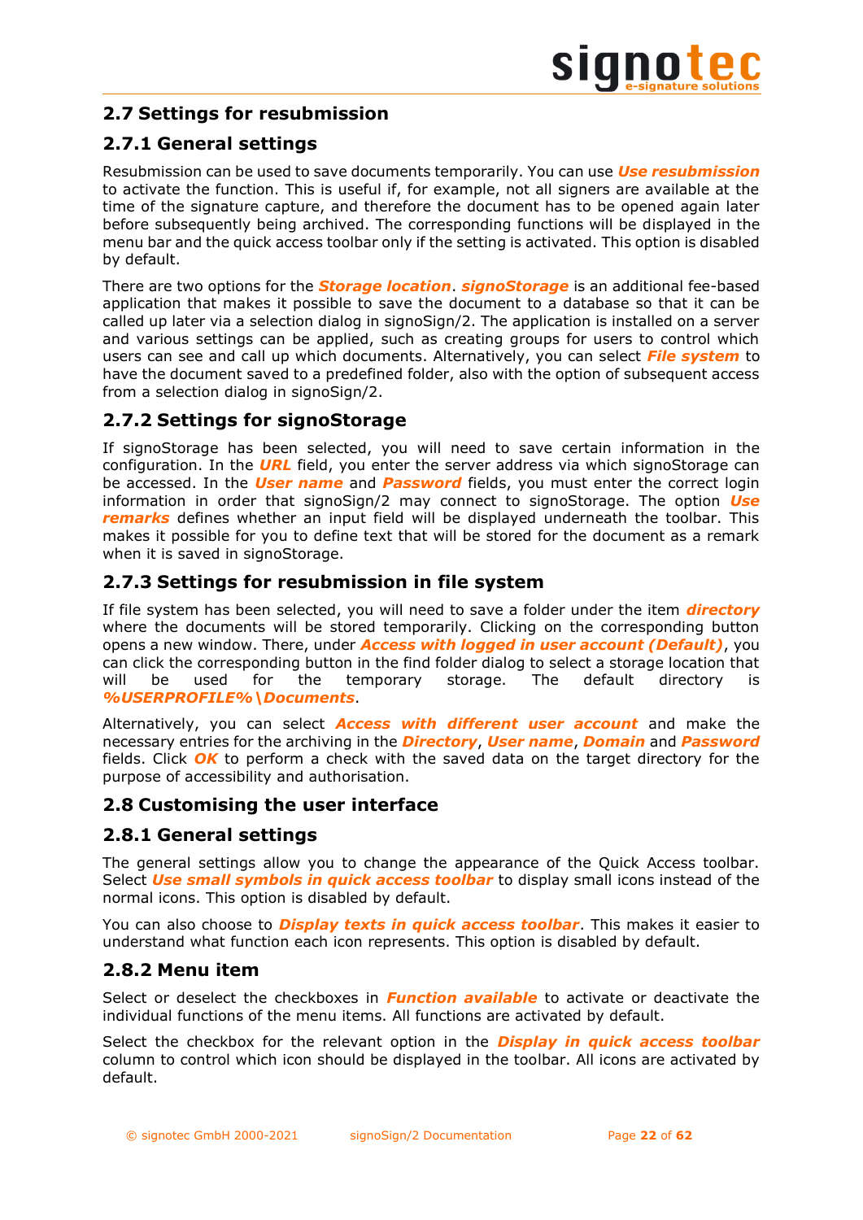## 2.7 Settings for resubmission

### 2.7.1 General settings

Resubmission can be used to save documents temporarily. You can use ***Use resubmission*** to activate the function. This is useful if, for example, not all signers are available at the time of the signature capture, and therefore the document has to be opened again later before subsequently being archived. The corresponding functions will be displayed in the menu bar and the quick access toolbar only if the setting is activated. This option is disabled by default.

There are two options for the ***Storage location***. ***signoStorage*** is an additional fee-based application that makes it possible to save the document to a database so that it can be called up later via a selection dialog in signoSign/2. The application is installed on a server and various settings can be applied, such as creating groups for users to control which users can see and call up which documents. Alternatively, you can select ***File system*** to have the document saved to a predefined folder, also with the option of subsequent access from a selection dialog in signoSign/2.

### 2.7.2 Settings for signoStorage

If signoStorage has been selected, you will need to save certain information in the configuration. In the ***URL*** field, you enter the server address via which signoStorage can be accessed. In the ***User name*** and ***Password*** fields, you must enter the correct login information in order that signoSign/2 may connect to signoStorage. The option ***Use remarks*** defines whether an input field will be displayed underneath the toolbar. This makes it possible for you to define text that will be stored for the document as a remark when it is saved in signoStorage.

### 2.7.3 Settings for resubmission in file system

If file system has been selected, you will need to save a folder under the item ***directory*** where the documents will be stored temporarily. Clicking on the corresponding button opens a new window. There, under ***Access with logged in user account (Default)***, you can click the corresponding button in the find folder dialog to select a storage location that will be used for the temporary storage. The default directory is ***%USERPROFILE%\Documents***.

Alternatively, you can select ***Access with different user account*** and make the necessary entries for the archiving in the ***Directory***, ***User name***, ***Domain*** and ***Password*** fields. Click ***OK*** to perform a check with the saved data on the target directory for the purpose of accessibility and authorisation.

## 2.8 Customising the user interface

### 2.8.1 General settings

The general settings allow you to change the appearance of the Quick Access toolbar. Select ***Use small symbols in quick access toolbar*** to display small icons instead of the normal icons. This option is disabled by default.

You can also choose to ***Display texts in quick access toolbar***. This makes it easier to understand what function each icon represents. This option is disabled by default.

### 2.8.2 Menu item

Select or deselect the checkboxes in ***Function available*** to activate or deactivate the individual functions of the menu items. All functions are activated by default.

Select the checkbox for the relevant option in the ***Display in quick access toolbar*** column to control which icon should be displayed in the toolbar. All icons are activated by default.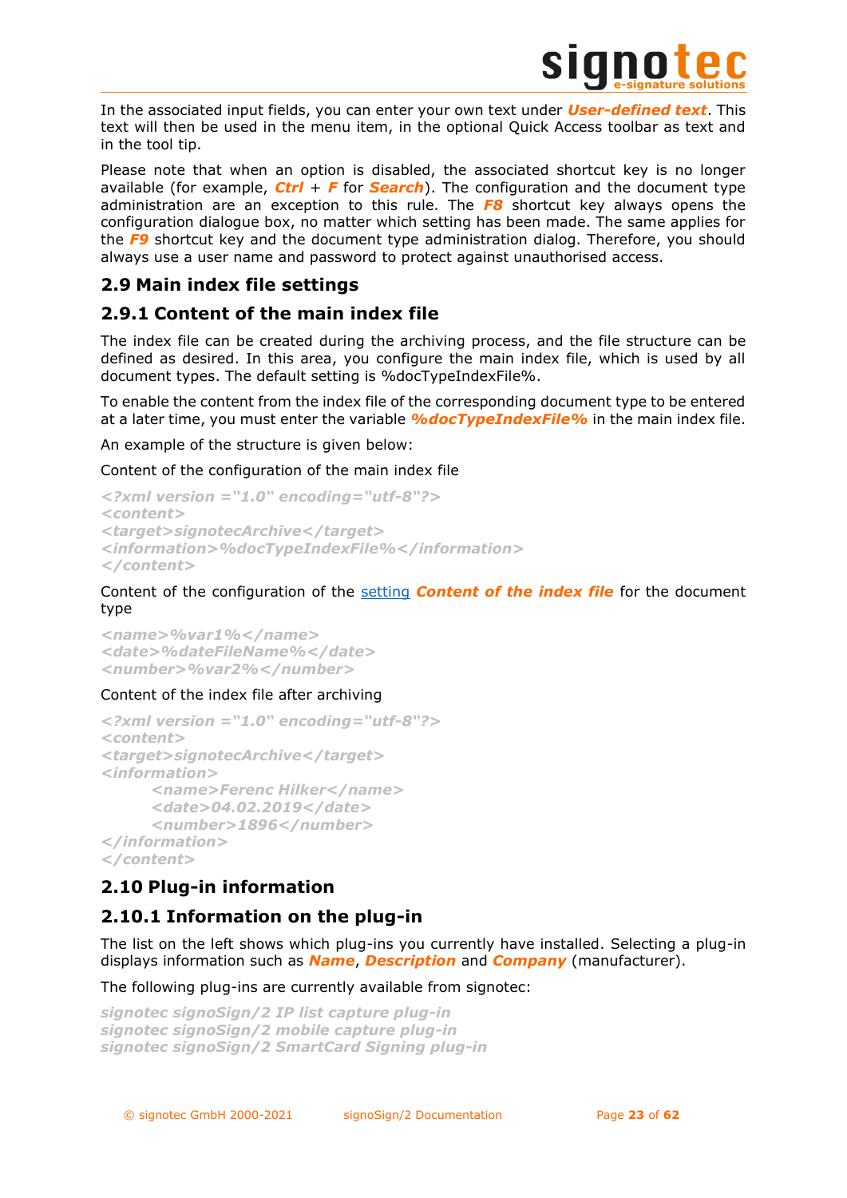In the associated input fields, you can enter your own text under ***User-defined text***. This text will then be used in the menu item, in the optional Quick Access toolbar as text and in the tool tip.

Please note that when an option is disabled, the associated shortcut key is no longer available (for example, ***Ctrl*** + ***F*** for ***Search***). The configuration and the document type administration are an exception to this rule. The ***F8*** shortcut key always opens the configuration dialogue box, no matter which setting has been made. The same applies for the ***F9*** shortcut key and the document type administration dialog. Therefore, you should always use a user name and password to protect against unauthorised access.

## 2.9 Main index file settings

### 2.9.1 Content of the main index file

The index file can be created during the archiving process, and the file structure can be defined as desired. In this area, you configure the main index file, which is used by all document types. The default setting is %docTypeIndexFile%.

To enable the content from the index file of the corresponding document type to be entered at a later time, you must enter the variable ***%docTypeIndexFile%*** in the main index file.

An example of the structure is given below:

Content of the configuration of the main index file

```
<?xml version ="1.0" encoding="utf-8"?>
<content>
<target>signotecArchive</target>
<information>%docTypeIndexFile%</information>
</content>
```

Content of the configuration of the setting ***Content of the index file*** for the document type

```
<name>%var1%</name>
<date>%dateFileName%</date>
<number>%var2%</number>
```

Content of the index file after archiving

```
<?xml version ="1.0" encoding="utf-8"?>
<content>
<target>signotecArchive</target>
<information>
	<name>Ferenc Hilker</name>
	<date>04.02.2019</date>
	<number>1896</number>
</information>
</content>
```

## 2.10 Plug-in information

### 2.10.1 Information on the plug-in

The list on the left shows which plug-ins you currently have installed. Selecting a plug-in displays information such as ***Name***, ***Description*** and ***Company*** (manufacturer).

The following plug-ins are currently available from signotec:

***signotec signoSign/2 IP list capture plug-in***
***signotec signoSign/2 mobile capture plug-in***
***signotec signoSign/2 SmartCard Signing plug-in***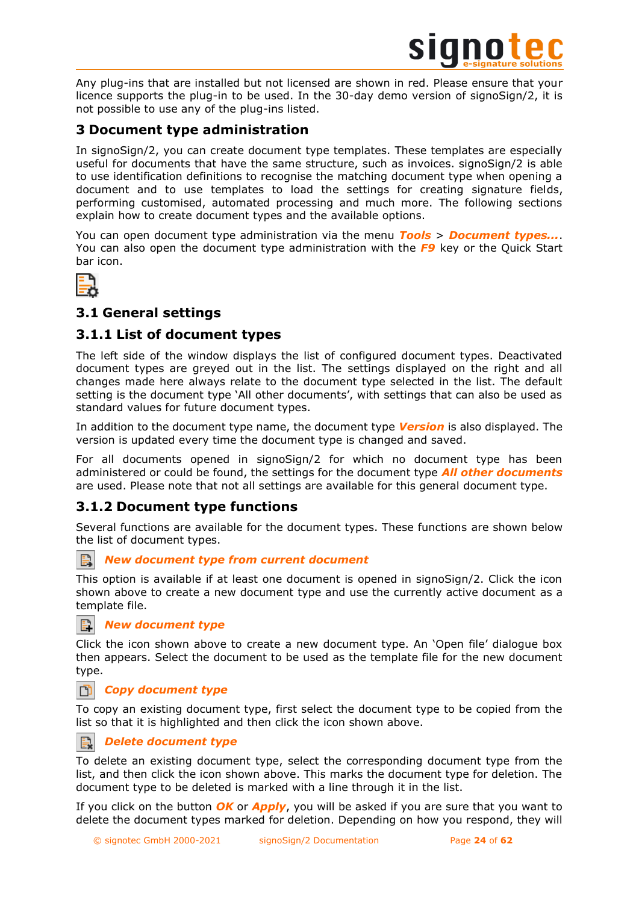Any plug-ins that are installed but not licensed are shown in red. Please ensure that your licence supports the plug-in to be used. In the 30-day demo version of signoSign/2, it is not possible to use any of the plug-ins listed.

# 3 Document type administration

In signoSign/2, you can create document type templates. These templates are especially useful for documents that have the same structure, such as invoices. signoSign/2 is able to use identification definitions to recognise the matching document type when opening a document and to use templates to load the settings for creating signature fields, performing customised, automated processing and much more. The following sections explain how to create document types and the available options.

You can open document type administration via the menu ***Tools*** > ***Document types...***. You can also open the document type administration with the ***F9*** key or the Quick Start bar icon.

## 3.1 General settings

### 3.1.1 List of document types

The left side of the window displays the list of configured document types. Deactivated document types are greyed out in the list. The settings displayed on the right and all changes made here always relate to the document type selected in the list. The default setting is the document type 'All other documents', with settings that can also be used as standard values for future document types.

In addition to the document type name, the document type ***Version*** is also displayed. The version is updated every time the document type is changed and saved.

For all documents opened in signoSign/2 for which no document type has been administered or could be found, the settings for the document type ***All other documents*** are used. Please note that not all settings are available for this general document type.

### 3.1.2 Document type functions

Several functions are available for the document types. These functions are shown below the list of document types.

***New document type from current document***

This option is available if at least one document is opened in signoSign/2. Click the icon shown above to create a new document type and use the currently active document as a template file.

***New document type***

Click the icon shown above to create a new document type. An 'Open file' dialogue box then appears. Select the document to be used as the template file for the new document type.

***Copy document type***

To copy an existing document type, first select the document type to be copied from the list so that it is highlighted and then click the icon shown above.

***Delete document type***

To delete an existing document type, select the corresponding document type from the list, and then click the icon shown above. This marks the document type for deletion. The document type to be deleted is marked with a line through it in the list.

If you click on the button ***OK*** or ***Apply***, you will be asked if you are sure that you want to delete the document types marked for deletion. Depending on how you respond, they will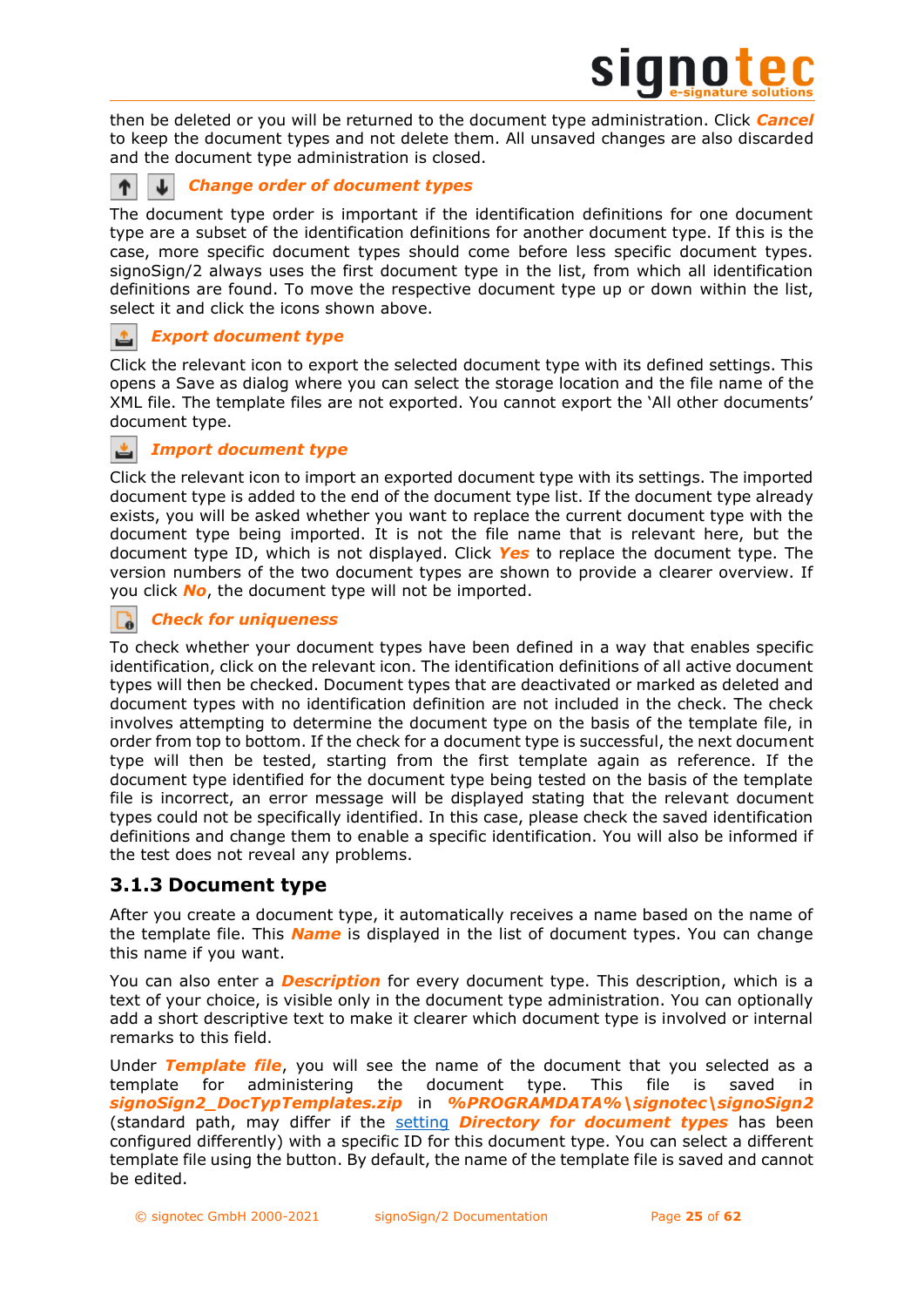then be deleted or you will be returned to the document type administration. Click ***Cancel*** to keep the document types and not delete them. All unsaved changes are also discarded and the document type administration is closed.

***Change order of document types***

The document type order is important if the identification definitions for one document type are a subset of the identification definitions for another document type. If this is the case, more specific document types should come before less specific document types. signoSign/2 always uses the first document type in the list, from which all identification definitions are found. To move the respective document type up or down within the list, select it and click the icons shown above.

***Export document type***

Click the relevant icon to export the selected document type with its defined settings. This opens a Save as dialog where you can select the storage location and the file name of the XML file. The template files are not exported. You cannot export the 'All other documents' document type.

***Import document type***

Click the relevant icon to import an exported document type with its settings. The imported document type is added to the end of the document type list. If the document type already exists, you will be asked whether you want to replace the current document type with the document type being imported. It is not the file name that is relevant here, but the document type ID, which is not displayed. Click ***Yes*** to replace the document type. The version numbers of the two document types are shown to provide a clearer overview. If you click ***No***, the document type will not be imported.

***Check for uniqueness***

To check whether your document types have been defined in a way that enables specific identification, click on the relevant icon. The identification definitions of all active document types will then be checked. Document types that are deactivated or marked as deleted and document types with no identification definition are not included in the check. The check involves attempting to determine the document type on the basis of the template file, in order from top to bottom. If the check for a document type is successful, the next document type will then be tested, starting from the first template again as reference. If the document type identified for the document type being tested on the basis of the template file is incorrect, an error message will be displayed stating that the relevant document types could not be specifically identified. In this case, please check the saved identification definitions and change them to enable a specific identification. You will also be informed if the test does not reveal any problems.

## 3.1.3 Document type

After you create a document type, it automatically receives a name based on the name of the template file. This ***Name*** is displayed in the list of document types. You can change this name if you want.

You can also enter a ***Description*** for every document type. This description, which is a text of your choice, is visible only in the document type administration. You can optionally add a short descriptive text to make it clearer which document type is involved or internal remarks to this field.

Under ***Template file***, you will see the name of the document that you selected as a template for administering the document type. This file is saved in ***signoSign2_DocTypTemplates.zip*** in ***%PROGRAMDATA%\signotec\signoSign2*** (standard path, may differ if the setting ***Directory for document types*** has been configured differently) with a specific ID for this document type. You can select a different template file using the button. By default, the name of the template file is saved and cannot be edited.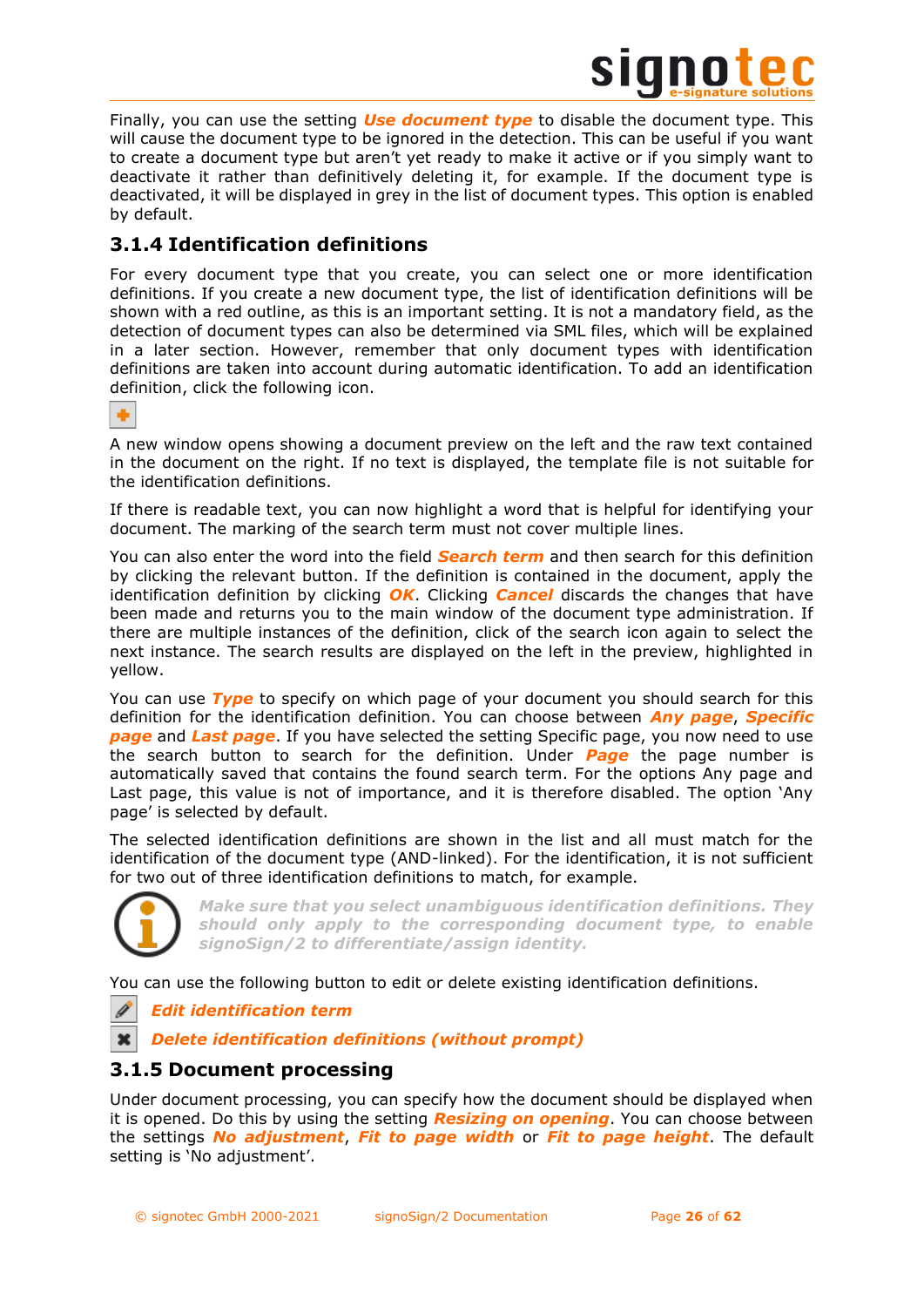Finally, you can use the setting ***Use document type*** to disable the document type. This will cause the document type to be ignored in the detection. This can be useful if you want to create a document type but aren't yet ready to make it active or if you simply want to deactivate it rather than definitively deleting it, for example. If the document type is deactivated, it will be displayed in grey in the list of document types. This option is enabled by default.

### 3.1.4 Identification definitions

For every document type that you create, you can select one or more identification definitions. If you create a new document type, the list of identification definitions will be shown with a red outline, as this is an important setting. It is not a mandatory field, as the detection of document types can also be determined via SML files, which will be explained in a later section. However, remember that only document types with identification definitions are taken into account during automatic identification. To add an identification definition, click the following icon.

A new window opens showing a document preview on the left and the raw text contained in the document on the right. If no text is displayed, the template file is not suitable for the identification definitions.

If there is readable text, you can now highlight a word that is helpful for identifying your document. The marking of the search term must not cover multiple lines.

You can also enter the word into the field ***Search term*** and then search for this definition by clicking the relevant button. If the definition is contained in the document, apply the identification definition by clicking ***OK***. Clicking ***Cancel*** discards the changes that have been made and returns you to the main window of the document type administration. If there are multiple instances of the definition, click of the search icon again to select the next instance. The search results are displayed on the left in the preview, highlighted in yellow.

You can use ***Type*** to specify on which page of your document you should search for this definition for the identification definition. You can choose between ***Any page***, ***Specific page*** and ***Last page***. If you have selected the setting Specific page, you now need to use the search button to search for the definition. Under ***Page*** the page number is automatically saved that contains the found search term. For the options Any page and Last page, this value is not of importance, and it is therefore disabled. The option 'Any page' is selected by default.

The selected identification definitions are shown in the list and all must match for the identification of the document type (AND-linked). For the identification, it is not sufficient for two out of three identification definitions to match, for example.

***Make sure that you select unambiguous identification definitions. They should only apply to the corresponding document type, to enable signoSign/2 to differentiate/assign identity.***

You can use the following button to edit or delete existing identification definitions.

***Edit identification term***

***Delete identification definitions (without prompt)***

### 3.1.5 Document processing

Under document processing, you can specify how the document should be displayed when it is opened. Do this by using the setting ***Resizing on opening***. You can choose between the settings ***No adjustment***, ***Fit to page width*** or ***Fit to page height***. The default setting is 'No adjustment'.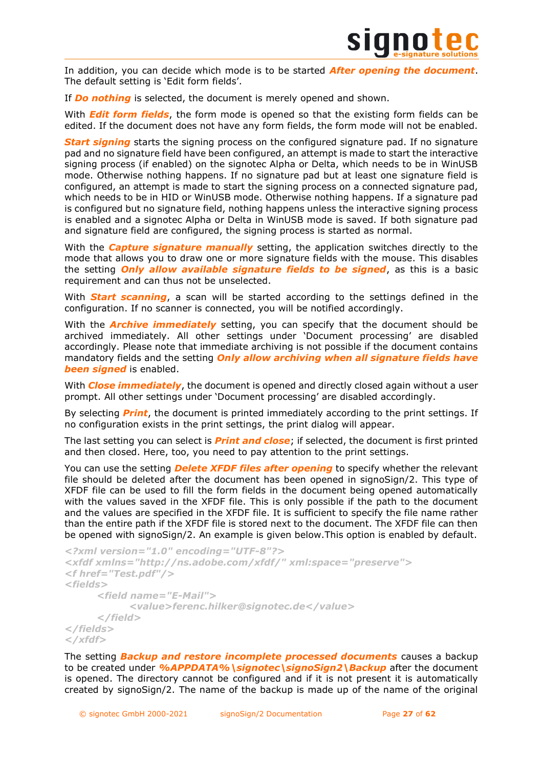In addition, you can decide which mode is to be started ***After opening the document***. The default setting is 'Edit form fields'.

If ***Do nothing*** is selected, the document is merely opened and shown.

With ***Edit form fields***, the form mode is opened so that the existing form fields can be edited. If the document does not have any form fields, the form mode will not be enabled.

***Start signing*** starts the signing process on the configured signature pad. If no signature pad and no signature field have been configured, an attempt is made to start the interactive signing process (if enabled) on the signotec Alpha or Delta, which needs to be in WinUSB mode. Otherwise nothing happens. If no signature pad but at least one signature field is configured, an attempt is made to start the signing process on a connected signature pad, which needs to be in HID or WinUSB mode. Otherwise nothing happens. If a signature pad is configured but no signature field, nothing happens unless the interactive signing process is enabled and a signotec Alpha or Delta in WinUSB mode is saved. If both signature pad and signature field are configured, the signing process is started as normal.

With the ***Capture signature manually*** setting, the application switches directly to the mode that allows you to draw one or more signature fields with the mouse. This disables the setting ***Only allow available signature fields to be signed***, as this is a basic requirement and can thus not be unselected.

With ***Start scanning***, a scan will be started according to the settings defined in the configuration. If no scanner is connected, you will be notified accordingly.

With the ***Archive immediately*** setting, you can specify that the document should be archived immediately. All other settings under 'Document processing' are disabled accordingly. Please note that immediate archiving is not possible if the document contains mandatory fields and the setting ***Only allow archiving when all signature fields have been signed*** is enabled.

With ***Close immediately***, the document is opened and directly closed again without a user prompt. All other settings under 'Document processing' are disabled accordingly.

By selecting ***Print***, the document is printed immediately according to the print settings. If no configuration exists in the print settings, the print dialog will appear.

The last setting you can select is ***Print and close***; if selected, the document is first printed and then closed. Here, too, you need to pay attention to the print settings.

You can use the setting ***Delete XFDF files after opening*** to specify whether the relevant file should be deleted after the document has been opened in signoSign/2. This type of XFDF file can be used to fill the form fields in the document being opened automatically with the values saved in the XFDF file. This is only possible if the path to the document and the values are specified in the XFDF file. It is sufficient to specify the file name rather than the entire path if the XFDF file is stored next to the document. The XFDF file can then be opened with signoSign/2. An example is given below.This option is enabled by default.

```
<?xml version="1.0" encoding="UTF-8"?>
<xfdf xmlns="http://ns.adobe.com/xfdf/" xml:space="preserve">
<f href="Test.pdf"/>
<fields>
        <field name="E-Mail">
                <value>ferenc.hilker@signotec.de</value>
        </field>
</fields>
</xfdf>
```

The setting ***Backup and restore incomplete processed documents*** causes a backup to be created under ***%APPDATA%\signotec\signoSign2\Backup*** after the document is opened. The directory cannot be configured and if it is not present it is automatically created by signoSign/2. The name of the backup is made up of the name of the original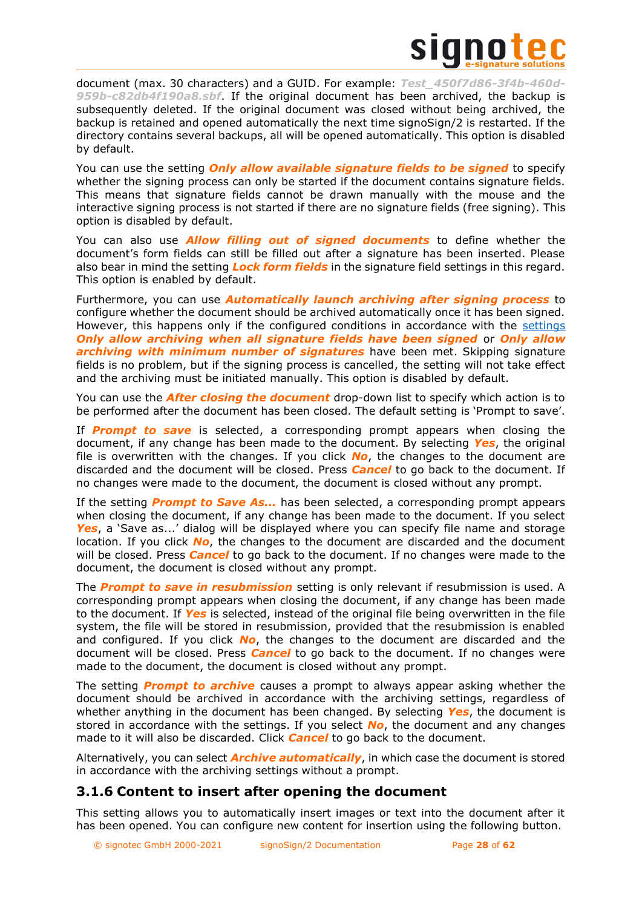document (max. 30 characters) and a GUID. For example: *Test_450f7d86-3f4b-460d-959b-c82db4f190a8.sbf*. If the original document has been archived, the backup is subsequently deleted. If the original document was closed without being archived, the backup is retained and opened automatically the next time signoSign/2 is restarted. If the directory contains several backups, all will be opened automatically. This option is disabled by default.

You can use the setting ***Only allow available signature fields to be signed*** to specify whether the signing process can only be started if the document contains signature fields. This means that signature fields cannot be drawn manually with the mouse and the interactive signing process is not started if there are no signature fields (free signing). This option is disabled by default.

You can also use ***Allow filling out of signed documents*** to define whether the document's form fields can still be filled out after a signature has been inserted. Please also bear in mind the setting ***Lock form fields*** in the signature field settings in this regard. This option is enabled by default.

Furthermore, you can use ***Automatically launch archiving after signing process*** to configure whether the document should be archived automatically once it has been signed. However, this happens only if the configured conditions in accordance with the settings ***Only allow archiving when all signature fields have been signed*** or ***Only allow archiving with minimum number of signatures*** have been met. Skipping signature fields is no problem, but if the signing process is cancelled, the setting will not take effect and the archiving must be initiated manually. This option is disabled by default.

You can use the ***After closing the document*** drop-down list to specify which action is to be performed after the document has been closed. The default setting is 'Prompt to save'.

If ***Prompt to save*** is selected, a corresponding prompt appears when closing the document, if any change has been made to the document. By selecting ***Yes***, the original file is overwritten with the changes. If you click ***No***, the changes to the document are discarded and the document will be closed. Press ***Cancel*** to go back to the document. If no changes were made to the document, the document is closed without any prompt.

If the setting ***Prompt to Save As...*** has been selected, a corresponding prompt appears when closing the document, if any change has been made to the document. If you select ***Yes***, a 'Save as...' dialog will be displayed where you can specify file name and storage location. If you click ***No***, the changes to the document are discarded and the document will be closed. Press ***Cancel*** to go back to the document. If no changes were made to the document, the document is closed without any prompt.

The ***Prompt to save in resubmission*** setting is only relevant if resubmission is used. A corresponding prompt appears when closing the document, if any change has been made to the document. If ***Yes*** is selected, instead of the original file being overwritten in the file system, the file will be stored in resubmission, provided that the resubmission is enabled and configured. If you click ***No***, the changes to the document are discarded and the document will be closed. Press ***Cancel*** to go back to the document. If no changes were made to the document, the document is closed without any prompt.

The setting ***Prompt to archive*** causes a prompt to always appear asking whether the document should be archived in accordance with the archiving settings, regardless of whether anything in the document has been changed. By selecting ***Yes***, the document is stored in accordance with the settings. If you select ***No***, the document and any changes made to it will also be discarded. Click ***Cancel*** to go back to the document.

Alternatively, you can select ***Archive automatically***, in which case the document is stored in accordance with the archiving settings without a prompt.

### 3.1.6 Content to insert after opening the document

This setting allows you to automatically insert images or text into the document after it has been opened. You can configure new content for insertion using the following button.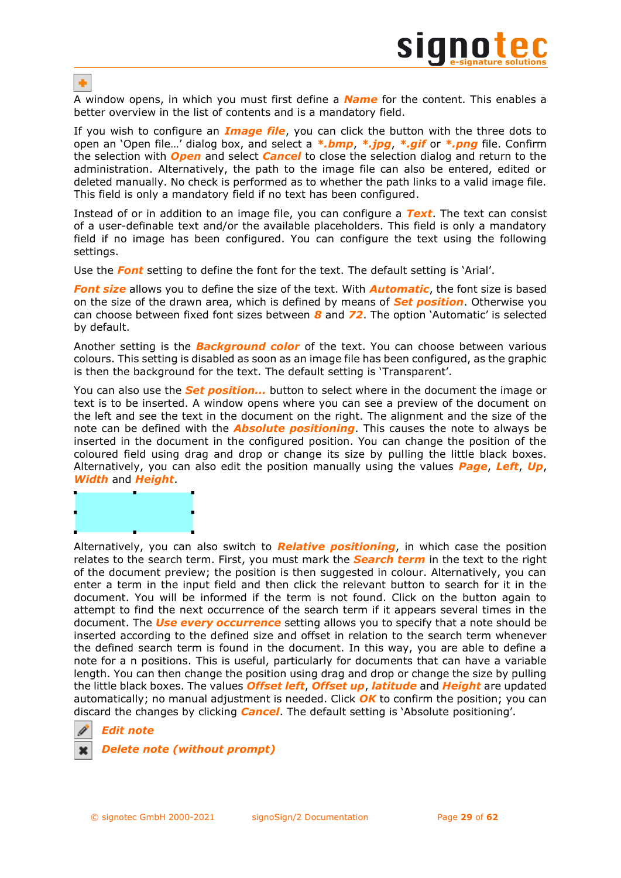A window opens, in which you must first define a ***Name*** for the content. This enables a better overview in the list of contents and is a mandatory field.

If you wish to configure an ***Image file***, you can click the button with the three dots to open an 'Open file…' dialog box, and select a ***\*.bmp***, ***\*.jpg***, ***\*.gif*** or ***\*.png*** file. Confirm the selection with ***Open*** and select ***Cancel*** to close the selection dialog and return to the administration. Alternatively, the path to the image file can also be entered, edited or deleted manually. No check is performed as to whether the path links to a valid image file. This field is only a mandatory field if no text has been configured.

Instead of or in addition to an image file, you can configure a ***Text***. The text can consist of a user-definable text and/or the available placeholders. This field is only a mandatory field if no image has been configured. You can configure the text using the following settings.

Use the ***Font*** setting to define the font for the text. The default setting is 'Arial'.

***Font size*** allows you to define the size of the text. With ***Automatic***, the font size is based on the size of the drawn area, which is defined by means of ***Set position***. Otherwise you can choose between fixed font sizes between ***8*** and ***72***. The option 'Automatic' is selected by default.

Another setting is the ***Background color*** of the text. You can choose between various colours. This setting is disabled as soon as an image file has been configured, as the graphic is then the background for the text. The default setting is 'Transparent'.

You can also use the ***Set position...*** button to select where in the document the image or text is to be inserted. A window opens where you can see a preview of the document on the left and see the text in the document on the right. The alignment and the size of the note can be defined with the ***Absolute positioning***. This causes the note to always be inserted in the document in the configured position. You can change the position of the coloured field using drag and drop or change its size by pulling the little black boxes. Alternatively, you can also edit the position manually using the values ***Page***, ***Left***, ***Up***, ***Width*** and ***Height***.

Alternatively, you can also switch to ***Relative positioning***, in which case the position relates to the search term. First, you must mark the ***Search term*** in the text to the right of the document preview; the position is then suggested in colour. Alternatively, you can enter a term in the input field and then click the relevant button to search for it in the document. You will be informed if the term is not found. Click on the button again to attempt to find the next occurrence of the search term if it appears several times in the document. The ***Use every occurrence*** setting allows you to specify that a note should be inserted according to the defined size and offset in relation to the search term whenever the defined search term is found in the document. In this way, you are able to define a note for a n positions. This is useful, particularly for documents that can have a variable length. You can then change the position using drag and drop or change the size by pulling the little black boxes. The values ***Offset left***, ***Offset up***, ***latitude*** and ***Height*** are updated automatically; no manual adjustment is needed. Click ***OK*** to confirm the position; you can discard the changes by clicking ***Cancel***. The default setting is 'Absolute positioning'.

***Edit note***

***Delete note (without prompt)***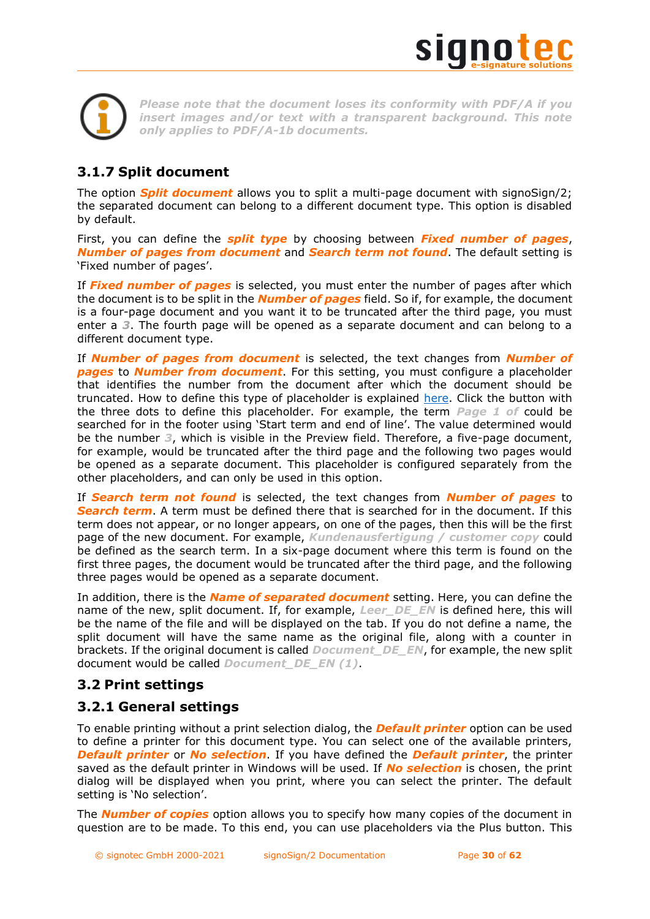*Please note that the document loses its conformity with PDF/A if you insert images and/or text with a transparent background. This note only applies to PDF/A-1b documents.*

### 3.1.7 Split document

The option ***Split document*** allows you to split a multi-page document with signoSign/2; the separated document can belong to a different document type. This option is disabled by default.

First, you can define the ***split type*** by choosing between ***Fixed number of pages***, ***Number of pages from document*** and ***Search term not found***. The default setting is 'Fixed number of pages'.

If ***Fixed number of pages*** is selected, you must enter the number of pages after which the document is to be split in the ***Number of pages*** field. So if, for example, the document is a four-page document and you want it to be truncated after the third page, you must enter a ***3***. The fourth page will be opened as a separate document and can belong to a different document type.

If ***Number of pages from document*** is selected, the text changes from ***Number of pages*** to ***Number from document***. For this setting, you must configure a placeholder that identifies the number from the document after which the document should be truncated. How to define this type of placeholder is explained here. Click the button with the three dots to define this placeholder. For example, the term ***Page 1 of*** could be searched for in the footer using 'Start term and end of line'. The value determined would be the number ***3***, which is visible in the Preview field. Therefore, a five-page document, for example, would be truncated after the third page and the following two pages would be opened as a separate document. This placeholder is configured separately from the other placeholders, and can only be used in this option.

If ***Search term not found*** is selected, the text changes from ***Number of pages*** to ***Search term***. A term must be defined there that is searched for in the document. If this term does not appear, or no longer appears, on one of the pages, then this will be the first page of the new document. For example, ***Kundenausfertigung / customer copy*** could be defined as the search term. In a six-page document where this term is found on the first three pages, the document would be truncated after the third page, and the following three pages would be opened as a separate document.

In addition, there is the ***Name of separated document*** setting. Here, you can define the name of the new, split document. If, for example, ***Leer_DE_EN*** is defined here, this will be the name of the file and will be displayed on the tab. If you do not define a name, the split document will have the same name as the original file, along with a counter in brackets. If the original document is called ***Document_DE_EN***, for example, the new split document would be called ***Document_DE_EN (1)***.

## 3.2 Print settings

### 3.2.1 General settings

To enable printing without a print selection dialog, the ***Default printer*** option can be used to define a printer for this document type. You can select one of the available printers, ***Default printer*** or ***No selection***. If you have defined the ***Default printer***, the printer saved as the default printer in Windows will be used. If ***No selection*** is chosen, the print dialog will be displayed when you print, where you can select the printer. The default setting is 'No selection'.

The ***Number of copies*** option allows you to specify how many copies of the document in question are to be made. To this end, you can use placeholders via the Plus button. This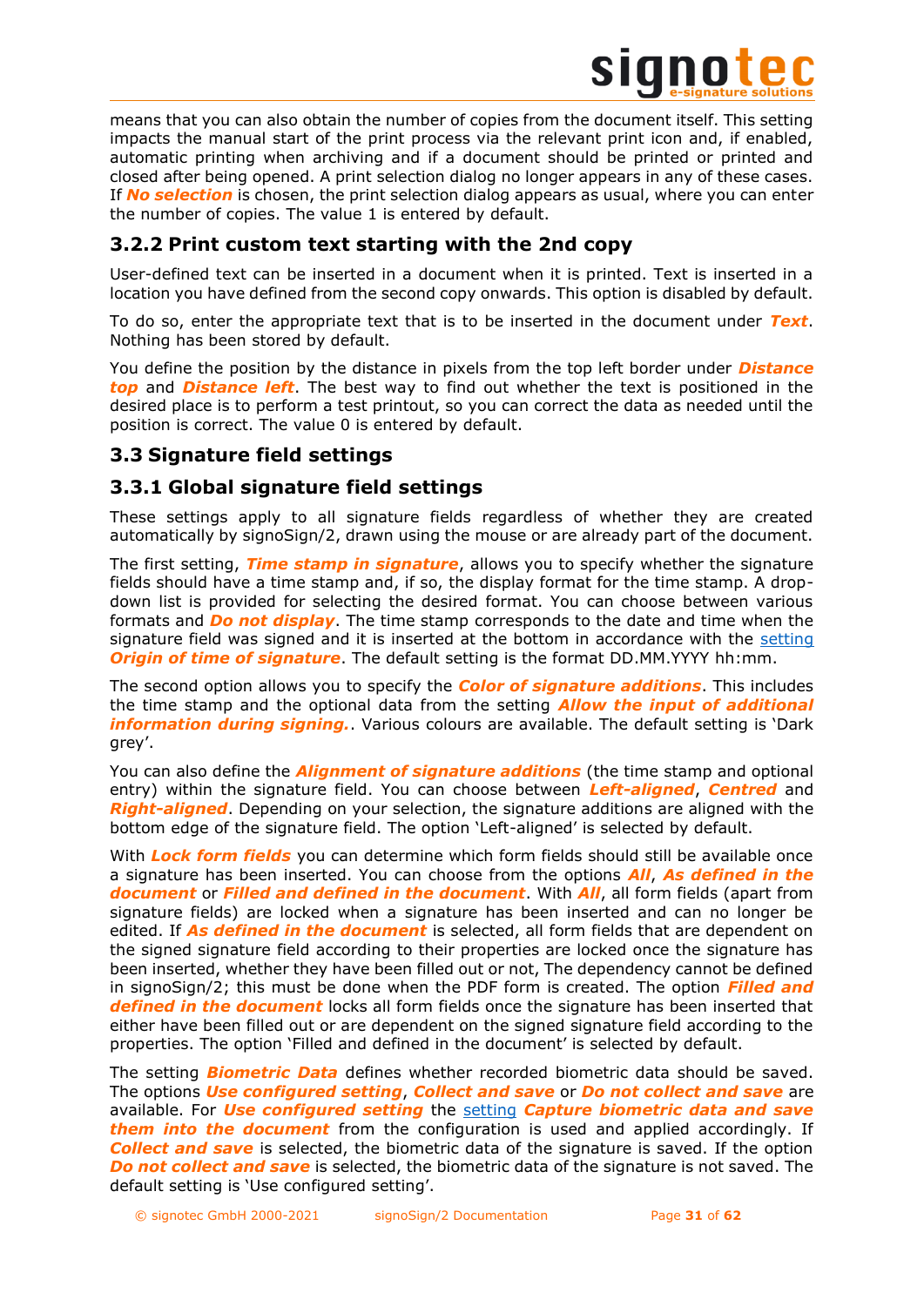means that you can also obtain the number of copies from the document itself. This setting impacts the manual start of the print process via the relevant print icon and, if enabled, automatic printing when archiving and if a document should be printed or printed and closed after being opened. A print selection dialog no longer appears in any of these cases. If ***No selection*** is chosen, the print selection dialog appears as usual, where you can enter the number of copies. The value 1 is entered by default.

### 3.2.2 Print custom text starting with the 2nd copy

User-defined text can be inserted in a document when it is printed. Text is inserted in a location you have defined from the second copy onwards. This option is disabled by default.

To do so, enter the appropriate text that is to be inserted in the document under ***Text***. Nothing has been stored by default.

You define the position by the distance in pixels from the top left border under ***Distance top*** and ***Distance left***. The best way to find out whether the text is positioned in the desired place is to perform a test printout, so you can correct the data as needed until the position is correct. The value 0 is entered by default.

## 3.3 Signature field settings

### 3.3.1 Global signature field settings

These settings apply to all signature fields regardless of whether they are created automatically by signoSign/2, drawn using the mouse or are already part of the document.

The first setting, ***Time stamp in signature***, allows you to specify whether the signature fields should have a time stamp and, if so, the display format for the time stamp. A drop-down list is provided for selecting the desired format. You can choose between various formats and ***Do not display***. The time stamp corresponds to the date and time when the signature field was signed and it is inserted at the bottom in accordance with the setting ***Origin of time of signature***. The default setting is the format DD.MM.YYYY hh:mm.

The second option allows you to specify the ***Color of signature additions***. This includes the time stamp and the optional data from the setting ***Allow the input of additional information during signing.***. Various colours are available. The default setting is 'Dark grey'.

You can also define the ***Alignment of signature additions*** (the time stamp and optional entry) within the signature field. You can choose between ***Left-aligned***, ***Centred*** and ***Right-aligned***. Depending on your selection, the signature additions are aligned with the bottom edge of the signature field. The option 'Left-aligned' is selected by default.

With ***Lock form fields*** you can determine which form fields should still be available once a signature has been inserted. You can choose from the options ***All***, ***As defined in the document*** or ***Filled and defined in the document***. With ***All***, all form fields (apart from signature fields) are locked when a signature has been inserted and can no longer be edited. If ***As defined in the document*** is selected, all form fields that are dependent on the signed signature field according to their properties are locked once the signature has been inserted, whether they have been filled out or not, The dependency cannot be defined in signoSign/2; this must be done when the PDF form is created. The option ***Filled and defined in the document*** locks all form fields once the signature has been inserted that either have been filled out or are dependent on the signed signature field according to the properties. The option 'Filled and defined in the document' is selected by default.

The setting ***Biometric Data*** defines whether recorded biometric data should be saved. The options ***Use configured setting***, ***Collect and save*** or ***Do not collect and save*** are available. For ***Use configured setting*** the setting ***Capture biometric data and save them into the document*** from the configuration is used and applied accordingly. If ***Collect and save*** is selected, the biometric data of the signature is saved. If the option ***Do not collect and save*** is selected, the biometric data of the signature is not saved. The default setting is 'Use configured setting'.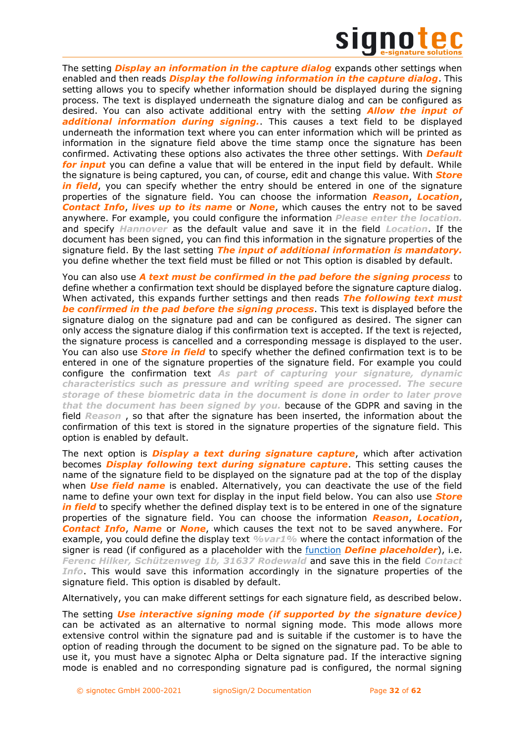The setting ***Display an information in the capture dialog*** expands other settings when enabled and then reads ***Display the following information in the capture dialog***. This setting allows you to specify whether information should be displayed during the signing process. The text is displayed underneath the signature dialog and can be configured as desired. You can also activate additional entry with the setting ***Allow the input of additional information during signing.***. This causes a text field to be displayed underneath the information text where you can enter information which will be printed as information in the signature field above the time stamp once the signature has been confirmed. Activating these options also activates the three other settings. With ***Default for input*** you can define a value that will be entered in the input field by default. While the signature is being captured, you can, of course, edit and change this value. With ***Store in field***, you can specify whether the entry should be entered in one of the signature properties of the signature field. You can choose the information ***Reason***, ***Location***, ***Contact Info***, ***lives up to its name*** or ***None***, which causes the entry not to be saved anywhere. For example, you could configure the information ***Please enter the location.*** and specify ***Hannover*** as the default value and save it in the field ***Location***. If the document has been signed, you can find this information in the signature properties of the signature field. By the last setting ***The input of additional information is mandatory.*** you define whether the text field must be filled or not This option is disabled by default.

You can also use ***A text must be confirmed in the pad before the signing process*** to define whether a confirmation text should be displayed before the signature capture dialog. When activated, this expands further settings and then reads ***The following text must be confirmed in the pad before the signing process***. This text is displayed before the signature dialog on the signature pad and can be configured as desired. The signer can only access the signature dialog if this confirmation text is accepted. If the text is rejected, the signature process is cancelled and a corresponding message is displayed to the user. You can also use ***Store in field*** to specify whether the defined confirmation text is to be entered in one of the signature properties of the signature field. For example you could configure the confirmation text ***As part of capturing your signature, dynamic characteristics such as pressure and writing speed are processed. The secure storage of these biometric data in the document is done in order to later prove that the document has been signed by you.*** because of the GDPR and saving in the field ***Reason*** , so that after the signature has been inserted, the information about the confirmation of this text is stored in the signature properties of the signature field. This option is enabled by default.

The next option is ***Display a text during signature capture***, which after activation becomes ***Display following text during signature capture***. This setting causes the name of the signature field to be displayed on the signature pad at the top of the display when ***Use field name*** is enabled. Alternatively, you can deactivate the use of the field name to define your own text for display in the input field below. You can also use ***Store in field*** to specify whether the defined display text is to be entered in one of the signature properties of the signature field. You can choose the information ***Reason***, ***Location***, ***Contact Info***, ***Name*** or ***None***, which causes the text not to be saved anywhere. For example, you could define the display text ***%var1%*** where the contact information of the signer is read (if configured as a placeholder with the function ***Define placeholder***), i.e. ***Ferenc Hilker, Schützenweg 1b, 31637 Rodewald*** and save this in the field ***Contact Info***. This would save this information accordingly in the signature properties of the signature field. This option is disabled by default.

Alternatively, you can make different settings for each signature field, as described below.

The setting ***Use interactive signing mode (if supported by the signature device)*** can be activated as an alternative to normal signing mode. This mode allows more extensive control within the signature pad and is suitable if the customer is to have the option of reading through the document to be signed on the signature pad. To be able to use it, you must have a signotec Alpha or Delta signature pad. If the interactive signing mode is enabled and no corresponding signature pad is configured, the normal signing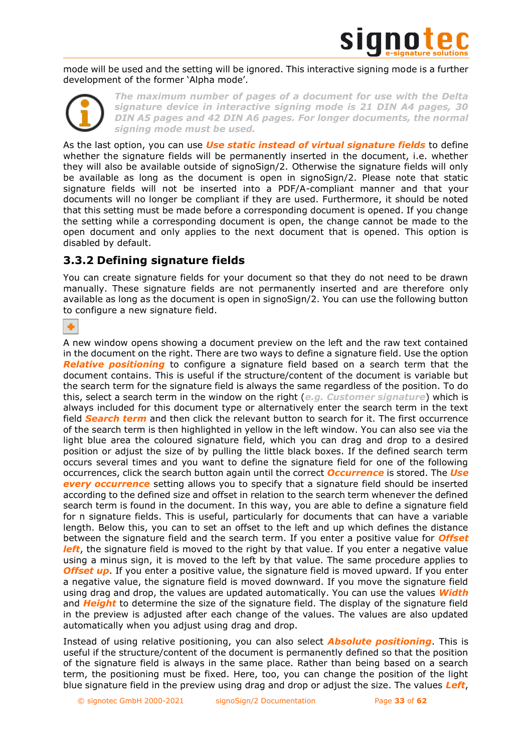mode will be used and the setting will be ignored. This interactive signing mode is a further development of the former ‘Alpha mode’.

> ***The maximum number of pages of a document for use with the Delta signature device in interactive signing mode is 21 DIN A4 pages, 30 DIN A5 pages and 42 DIN A6 pages. For longer documents, the normal signing mode must be used.***

As the last option, you can use ***Use static instead of virtual signature fields*** to define whether the signature fields will be permanently inserted in the document, i.e. whether they will also be available outside of signoSign/2. Otherwise the signature fields will only be available as long as the document is open in signoSign/2. Please note that static signature fields will not be inserted into a PDF/A-compliant manner and that your documents will no longer be compliant if they are used. Furthermore, it should be noted that this setting must be made before a corresponding document is opened. If you change the setting while a corresponding document is open, the change cannot be made to the open document and only applies to the next document that is opened. This option is disabled by default.

## 3.3.2 Defining signature fields

You can create signature fields for your document so that they do not need to be drawn manually. These signature fields are not permanently inserted and are therefore only available as long as the document is open in signoSign/2. You can use the following button to configure a new signature field.

A new window opens showing a document preview on the left and the raw text contained in the document on the right. There are two ways to define a signature field. Use the option ***Relative positioning*** to configure a signature field based on a search term that the document contains. This is useful if the structure/content of the document is variable but the search term for the signature field is always the same regardless of the position. To do this, select a search term in the window on the right (***e.g. Customer signature***) which is always included for this document type or alternatively enter the search term in the text field ***Search term*** and then click the relevant button to search for it. The first occurrence of the search term is then highlighted in yellow in the left window. You can also see via the light blue area the coloured signature field, which you can drag and drop to a desired position or adjust the size of by pulling the little black boxes. If the defined search term occurs several times and you want to define the signature field for one of the following occurrences, click the search button again until the correct ***Occurrence*** is stored. The ***Use every occurrence*** setting allows you to specify that a signature field should be inserted according to the defined size and offset in relation to the search term whenever the defined search term is found in the document. In this way, you are able to define a signature field for n signature fields. This is useful, particularly for documents that can have a variable length. Below this, you can to set an offset to the left and up which defines the distance between the signature field and the search term. If you enter a positive value for ***Offset left***, the signature field is moved to the right by that value. If you enter a negative value using a minus sign, it is moved to the left by that value. The same procedure applies to ***Offset up***. If you enter a positive value, the signature field is moved upward. If you enter a negative value, the signature field is moved downward. If you move the signature field using drag and drop, the values are updated automatically. You can use the values ***Width*** and ***Height*** to determine the size of the signature field. The display of the signature field in the preview is adjusted after each change of the values. The values are also updated automatically when you adjust using drag and drop.

Instead of using relative positioning, you can also select ***Absolute positioning***. This is useful if the structure/content of the document is permanently defined so that the position of the signature field is always in the same place. Rather than being based on a search term, the positioning must be fixed. Here, too, you can change the position of the light blue signature field in the preview using drag and drop or adjust the size. The values ***Left***,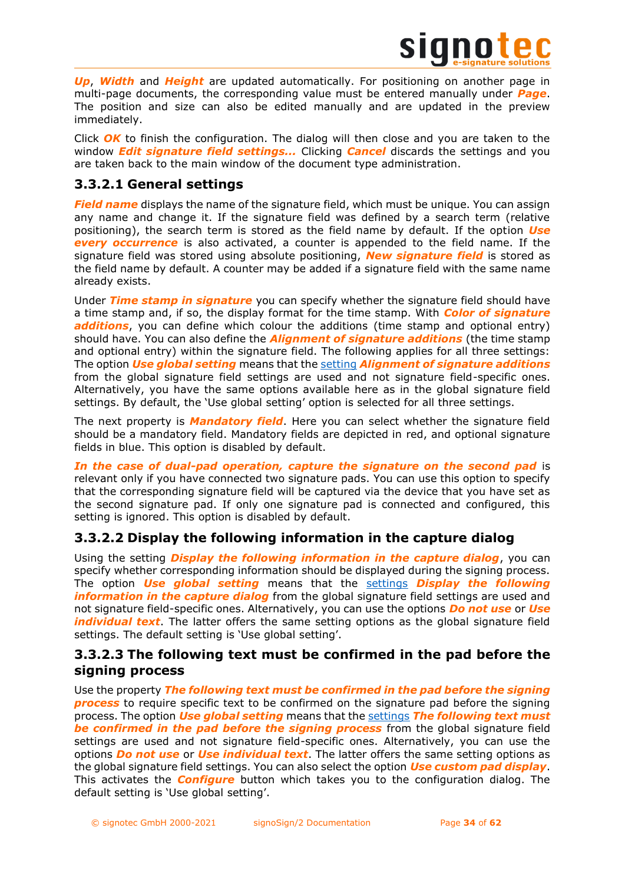***Up***, ***Width*** and ***Height*** are updated automatically. For positioning on another page in multi-page documents, the corresponding value must be entered manually under ***Page***. The position and size can also be edited manually and are updated in the preview immediately.

Click ***OK*** to finish the configuration. The dialog will then close and you are taken to the window ***Edit signature field settings...*** Clicking ***Cancel*** discards the settings and you are taken back to the main window of the document type administration.

### 3.3.2.1 General settings

***Field name*** displays the name of the signature field, which must be unique. You can assign any name and change it. If the signature field was defined by a search term (relative positioning), the search term is stored as the field name by default. If the option ***Use every occurrence*** is also activated, a counter is appended to the field name. If the signature field was stored using absolute positioning, ***New signature field*** is stored as the field name by default. A counter may be added if a signature field with the same name already exists.

Under ***Time stamp in signature*** you can specify whether the signature field should have a time stamp and, if so, the display format for the time stamp. With ***Color of signature additions***, you can define which colour the additions (time stamp and optional entry) should have. You can also define the ***Alignment of signature additions*** (the time stamp and optional entry) within the signature field. The following applies for all three settings: The option ***Use global setting*** means that the setting ***Alignment of signature additions*** from the global signature field settings are used and not signature field-specific ones. Alternatively, you have the same options available here as in the global signature field settings. By default, the 'Use global setting' option is selected for all three settings.

The next property is ***Mandatory field***. Here you can select whether the signature field should be a mandatory field. Mandatory fields are depicted in red, and optional signature fields in blue. This option is disabled by default.

***In the case of dual-pad operation, capture the signature on the second pad*** is relevant only if you have connected two signature pads. You can use this option to specify that the corresponding signature field will be captured via the device that you have set as the second signature pad. If only one signature pad is connected and configured, this setting is ignored. This option is disabled by default.

### 3.3.2.2 Display the following information in the capture dialog

Using the setting ***Display the following information in the capture dialog***, you can specify whether corresponding information should be displayed during the signing process. The option ***Use global setting*** means that the settings ***Display the following information in the capture dialog*** from the global signature field settings are used and not signature field-specific ones. Alternatively, you can use the options ***Do not use*** or ***Use individual text***. The latter offers the same setting options as the global signature field settings. The default setting is 'Use global setting'.

### 3.3.2.3 The following text must be confirmed in the pad before the signing process

Use the property ***The following text must be confirmed in the pad before the signing process*** to require specific text to be confirmed on the signature pad before the signing process. The option ***Use global setting*** means that the settings ***The following text must be confirmed in the pad before the signing process*** from the global signature field settings are used and not signature field-specific ones. Alternatively, you can use the options ***Do not use*** or ***Use individual text***. The latter offers the same setting options as the global signature field settings. You can also select the option ***Use custom pad display***. This activates the ***Configure*** button which takes you to the configuration dialog. The default setting is 'Use global setting'.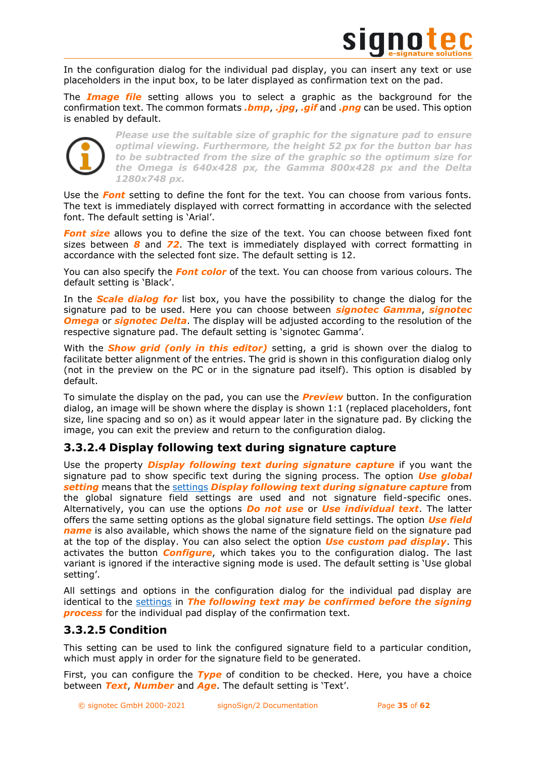In the configuration dialog for the individual pad display, you can insert any text or use placeholders in the input box, to be later displayed as confirmation text on the pad.

The ***Image file*** setting allows you to select a graphic as the background for the confirmation text. The common formats ***.bmp***, ***.jpg***, ***.gif*** and ***.png*** can be used. This option is enabled by default.

***Please use the suitable size of graphic for the signature pad to ensure optimal viewing. Furthermore, the height 52 px for the button bar has to be subtracted from the size of the graphic so the optimum size for the Omega is 640x428 px, the Gamma 800x428 px and the Delta 1280x748 px.***

Use the ***Font*** setting to define the font for the text. You can choose from various fonts. The text is immediately displayed with correct formatting in accordance with the selected font. The default setting is 'Arial'.

***Font size*** allows you to define the size of the text. You can choose between fixed font sizes between ***8*** and ***72***. The text is immediately displayed with correct formatting in accordance with the selected font size. The default setting is 12.

You can also specify the ***Font color*** of the text. You can choose from various colours. The default setting is 'Black'.

In the ***Scale dialog for*** list box, you have the possibility to change the dialog for the signature pad to be used. Here you can choose between ***signotec Gamma***, ***signotec Omega*** or ***signotec Delta***. The display will be adjusted according to the resolution of the respective signature pad. The default setting is 'signotec Gamma'.

With the ***Show grid (only in this editor)*** setting, a grid is shown over the dialog to facilitate better alignment of the entries. The grid is shown in this configuration dialog only (not in the preview on the PC or in the signature pad itself). This option is disabled by default.

To simulate the display on the pad, you can use the ***Preview*** button. In the configuration dialog, an image will be shown where the display is shown 1:1 (replaced placeholders, font size, line spacing and so on) as it would appear later in the signature pad. By clicking the image, you can exit the preview and return to the configuration dialog.

### 3.3.2.4 Display following text during signature capture

Use the property ***Display following text during signature capture*** if you want the signature pad to show specific text during the signing process. The option ***Use global setting*** means that the settings ***Display following text during signature capture*** from the global signature field settings are used and not signature field-specific ones. Alternatively, you can use the options ***Do not use*** or ***Use individual text***. The latter offers the same setting options as the global signature field settings. The option ***Use field name*** is also available, which shows the name of the signature field on the signature pad at the top of the display. You can also select the option ***Use custom pad display***. This activates the button ***Configure***, which takes you to the configuration dialog. The last variant is ignored if the interactive signing mode is used. The default setting is 'Use global setting'.

All settings and options in the configuration dialog for the individual pad display are identical to the settings in ***The following text may be confirmed before the signing process*** for the individual pad display of the confirmation text.

### 3.3.2.5 Condition

This setting can be used to link the configured signature field to a particular condition, which must apply in order for the signature field to be generated.

First, you can configure the ***Type*** of condition to be checked. Here, you have a choice between ***Text***, ***Number*** and ***Age***. The default setting is 'Text'.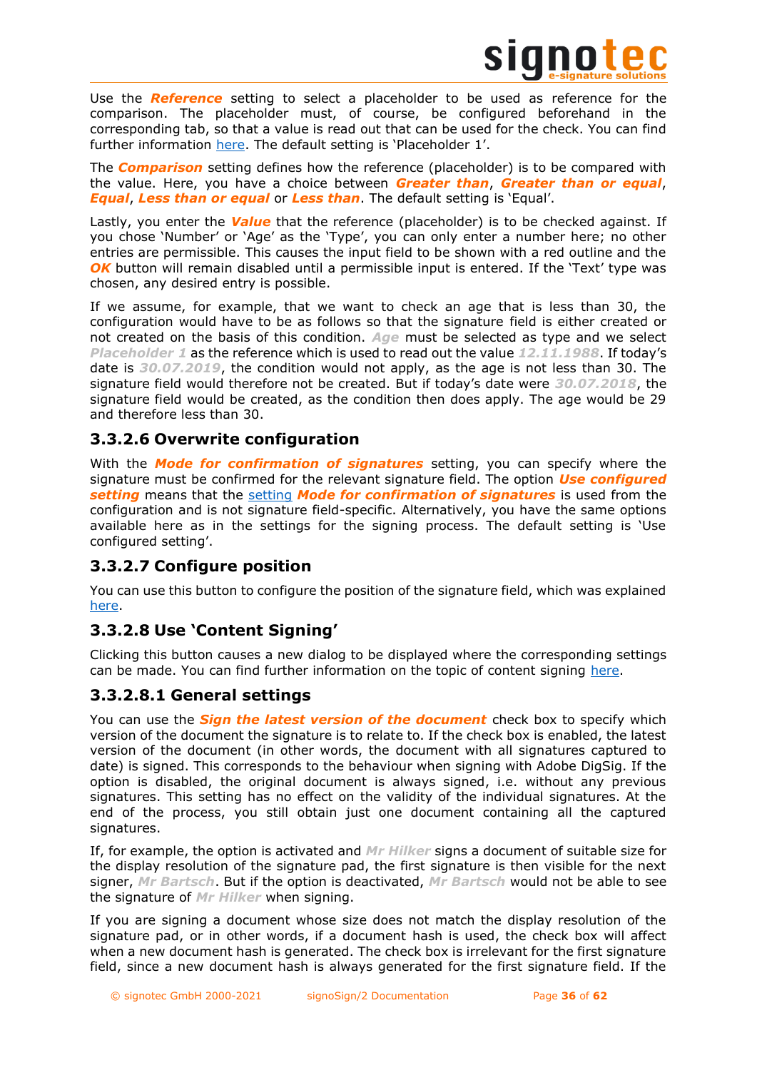Use the ***Reference*** setting to select a placeholder to be used as reference for the comparison. The placeholder must, of course, be configured beforehand in the corresponding tab, so that a value is read out that can be used for the check. You can find further information here. The default setting is 'Placeholder 1'.

The ***Comparison*** setting defines how the reference (placeholder) is to be compared with the value. Here, you have a choice between ***Greater than***, ***Greater than or equal***, ***Equal***, ***Less than or equal*** or ***Less than***. The default setting is 'Equal'.

Lastly, you enter the ***Value*** that the reference (placeholder) is to be checked against. If you chose 'Number' or 'Age' as the 'Type', you can only enter a number here; no other entries are permissible. This causes the input field to be shown with a red outline and the ***OK*** button will remain disabled until a permissible input is entered. If the 'Text' type was chosen, any desired entry is possible.

If we assume, for example, that we want to check an age that is less than 30, the configuration would have to be as follows so that the signature field is either created or not created on the basis of this condition. ***Age*** must be selected as type and we select ***Placeholder 1*** as the reference which is used to read out the value ***12.11.1988***. If today's date is ***30.07.2019***, the condition would not apply, as the age is not less than 30. The signature field would therefore not be created. But if today's date were ***30.07.2018***, the signature field would be created, as the condition then does apply. The age would be 29 and therefore less than 30.

### 3.3.2.6 Overwrite configuration

With the ***Mode for confirmation of signatures*** setting, you can specify where the signature must be confirmed for the relevant signature field. The option ***Use configured setting*** means that the setting ***Mode for confirmation of signatures*** is used from the configuration and is not signature field-specific. Alternatively, you have the same options available here as in the settings for the signing process. The default setting is 'Use configured setting'.

### 3.3.2.7 Configure position

You can use this button to configure the position of the signature field, which was explained here.

### 3.3.2.8 Use 'Content Signing'

Clicking this button causes a new dialog to be displayed where the corresponding settings can be made. You can find further information on the topic of content signing here.

#### 3.3.2.8.1 General settings

You can use the ***Sign the latest version of the document*** check box to specify which version of the document the signature is to relate to. If the check box is enabled, the latest version of the document (in other words, the document with all signatures captured to date) is signed. This corresponds to the behaviour when signing with Adobe DigSig. If the option is disabled, the original document is always signed, i.e. without any previous signatures. This setting has no effect on the validity of the individual signatures. At the end of the process, you still obtain just one document containing all the captured signatures.

If, for example, the option is activated and ***Mr Hilker*** signs a document of suitable size for the display resolution of the signature pad, the first signature is then visible for the next signer, ***Mr Bartsch***. But if the option is deactivated, ***Mr Bartsch*** would not be able to see the signature of ***Mr Hilker*** when signing.

If you are signing a document whose size does not match the display resolution of the signature pad, or in other words, if a document hash is used, the check box will affect when a new document hash is generated. The check box is irrelevant for the first signature field, since a new document hash is always generated for the first signature field. If the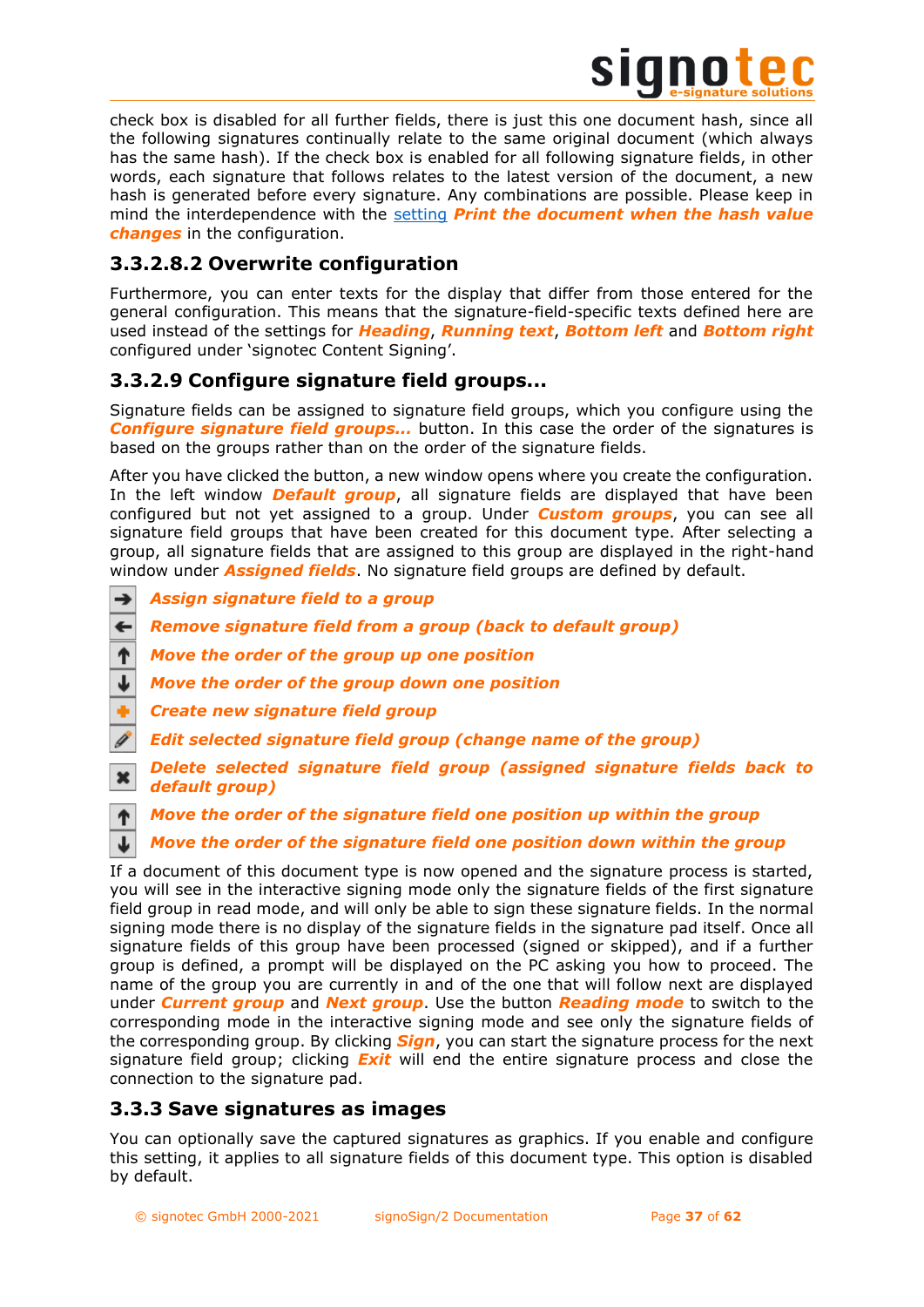check box is disabled for all further fields, there is just this one document hash, since all the following signatures continually relate to the same original document (which always has the same hash). If the check box is enabled for all following signature fields, in other words, each signature that follows relates to the latest version of the document, a new hash is generated before every signature. Any combinations are possible. Please keep in mind the interdependence with the setting ***Print the document when the hash value changes*** in the configuration.

#### 3.3.2.8.2 Overwrite configuration

Furthermore, you can enter texts for the display that differ from those entered for the general configuration. This means that the signature-field-specific texts defined here are used instead of the settings for ***Heading***, ***Running text***, ***Bottom left*** and ***Bottom right*** configured under 'signotec Content Signing'.

### 3.3.2.9 Configure signature field groups...

Signature fields can be assigned to signature field groups, which you configure using the ***Configure signature field groups...*** button. In this case the order of the signatures is based on the groups rather than on the order of the signature fields.

After you have clicked the button, a new window opens where you create the configuration. In the left window ***Default group***, all signature fields are displayed that have been configured but not yet assigned to a group. Under ***Custom groups***, you can see all signature field groups that have been created for this document type. After selecting a group, all signature fields that are assigned to this group are displayed in the right-hand window under ***Assigned fields***. No signature field groups are defined by default.

- ***Assign signature field to a group***
- ***Remove signature field from a group (back to default group)***
- ***Move the order of the group up one position***
- ***Move the order of the group down one position***
- ***Create new signature field group***
- ***Edit selected signature field group (change name of the group)***
- ***Delete selected signature field group (assigned signature fields back to default group)***
- ***Move the order of the signature field one position up within the group***
- ***Move the order of the signature field one position down within the group***

If a document of this document type is now opened and the signature process is started, you will see in the interactive signing mode only the signature fields of the first signature field group in read mode, and will only be able to sign these signature fields. In the normal signing mode there is no display of the signature fields in the signature pad itself. Once all signature fields of this group have been processed (signed or skipped), and if a further group is defined, a prompt will be displayed on the PC asking you how to proceed. The name of the group you are currently in and of the one that will follow next are displayed under ***Current group*** and ***Next group***. Use the button ***Reading mode*** to switch to the corresponding mode in the interactive signing mode and see only the signature fields of the corresponding group. By clicking ***Sign***, you can start the signature process for the next signature field group; clicking ***Exit*** will end the entire signature process and close the connection to the signature pad.

## 3.3.3 Save signatures as images

You can optionally save the captured signatures as graphics. If you enable and configure this setting, it applies to all signature fields of this document type. This option is disabled by default.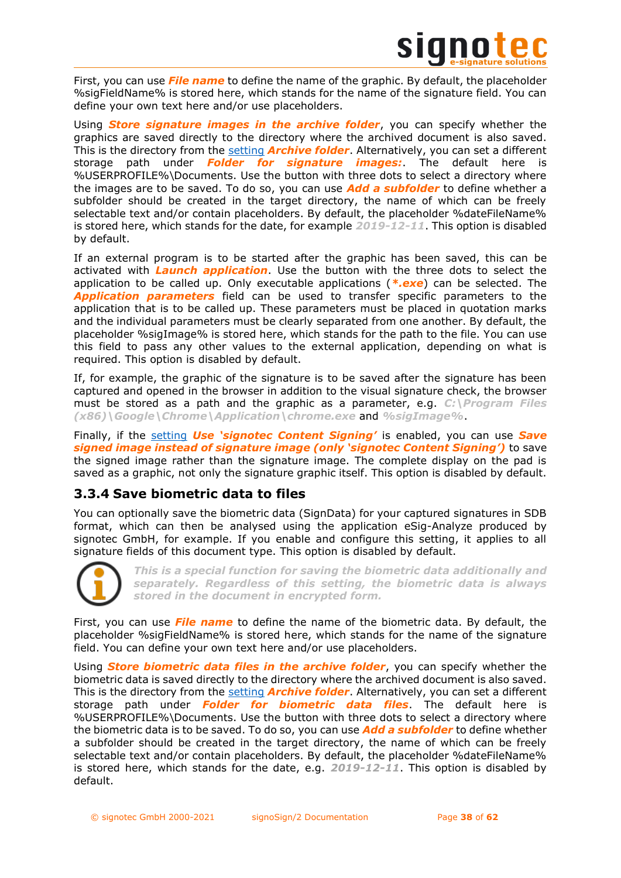First, you can use ***File name*** to define the name of the graphic. By default, the placeholder %sigFieldName% is stored here, which stands for the name of the signature field. You can define your own text here and/or use placeholders.

Using ***Store signature images in the archive folder***, you can specify whether the graphics are saved directly to the directory where the archived document is also saved. This is the directory from the setting ***Archive folder***. Alternatively, you can set a different storage path under ***Folder for signature images:***. The default here is %USERPROFILE%\Documents. Use the button with three dots to select a directory where the images are to be saved. To do so, you can use ***Add a subfolder*** to define whether a subfolder should be created in the target directory, the name of which can be freely selectable text and/or contain placeholders. By default, the placeholder %dateFileName% is stored here, which stands for the date, for example ***2019-12-11***. This option is disabled by default.

If an external program is to be started after the graphic has been saved, this can be activated with ***Launch application***. Use the button with the three dots to select the application to be called up. Only executable applications (***\*.exe***) can be selected. The ***Application parameters*** field can be used to transfer specific parameters to the application that is to be called up. These parameters must be placed in quotation marks and the individual parameters must be clearly separated from one another. By default, the placeholder %sigImage% is stored here, which stands for the path to the file. You can use this field to pass any other values to the external application, depending on what is required. This option is disabled by default.

If, for example, the graphic of the signature is to be saved after the signature has been captured and opened in the browser in addition to the visual signature check, the browser must be stored as a path and the graphic as a parameter, e.g. ***C:\Program Files (x86)\Google\Chrome\Application\chrome.exe*** and ***%sigImage%***.

Finally, if the setting ***Use 'signotec Content Signing'*** is enabled, you can use ***Save signed image instead of signature image (only 'signotec Content Signing')*** to save the signed image rather than the signature image. The complete display on the pad is saved as a graphic, not only the signature graphic itself. This option is disabled by default.

### 3.3.4 Save biometric data to files

You can optionally save the biometric data (SignData) for your captured signatures in SDB format, which can then be analysed using the application eSig-Analyze produced by signotec GmbH, for example. If you enable and configure this setting, it applies to all signature fields of this document type. This option is disabled by default.

> ***This is a special function for saving the biometric data additionally and separately. Regardless of this setting, the biometric data is always stored in the document in encrypted form.***

First, you can use ***File name*** to define the name of the biometric data. By default, the placeholder %sigFieldName% is stored here, which stands for the name of the signature field. You can define your own text here and/or use placeholders.

Using ***Store biometric data files in the archive folder***, you can specify whether the biometric data is saved directly to the directory where the archived document is also saved. This is the directory from the setting ***Archive folder***. Alternatively, you can set a different storage path under ***Folder for biometric data files***. The default here is %USERPROFILE%\Documents. Use the button with three dots to select a directory where the biometric data is to be saved. To do so, you can use ***Add a subfolder*** to define whether a subfolder should be created in the target directory, the name of which can be freely selectable text and/or contain placeholders. By default, the placeholder %dateFileName% is stored here, which stands for the date, e.g. ***2019-12-11***. This option is disabled by default.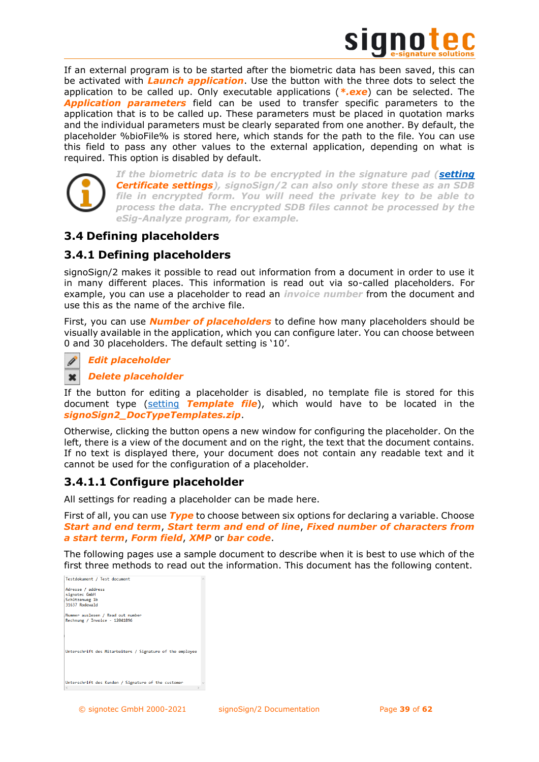If an external program is to be started after the biometric data has been saved, this can be activated with ***Launch application***. Use the button with the three dots to select the application to be called up. Only executable applications (***\*.exe***) can be selected. The ***Application parameters*** field can be used to transfer specific parameters to the application that is to be called up. These parameters must be placed in quotation marks and the individual parameters must be clearly separated from one another. By default, the placeholder %bioFile% is stored here, which stands for the path to the file. You can use this field to pass any other values to the external application, depending on what is required. This option is disabled by default.

> ***If the biometric data is to be encrypted in the signature pad (setting Certificate settings), signoSign/2 can also only store these as an SDB file in encrypted form. You will need the private key to be able to process the data. The encrypted SDB files cannot be processed by the eSig-Analyze program, for example.***

## 3.4 Defining placeholders

### 3.4.1 Defining placeholders

signoSign/2 makes it possible to read out information from a document in order to use it in many different places. This information is read out via so-called placeholders. For example, you can use a placeholder to read an ***invoice number*** from the document and use this as the name of the archive file.

First, you can use ***Number of placeholders*** to define how many placeholders should be visually available in the application, which you can configure later. You can choose between 0 and 30 placeholders. The default setting is '10'.

***Edit placeholder***

***Delete placeholder***

If the button for editing a placeholder is disabled, no template file is stored for this document type (setting ***Template file***), which would have to be located in the ***signoSign2_DocTypeTemplates.zip***.

Otherwise, clicking the button opens a new window for configuring the placeholder. On the left, there is a view of the document and on the right, the text that the document contains. If no text is displayed there, your document does not contain any readable text and it cannot be used for the configuration of a placeholder.

#### 3.4.1.1 Configure placeholder

All settings for reading a placeholder can be made here.

First of all, you can use ***Type*** to choose between six options for declaring a variable. Choose ***Start and end term***, ***Start term and end of line***, ***Fixed number of characters from a start term***, ***Form field***, ***XMP*** or ***bar code***.

The following pages use a sample document to describe when it is best to use which of the first three methods to read out the information. This document has the following content.

```
Testdokument / Test document

Adresse / address
signotec GmbH
Schützenweg 1b
31637 Rodewald

Nummer auslesen / Read out number
Rechnung / Invoice - 12041896



Unterschrift des Mitarbeiters / Signature of the employee



Unterschrift des Kunden / Signature of the customer
```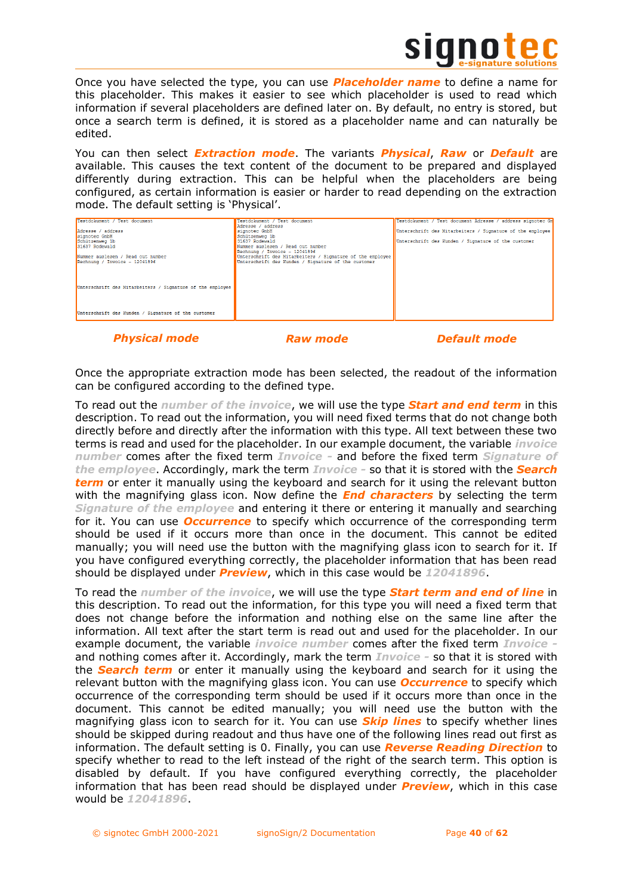Once you have selected the type, you can use ***Placeholder name*** to define a name for this placeholder. This makes it easier to see which placeholder is used to read which information if several placeholders are defined later on. By default, no entry is stored, but once a search term is defined, it is stored as a placeholder name and can naturally be edited.

You can then select ***Extraction mode***. The variants ***Physical***, ***Raw*** or ***Default*** are available. This causes the text content of the document to be prepared and displayed differently during extraction. This can be helpful when the placeholders are being configured, as certain information is easier or harder to read depending on the extraction mode. The default setting is 'Physical'.

| Physical mode | Raw mode | Default mode |
|---|---|---|
| Testdokument / Test document<br><br>Adresse / address<br>signotec GmbH<br>Schützenweg 1b<br>31637 Rodewald<br><br>Nummer auslesen / Read out number<br>Rechnung / Invoice - 12041896<br><br><br>Unterschrift des Mitarbeiters / Signature of the employee<br><br><br>Unterschrift des Kunden / Signature of the customer | Testdokument / Test document<br>Adresse / address<br>signotec GmbH<br>Schützenweg 1b<br>31637 Rodewald<br>Nummer auslesen / Read out number<br>Rechnung / Invoice - 12041896<br>Unterschrift des Mitarbeiters / Signature of the employee<br>Unterschrift des Kunden / Signature of the customer | Testdokument / Test document Adresse / address signotec Gm<br><br>Unterschrift des Mitarbeiters / Signature of the employee<br><br>Unterschrift des Kunden / Signature of the customer |

Once the appropriate extraction mode has been selected, the readout of the information can be configured according to the defined type.

To read out the ***number of the invoice***, we will use the type ***Start and end term*** in this description. To read out the information, you will need fixed terms that do not change both directly before and directly after the information with this type. All text between these two terms is read and used for the placeholder. In our example document, the variable ***invoice number*** comes after the fixed term ***Invoice -*** and before the fixed term ***Signature of the employee***. Accordingly, mark the term ***Invoice -*** so that it is stored with the ***Search term*** or enter it manually using the keyboard and search for it using the relevant button with the magnifying glass icon. Now define the ***End characters*** by selecting the term ***Signature of the employee*** and entering it there or entering it manually and searching for it. You can use ***Occurrence*** to specify which occurrence of the corresponding term should be used if it occurs more than once in the document. This cannot be edited manually; you will need use the button with the magnifying glass icon to search for it. If you have configured everything correctly, the placeholder information that has been read should be displayed under ***Preview***, which in this case would be ***12041896***.

To read the ***number of the invoice***, we will use the type ***Start term and end of line*** in this description. To read out the information, for this type you will need a fixed term that does not change before the information and nothing else on the same line after the information. All text after the start term is read out and used for the placeholder. In our example document, the variable ***invoice number*** comes after the fixed term ***Invoice -*** and nothing comes after it. Accordingly, mark the term ***Invoice -*** so that it is stored with the ***Search term*** or enter it manually using the keyboard and search for it using the relevant button with the magnifying glass icon. You can use ***Occurrence*** to specify which occurrence of the corresponding term should be used if it occurs more than once in the document. This cannot be edited manually; you will need use the button with the magnifying glass icon to search for it. You can use ***Skip lines*** to specify whether lines should be skipped during readout and thus have one of the following lines read out first as information. The default setting is 0. Finally, you can use ***Reverse Reading Direction*** to specify whether to read to the left instead of the right of the search term. This option is disabled by default. If you have configured everything correctly, the placeholder information that has been read should be displayed under ***Preview***, which in this case would be ***12041896***.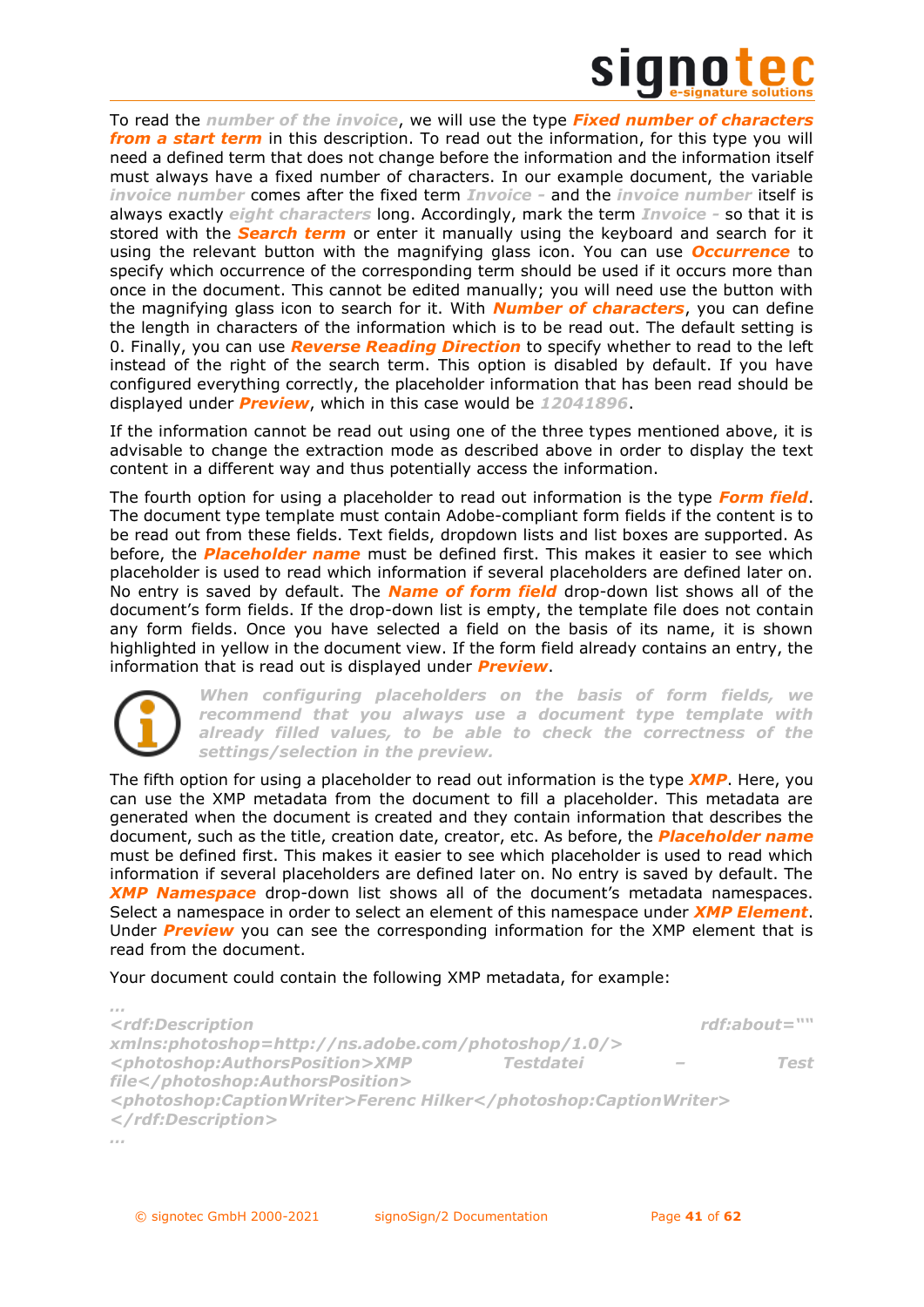To read the *number of the invoice*, we will use the type ***Fixed number of characters from a start term*** in this description. To read out the information, for this type you will need a defined term that does not change before the information and the information itself must always have a fixed number of characters. In our example document, the variable *invoice number* comes after the fixed term *Invoice -* and the *invoice number* itself is always exactly *eight characters* long. Accordingly, mark the term *Invoice -* so that it is stored with the ***Search term*** or enter it manually using the keyboard and search for it using the relevant button with the magnifying glass icon. You can use ***Occurrence*** to specify which occurrence of the corresponding term should be used if it occurs more than once in the document. This cannot be edited manually; you will need use the button with the magnifying glass icon to search for it. With ***Number of characters***, you can define the length in characters of the information which is to be read out. The default setting is 0. Finally, you can use ***Reverse Reading Direction*** to specify whether to read to the left instead of the right of the search term. This option is disabled by default. If you have configured everything correctly, the placeholder information that has been read should be displayed under ***Preview***, which in this case would be *12041896*.

If the information cannot be read out using one of the three types mentioned above, it is advisable to change the extraction mode as described above in order to display the text content in a different way and thus potentially access the information.

The fourth option for using a placeholder to read out information is the type ***Form field***. The document type template must contain Adobe-compliant form fields if the content is to be read out from these fields. Text fields, dropdown lists and list boxes are supported. As before, the ***Placeholder name*** must be defined first. This makes it easier to see which placeholder is used to read which information if several placeholders are defined later on. No entry is saved by default. The ***Name of form field*** drop-down list shows all of the document's form fields. If the drop-down list is empty, the template file does not contain any form fields. Once you have selected a field on the basis of its name, it is shown highlighted in yellow in the document view. If the form field already contains an entry, the information that is read out is displayed under ***Preview***.

> ***When configuring placeholders on the basis of form fields, we recommend that you always use a document type template with already filled values, to be able to check the correctness of the settings/selection in the preview.***

The fifth option for using a placeholder to read out information is the type ***XMP***. Here, you can use the XMP metadata from the document to fill a placeholder. This metadata are generated when the document is created and they contain information that describes the document, such as the title, creation date, creator, etc. As before, the ***Placeholder name*** must be defined first. This makes it easier to see which placeholder is used to read which information if several placeholders are defined later on. No entry is saved by default. The ***XMP Namespace*** drop-down list shows all of the document's metadata namespaces. Select a namespace in order to select an element of this namespace under ***XMP Element***. Under ***Preview*** you can see the corresponding information for the XMP element that is read from the document.

Your document could contain the following XMP metadata, for example:

```
...
<rdf:Description rdf:about=""
xmlns:photoshop=http://ns.adobe.com/photoshop/1.0/>
<photoshop:AuthorsPosition>XMP Testdatei – Test file</photoshop:AuthorsPosition>
<photoshop:CaptionWriter>Ferenc Hilker</photoshop:CaptionWriter>
</rdf:Description>
...
```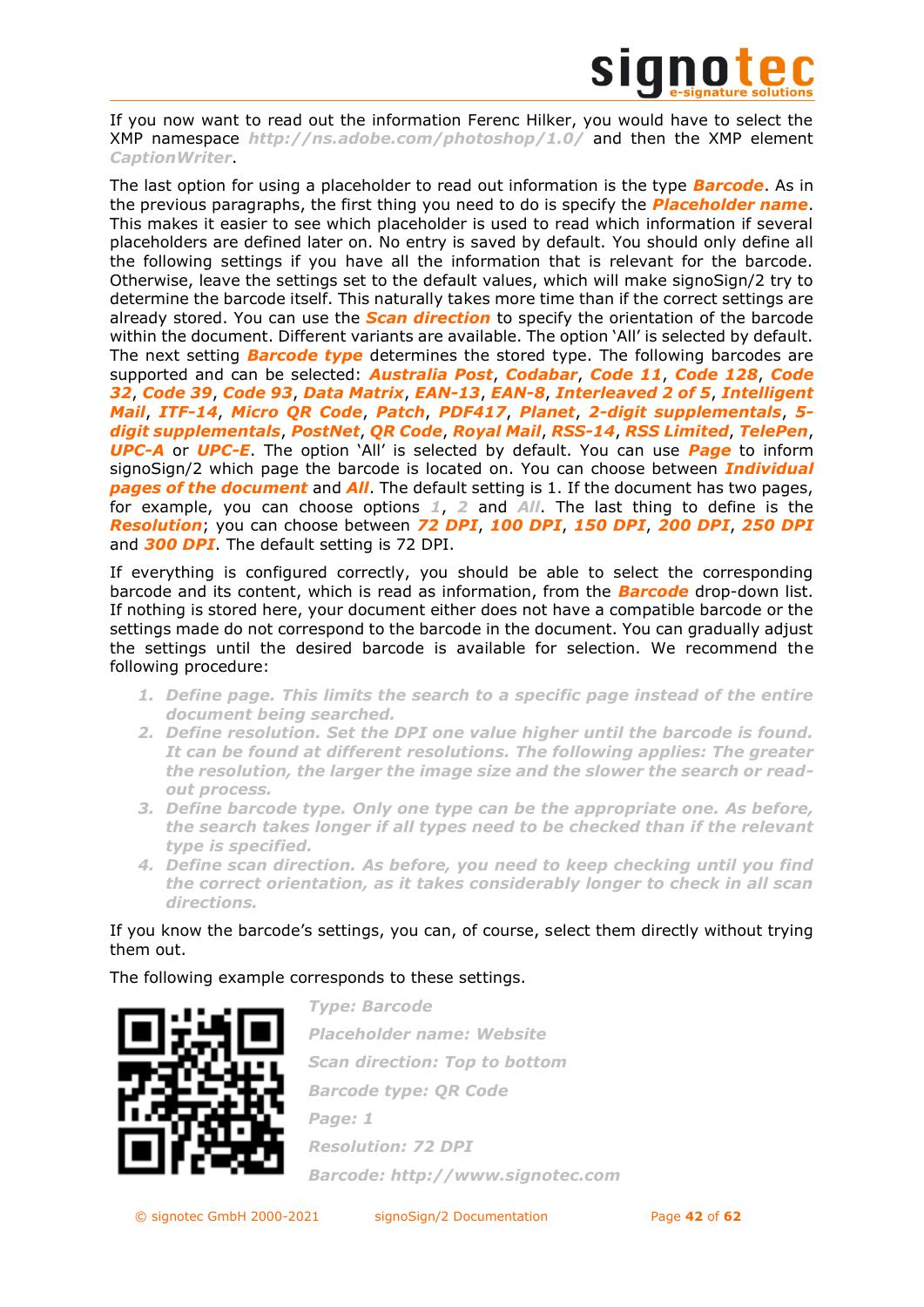If you now want to read out the information Ferenc Hilker, you would have to select the XMP namespace ***http://ns.adobe.com/photoshop/1.0/*** and then the XMP element ***CaptionWriter***.

The last option for using a placeholder to read out information is the type ***Barcode***. As in the previous paragraphs, the first thing you need to do is specify the ***Placeholder name***. This makes it easier to see which placeholder is used to read which information if several placeholders are defined later on. No entry is saved by default. You should only define all the following settings if you have all the information that is relevant for the barcode. Otherwise, leave the settings set to the default values, which will make signoSign/2 try to determine the barcode itself. This naturally takes more time than if the correct settings are already stored. You can use the ***Scan direction*** to specify the orientation of the barcode within the document. Different variants are available. The option 'All' is selected by default. The next setting ***Barcode type*** determines the stored type. The following barcodes are supported and can be selected: ***Australia Post***, ***Codabar***, ***Code 11***, ***Code 128***, ***Code 32***, ***Code 39***, ***Code 93***, ***Data Matrix***, ***EAN-13***, ***EAN-8***, ***Interleaved 2 of 5***, ***Intelligent Mail***, ***ITF-14***, ***Micro QR Code***, ***Patch***, ***PDF417***, ***Planet***, ***2-digit supplementals***, ***5-digit supplementals***, ***PostNet***, ***QR Code***, ***Royal Mail***, ***RSS-14***, ***RSS Limited***, ***TelePen***, ***UPC-A*** or ***UPC-E***. The option 'All' is selected by default. You can use ***Page*** to inform signoSign/2 which page the barcode is located on. You can choose between ***Individual pages of the document*** and ***All***. The default setting is 1. If the document has two pages, for example, you can choose options ***1***, ***2*** and ***All***. The last thing to define is the ***Resolution***; you can choose between ***72 DPI***, ***100 DPI***, ***150 DPI***, ***200 DPI***, ***250 DPI*** and ***300 DPI***. The default setting is 72 DPI.

If everything is configured correctly, you should be able to select the corresponding barcode and its content, which is read as information, from the ***Barcode*** drop-down list. If nothing is stored here, your document either does not have a compatible barcode or the settings made do not correspond to the barcode in the document. You can gradually adjust the settings until the desired barcode is available for selection. We recommend the following procedure:

1. ***Define page. This limits the search to a specific page instead of the entire document being searched.***
2. ***Define resolution. Set the DPI one value higher until the barcode is found. It can be found at different resolutions. The following applies: The greater the resolution, the larger the image size and the slower the search or read-out process.***
3. ***Define barcode type. Only one type can be the appropriate one. As before, the search takes longer if all types need to be checked than if the relevant type is specified.***
4. ***Define scan direction. As before, you need to keep checking until you find the correct orientation, as it takes considerably longer to check in all scan directions.***

If you know the barcode's settings, you can, of course, select them directly without trying them out.

The following example corresponds to these settings.

***Type: Barcode***

***Placeholder name: Website***

***Scan direction: Top to bottom***

***Barcode type: QR Code***

***Page: 1***

***Resolution: 72 DPI***

***Barcode: http://www.signotec.com***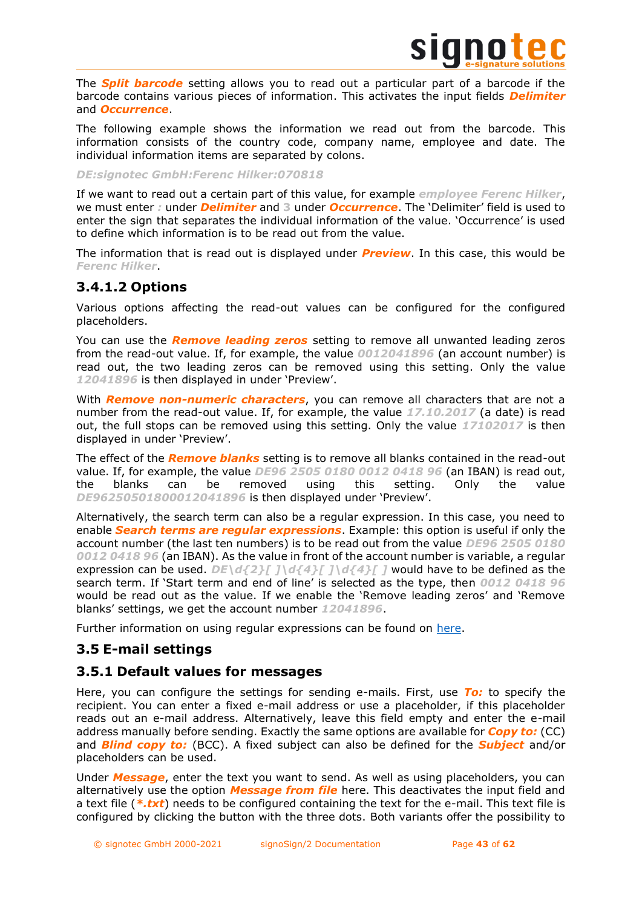The ***Split barcode*** setting allows you to read out a particular part of a barcode if the barcode contains various pieces of information. This activates the input fields ***Delimiter*** and ***Occurrence***.

The following example shows the information we read out from the barcode. This information consists of the country code, company name, employee and date. The individual information items are separated by colons.

***DE:signotec GmbH:Ferenc Hilker:070818***

If we want to read out a certain part of this value, for example ***employee Ferenc Hilker***, we must enter ***:*** under ***Delimiter*** and ***3*** under ***Occurrence***. The 'Delimiter' field is used to enter the sign that separates the individual information of the value. 'Occurrence' is used to define which information is to be read out from the value.

The information that is read out is displayed under ***Preview***. In this case, this would be ***Ferenc Hilker***.

### 3.4.1.2 Options

Various options affecting the read-out values can be configured for the configured placeholders.

You can use the ***Remove leading zeros*** setting to remove all unwanted leading zeros from the read-out value. If, for example, the value ***0012041896*** (an account number) is read out, the two leading zeros can be removed using this setting. Only the value ***12041896*** is then displayed in under 'Preview'.

With ***Remove non-numeric characters***, you can remove all characters that are not a number from the read-out value. If, for example, the value ***17.10.2017*** (a date) is read out, the full stops can be removed using this setting. Only the value ***17102017*** is then displayed in under 'Preview'.

The effect of the ***Remove blanks*** setting is to remove all blanks contained in the read-out value. If, for example, the value ***DE96 2505 0180 0012 0418 96*** (an IBAN) is read out, the blanks can be removed using this setting. Only the value ***DE96250501800012041896*** is then displayed under 'Preview'.

Alternatively, the search term can also be a regular expression. In this case, you need to enable ***Search terms are regular expressions***. Example: this option is useful if only the account number (the last ten numbers) is to be read out from the value ***DE96 2505 0180 0012 0418 96*** (an IBAN). As the value in front of the account number is variable, a regular expression can be used. ***DE\d{2}[ ]\d{4}[ ]\d{4}[ ]*** would have to be defined as the search term. If 'Start term and end of line' is selected as the type, then ***0012 0418 96*** would be read out as the value. If we enable the 'Remove leading zeros' and 'Remove blanks' settings, we get the account number ***12041896***.

Further information on using regular expressions can be found on here.

## 3.5 E-mail settings

### 3.5.1 Default values for messages

Here, you can configure the settings for sending e-mails. First, use ***To:*** to specify the recipient. You can enter a fixed e-mail address or use a placeholder, if this placeholder reads out an e-mail address. Alternatively, leave this field empty and enter the e-mail address manually before sending. Exactly the same options are available for ***Copy to:*** (CC) and ***Blind copy to:*** (BCC). A fixed subject can also be defined for the ***Subject*** and/or placeholders can be used.

Under ***Message***, enter the text you want to send. As well as using placeholders, you can alternatively use the option ***Message from file*** here. This deactivates the input field and a text file (***\*.txt***) needs to be configured containing the text for the e-mail. This text file is configured by clicking the button with the three dots. Both variants offer the possibility to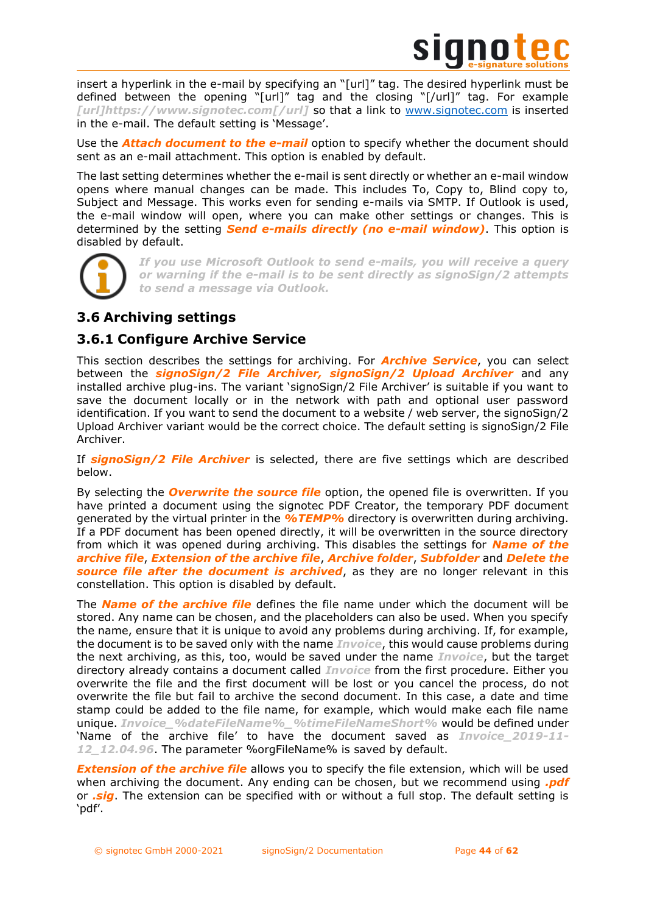insert a hyperlink in the e-mail by specifying an "[url]" tag. The desired hyperlink must be defined between the opening "[url]" tag and the closing "[/url]" tag. For example ***[url]https://www.signotec.com[/url]*** so that a link to www.signotec.com is inserted in the e-mail. The default setting is 'Message'.

Use the ***Attach document to the e-mail*** option to specify whether the document should sent as an e-mail attachment. This option is enabled by default.

The last setting determines whether the e-mail is sent directly or whether an e-mail window opens where manual changes can be made. This includes To, Copy to, Blind copy to, Subject and Message. This works even for sending e-mails via SMTP. If Outlook is used, the e-mail window will open, where you can make other settings or changes. This is determined by the setting ***Send e-mails directly (no e-mail window)***. This option is disabled by default.

***If you use Microsoft Outlook to send e-mails, you will receive a query or warning if the e-mail is to be sent directly as signoSign/2 attempts to send a message via Outlook.***

## 3.6 Archiving settings

### 3.6.1 Configure Archive Service

This section describes the settings for archiving. For ***Archive Service***, you can select between the ***signoSign/2 File Archiver, signoSign/2 Upload Archiver*** and any installed archive plug-ins. The variant 'signoSign/2 File Archiver' is suitable if you want to save the document locally or in the network with path and optional user password identification. If you want to send the document to a website / web server, the signoSign/2 Upload Archiver variant would be the correct choice. The default setting is signoSign/2 File Archiver.

If ***signoSign/2 File Archiver*** is selected, there are five settings which are described below.

By selecting the ***Overwrite the source file*** option, the opened file is overwritten. If you have printed a document using the signotec PDF Creator, the temporary PDF document generated by the virtual printer in the ***%TEMP%*** directory is overwritten during archiving. If a PDF document has been opened directly, it will be overwritten in the source directory from which it was opened during archiving. This disables the settings for ***Name of the archive file***, ***Extension of the archive file***, ***Archive folder***, ***Subfolder*** and ***Delete the source file after the document is archived***, as they are no longer relevant in this constellation. This option is disabled by default.

The ***Name of the archive file*** defines the file name under which the document will be stored. Any name can be chosen, and the placeholders can also be used. When you specify the name, ensure that it is unique to avoid any problems during archiving. If, for example, the document is to be saved only with the name ***Invoice***, this would cause problems during the next archiving, as this, too, would be saved under the name ***Invoice***, but the target directory already contains a document called ***Invoice*** from the first procedure. Either you overwrite the file and the first document will be lost or you cancel the process, do not overwrite the file but fail to archive the second document. In this case, a date and time stamp could be added to the file name, for example, which would make each file name unique. ***Invoice_%dateFileName%_%timeFileNameShort%*** would be defined under 'Name of the archive file' to have the document saved as ***Invoice_2019-11-12_12.04.96***. The parameter %orgFileName% is saved by default.

***Extension of the archive file*** allows you to specify the file extension, which will be used when archiving the document. Any ending can be chosen, but we recommend using ***.pdf*** or ***.sig***. The extension can be specified with or without a full stop. The default setting is 'pdf'.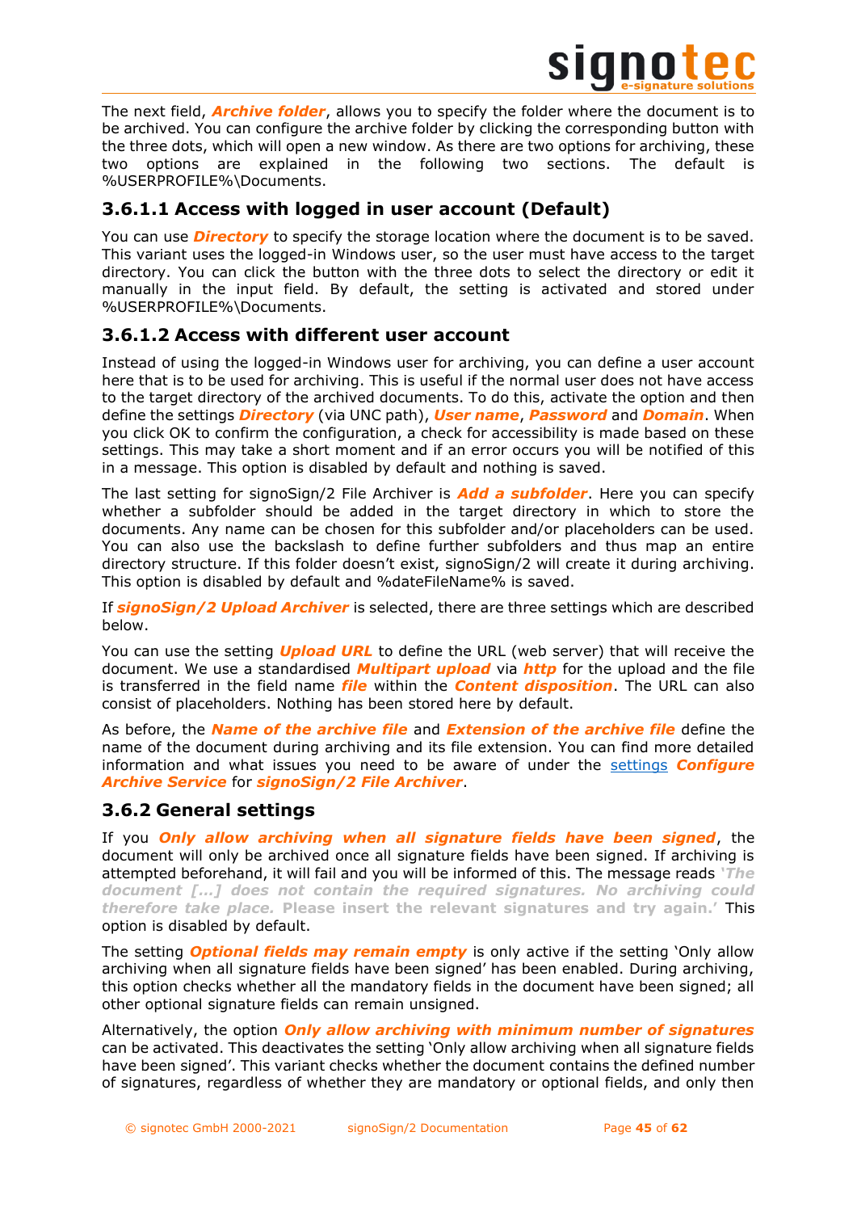The next field, ***Archive folder***, allows you to specify the folder where the document is to be archived. You can configure the archive folder by clicking the corresponding button with the three dots, which will open a new window. As there are two options for archiving, these two options are explained in the following two sections. The default is %USERPROFILE%\Documents.

### 3.6.1.1 Access with logged in user account (Default)

You can use ***Directory*** to specify the storage location where the document is to be saved. This variant uses the logged-in Windows user, so the user must have access to the target directory. You can click the button with the three dots to select the directory or edit it manually in the input field. By default, the setting is activated and stored under %USERPROFILE%\Documents.

### 3.6.1.2 Access with different user account

Instead of using the logged-in Windows user for archiving, you can define a user account here that is to be used for archiving. This is useful if the normal user does not have access to the target directory of the archived documents. To do this, activate the option and then define the settings ***Directory*** (via UNC path), ***User name***, ***Password*** and ***Domain***. When you click OK to confirm the configuration, a check for accessibility is made based on these settings. This may take a short moment and if an error occurs you will be notified of this in a message. This option is disabled by default and nothing is saved.

The last setting for signoSign/2 File Archiver is ***Add a subfolder***. Here you can specify whether a subfolder should be added in the target directory in which to store the documents. Any name can be chosen for this subfolder and/or placeholders can be used. You can also use the backslash to define further subfolders and thus map an entire directory structure. If this folder doesn't exist, signoSign/2 will create it during archiving. This option is disabled by default and %dateFileName% is saved.

If ***signoSign/2 Upload Archiver*** is selected, there are three settings which are described below.

You can use the setting ***Upload URL*** to define the URL (web server) that will receive the document. We use a standardised ***Multipart upload*** via ***http*** for the upload and the file is transferred in the field name ***file*** within the ***Content disposition***. The URL can also consist of placeholders. Nothing has been stored here by default.

As before, the ***Name of the archive file*** and ***Extension of the archive file*** define the name of the document during archiving and its file extension. You can find more detailed information and what issues you need to be aware of under the settings ***Configure Archive Service*** for ***signoSign/2 File Archiver***.

## 3.6.2 General settings

If you ***Only allow archiving when all signature fields have been signed***, the document will only be archived once all signature fields have been signed. If archiving is attempted beforehand, it will fail and you will be informed of this. The message reads ***'The document […] does not contain the required signatures. No archiving could therefore take place.*** **Please insert the relevant signatures and try again.'** This option is disabled by default.

The setting ***Optional fields may remain empty*** is only active if the setting 'Only allow archiving when all signature fields have been signed' has been enabled. During archiving, this option checks whether all the mandatory fields in the document have been signed; all other optional signature fields can remain unsigned.

Alternatively, the option ***Only allow archiving with minimum number of signatures*** can be activated. This deactivates the setting 'Only allow archiving when all signature fields have been signed'. This variant checks whether the document contains the defined number of signatures, regardless of whether they are mandatory or optional fields, and only then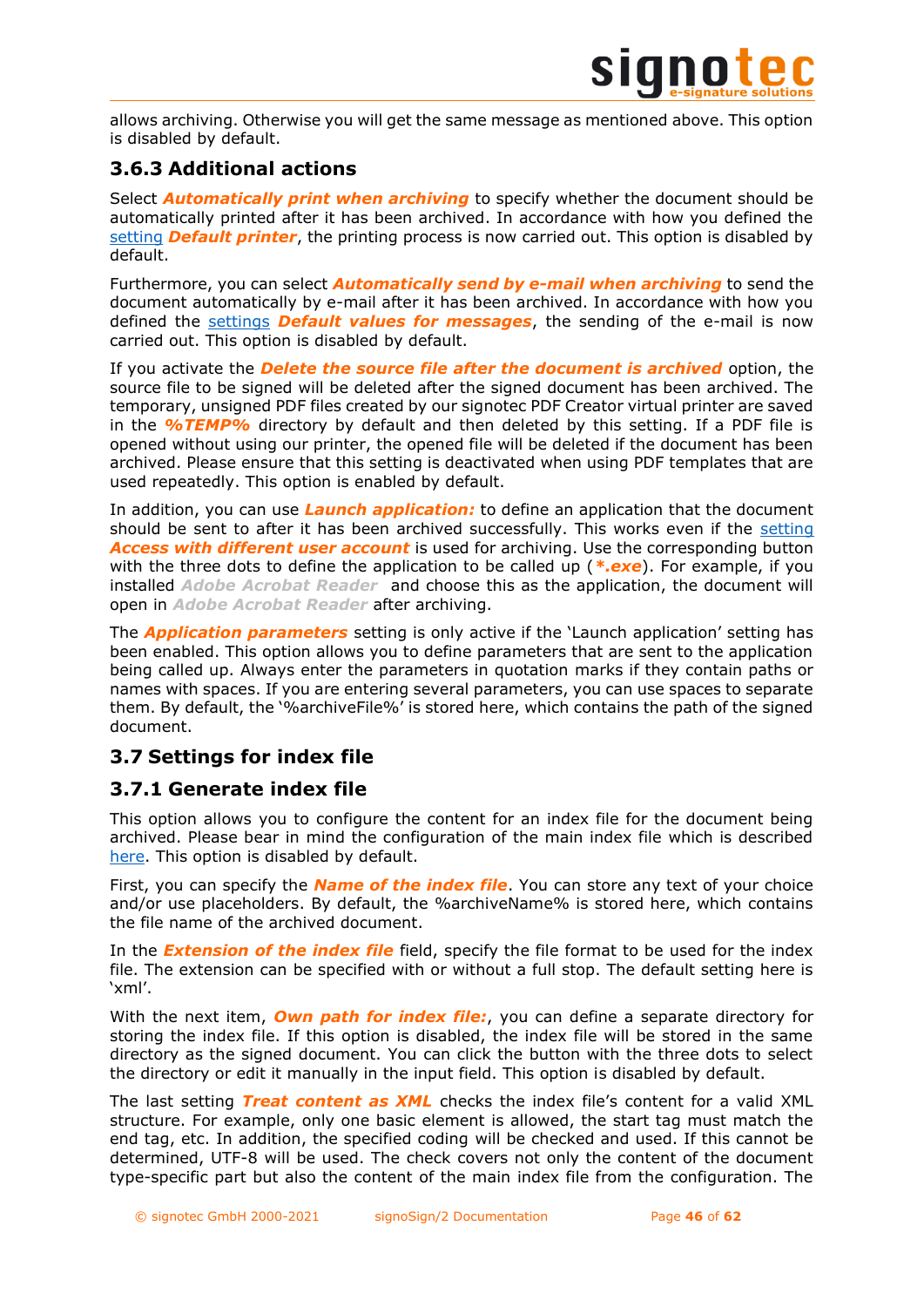allows archiving. Otherwise you will get the same message as mentioned above. This option is disabled by default.

### 3.6.3 Additional actions

Select ***Automatically print when archiving*** to specify whether the document should be automatically printed after it has been archived. In accordance with how you defined the setting ***Default printer***, the printing process is now carried out. This option is disabled by default.

Furthermore, you can select ***Automatically send by e-mail when archiving*** to send the document automatically by e-mail after it has been archived. In accordance with how you defined the settings ***Default values for messages***, the sending of the e-mail is now carried out. This option is disabled by default.

If you activate the ***Delete the source file after the document is archived*** option, the source file to be signed will be deleted after the signed document has been archived. The temporary, unsigned PDF files created by our signotec PDF Creator virtual printer are saved in the ***%TEMP%*** directory by default and then deleted by this setting. If a PDF file is opened without using our printer, the opened file will be deleted if the document has been archived. Please ensure that this setting is deactivated when using PDF templates that are used repeatedly. This option is enabled by default.

In addition, you can use ***Launch application:*** to define an application that the document should be sent to after it has been archived successfully. This works even if the setting ***Access with different user account*** is used for archiving. Use the corresponding button with the three dots to define the application to be called up (***\*.exe***). For example, if you installed ***Adobe Acrobat Reader*** and choose this as the application, the document will open in ***Adobe Acrobat Reader*** after archiving.

The ***Application parameters*** setting is only active if the 'Launch application' setting has been enabled. This option allows you to define parameters that are sent to the application being called up. Always enter the parameters in quotation marks if they contain paths or names with spaces. If you are entering several parameters, you can use spaces to separate them. By default, the '%archiveFile%' is stored here, which contains the path of the signed document.

## 3.7 Settings for index file

### 3.7.1 Generate index file

This option allows you to configure the content for an index file for the document being archived. Please bear in mind the configuration of the main index file which is described here. This option is disabled by default.

First, you can specify the ***Name of the index file***. You can store any text of your choice and/or use placeholders. By default, the %archiveName% is stored here, which contains the file name of the archived document.

In the ***Extension of the index file*** field, specify the file format to be used for the index file. The extension can be specified with or without a full stop. The default setting here is 'xml'.

With the next item, ***Own path for index file:***, you can define a separate directory for storing the index file. If this option is disabled, the index file will be stored in the same directory as the signed document. You can click the button with the three dots to select the directory or edit it manually in the input field. This option is disabled by default.

The last setting ***Treat content as XML*** checks the index file's content for a valid XML structure. For example, only one basic element is allowed, the start tag must match the end tag, etc. In addition, the specified coding will be checked and used. If this cannot be determined, UTF-8 will be used. The check covers not only the content of the document type-specific part but also the content of the main index file from the configuration. The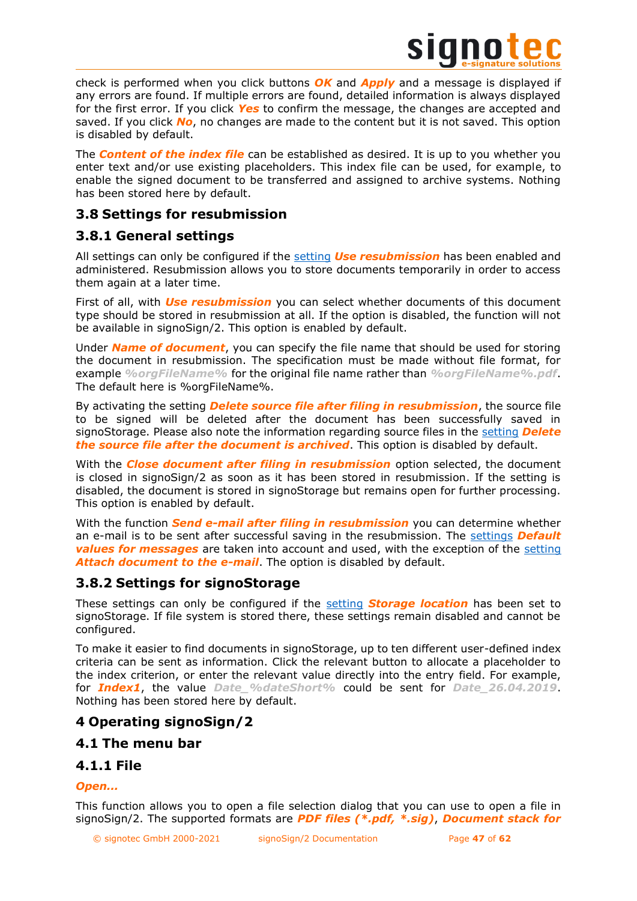check is performed when you click buttons ***OK*** and ***Apply*** and a message is displayed if any errors are found. If multiple errors are found, detailed information is always displayed for the first error. If you click ***Yes*** to confirm the message, the changes are accepted and saved. If you click ***No***, no changes are made to the content but it is not saved. This option is disabled by default.

The ***Content of the index file*** can be established as desired. It is up to you whether you enter text and/or use existing placeholders. This index file can be used, for example, to enable the signed document to be transferred and assigned to archive systems. Nothing has been stored here by default.

## 3.8 Settings for resubmission

### 3.8.1 General settings

All settings can only be configured if the setting ***Use resubmission*** has been enabled and administered. Resubmission allows you to store documents temporarily in order to access them again at a later time.

First of all, with ***Use resubmission*** you can select whether documents of this document type should be stored in resubmission at all. If the option is disabled, the function will not be available in signoSign/2. This option is enabled by default.

Under ***Name of document***, you can specify the file name that should be used for storing the document in resubmission. The specification must be made without file format, for example ***%orgFileName%*** for the original file name rather than ***%orgFileName%.pdf***. The default here is %orgFileName%.

By activating the setting ***Delete source file after filing in resubmission***, the source file to be signed will be deleted after the document has been successfully saved in signoStorage. Please also note the information regarding source files in the setting ***Delete the source file after the document is archived***. This option is disabled by default.

With the ***Close document after filing in resubmission*** option selected, the document is closed in signoSign/2 as soon as it has been stored in resubmission. If the setting is disabled, the document is stored in signoStorage but remains open for further processing. This option is enabled by default.

With the function ***Send e-mail after filing in resubmission*** you can determine whether an e-mail is to be sent after successful saving in the resubmission. The settings ***Default values for messages*** are taken into account and used, with the exception of the setting ***Attach document to the e-mail***. The option is disabled by default.

### 3.8.2 Settings for signoStorage

These settings can only be configured if the setting ***Storage location*** has been set to signoStorage. If file system is stored there, these settings remain disabled and cannot be configured.

To make it easier to find documents in signoStorage, up to ten different user-defined index criteria can be sent as information. Click the relevant button to allocate a placeholder to the index criterion, or enter the relevant value directly into the entry field. For example, for ***Index1***, the value ***Date_%dateShort%*** could be sent for ***Date_26.04.2019***. Nothing has been stored here by default.

# 4 Operating signoSign/2

## 4.1 The menu bar

### 4.1.1 File

***Open…***

This function allows you to open a file selection dialog that you can use to open a file in signoSign/2. The supported formats are ***PDF files (*.pdf, *.sig)***, ***Document stack for***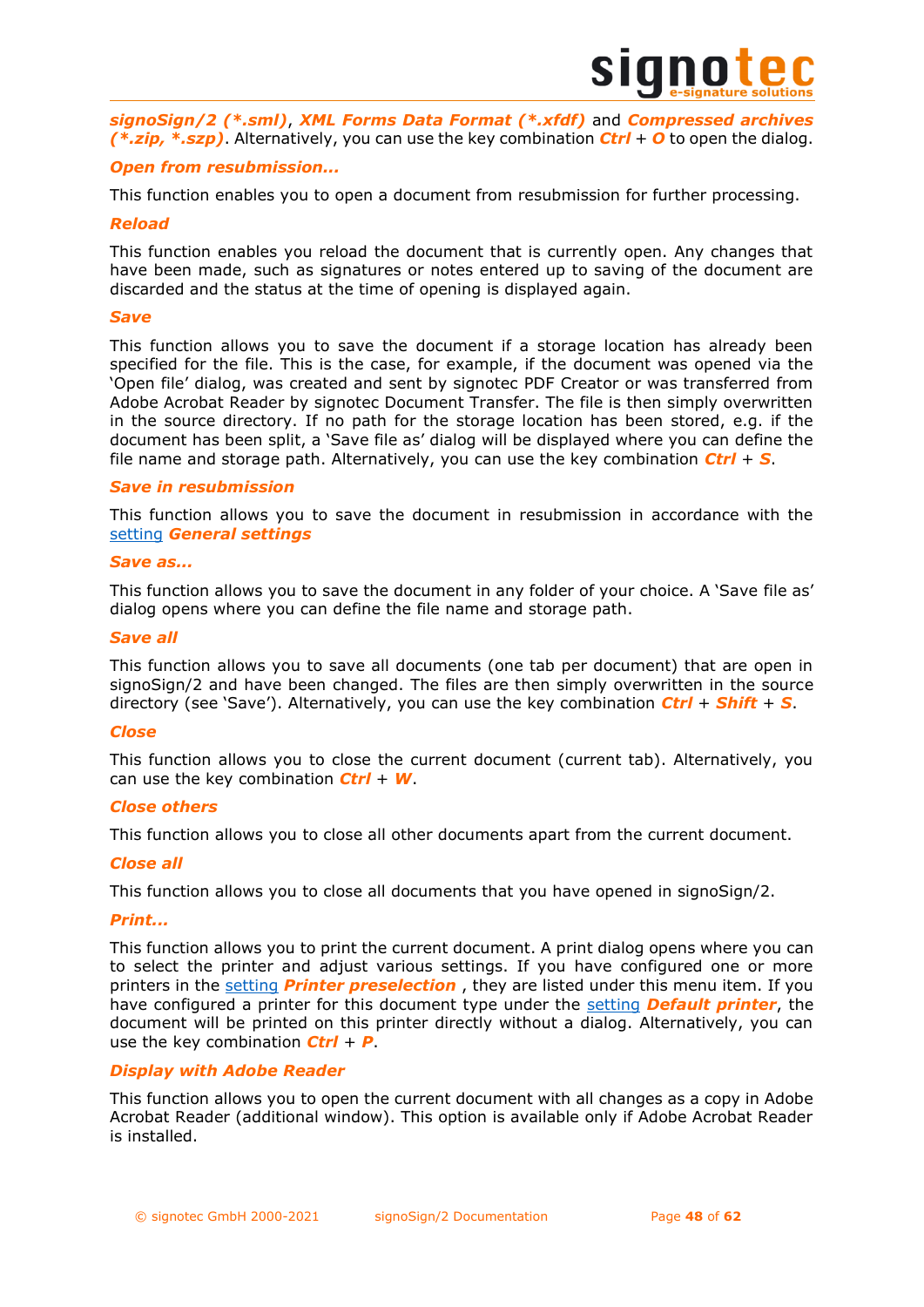***signoSign/2 (*.sml)***, ***XML Forms Data Format (*.xfdf)*** and ***Compressed archives (*.zip, *.szp)***. Alternatively, you can use the key combination ***Ctrl*** + ***O*** to open the dialog.

### *Open from resubmission...*

This function enables you to open a document from resubmission for further processing.

### *Reload*

This function enables you reload the document that is currently open. Any changes that have been made, such as signatures or notes entered up to saving of the document are discarded and the status at the time of opening is displayed again.

### *Save*

This function allows you to save the document if a storage location has already been specified for the file. This is the case, for example, if the document was opened via the 'Open file' dialog, was created and sent by signotec PDF Creator or was transferred from Adobe Acrobat Reader by signotec Document Transfer. The file is then simply overwritten in the source directory. If no path for the storage location has been stored, e.g. if the document has been split, a 'Save file as' dialog will be displayed where you can define the file name and storage path. Alternatively, you can use the key combination ***Ctrl*** + ***S***.

### *Save in resubmission*

This function allows you to save the document in resubmission in accordance with the setting ***General settings***

### *Save as...*

This function allows you to save the document in any folder of your choice. A 'Save file as' dialog opens where you can define the file name and storage path.

### *Save all*

This function allows you to save all documents (one tab per document) that are open in signoSign/2 and have been changed. The files are then simply overwritten in the source directory (see 'Save'). Alternatively, you can use the key combination ***Ctrl*** + ***Shift*** + ***S***.

### *Close*

This function allows you to close the current document (current tab). Alternatively, you can use the key combination ***Ctrl*** + ***W***.

### *Close others*

This function allows you to close all other documents apart from the current document.

### *Close all*

This function allows you to close all documents that you have opened in signoSign/2.

### *Print...*

This function allows you to print the current document. A print dialog opens where you can to select the printer and adjust various settings. If you have configured one or more printers in the setting ***Printer preselection*** , they are listed under this menu item. If you have configured a printer for this document type under the setting ***Default printer***, the document will be printed on this printer directly without a dialog. Alternatively, you can use the key combination ***Ctrl*** + ***P***.

### *Display with Adobe Reader*

This function allows you to open the current document with all changes as a copy in Adobe Acrobat Reader (additional window). This option is available only if Adobe Acrobat Reader is installed.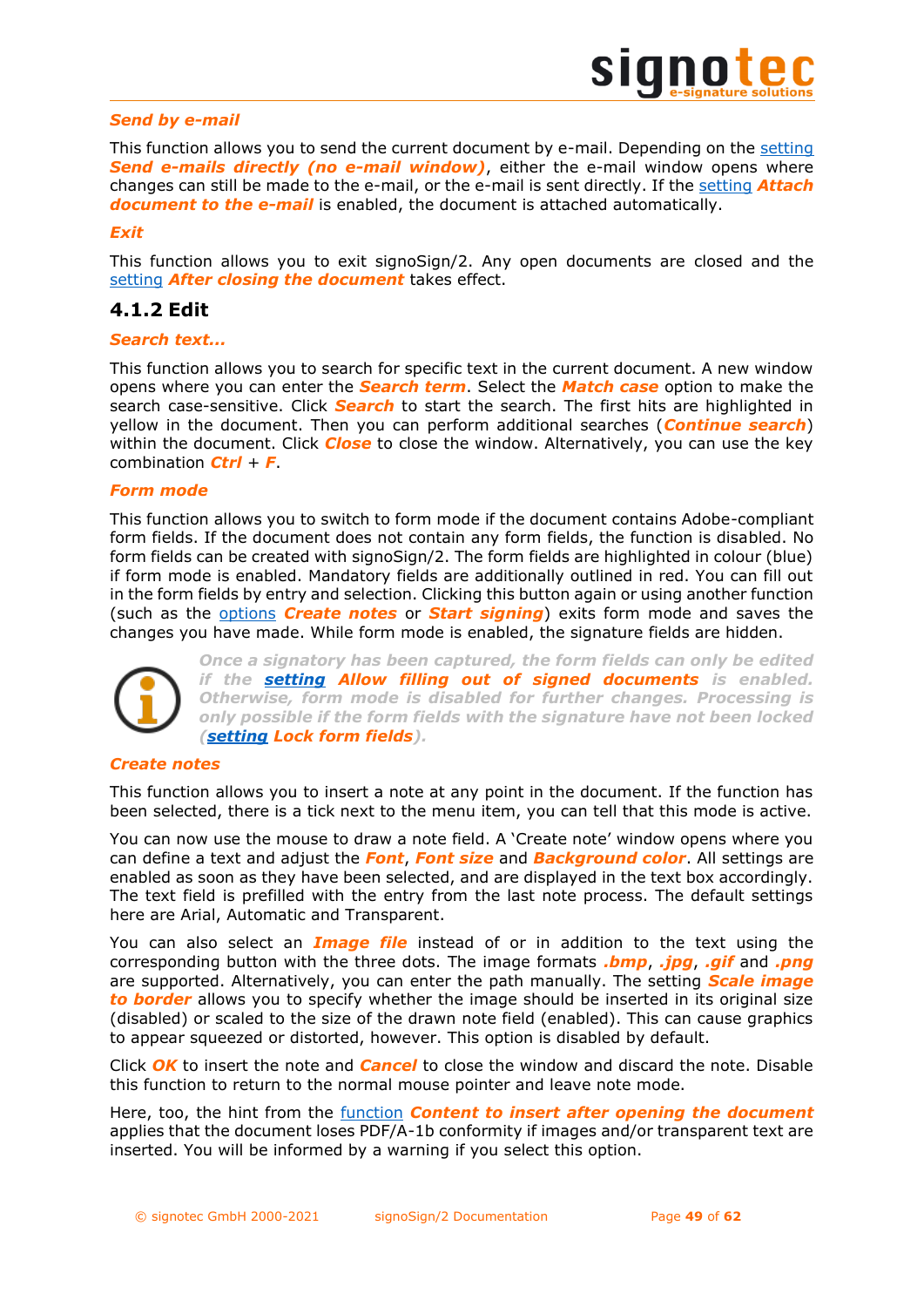### Send by e-mail

This function allows you to send the current document by e-mail. Depending on the setting ***Send e-mails directly (no e-mail window)***, either the e-mail window opens where changes can still be made to the e-mail, or the e-mail is sent directly. If the setting ***Attach document to the e-mail*** is enabled, the document is attached automatically.

### Exit

This function allows you to exit signoSign/2. Any open documents are closed and the setting ***After closing the document*** takes effect.

## 4.1.2 Edit

### Search text...

This function allows you to search for specific text in the current document. A new window opens where you can enter the ***Search term***. Select the ***Match case*** option to make the search case-sensitive. Click ***Search*** to start the search. The first hits are highlighted in yellow in the document. Then you can perform additional searches (***Continue search***) within the document. Click ***Close*** to close the window. Alternatively, you can use the key combination ***Ctrl*** + ***F***.

### Form mode

This function allows you to switch to form mode if the document contains Adobe-compliant form fields. If the document does not contain any form fields, the function is disabled. No form fields can be created with signoSign/2. The form fields are highlighted in colour (blue) if form mode is enabled. Mandatory fields are additionally outlined in red. You can fill out in the form fields by entry and selection. Clicking this button again or using another function (such as the options ***Create notes*** or ***Start signing***) exits form mode and saves the changes you have made. While form mode is enabled, the signature fields are hidden.

*Once a signatory has been captured, the form fields can only be edited if the* ***setting Allow filling out of signed documents*** *is enabled. Otherwise, form mode is disabled for further changes. Processing is only possible if the form fields with the signature have not been locked (****setting Lock form fields****).*

### Create notes

This function allows you to insert a note at any point in the document. If the function has been selected, there is a tick next to the menu item, you can tell that this mode is active.

You can now use the mouse to draw a note field. A 'Create note' window opens where you can define a text and adjust the ***Font***, ***Font size*** and ***Background color***. All settings are enabled as soon as they have been selected, and are displayed in the text box accordingly. The text field is prefilled with the entry from the last note process. The default settings here are Arial, Automatic and Transparent.

You can also select an ***Image file*** instead of or in addition to the text using the corresponding button with the three dots. The image formats ***.bmp***, ***.jpg***, ***.gif*** and ***.png*** are supported. Alternatively, you can enter the path manually. The setting ***Scale image to border*** allows you to specify whether the image should be inserted in its original size (disabled) or scaled to the size of the drawn note field (enabled). This can cause graphics to appear squeezed or distorted, however. This option is disabled by default.

Click ***OK*** to insert the note and ***Cancel*** to close the window and discard the note. Disable this function to return to the normal mouse pointer and leave note mode.

Here, too, the hint from the function ***Content to insert after opening the document*** applies that the document loses PDF/A-1b conformity if images and/or transparent text are inserted. You will be informed by a warning if you select this option.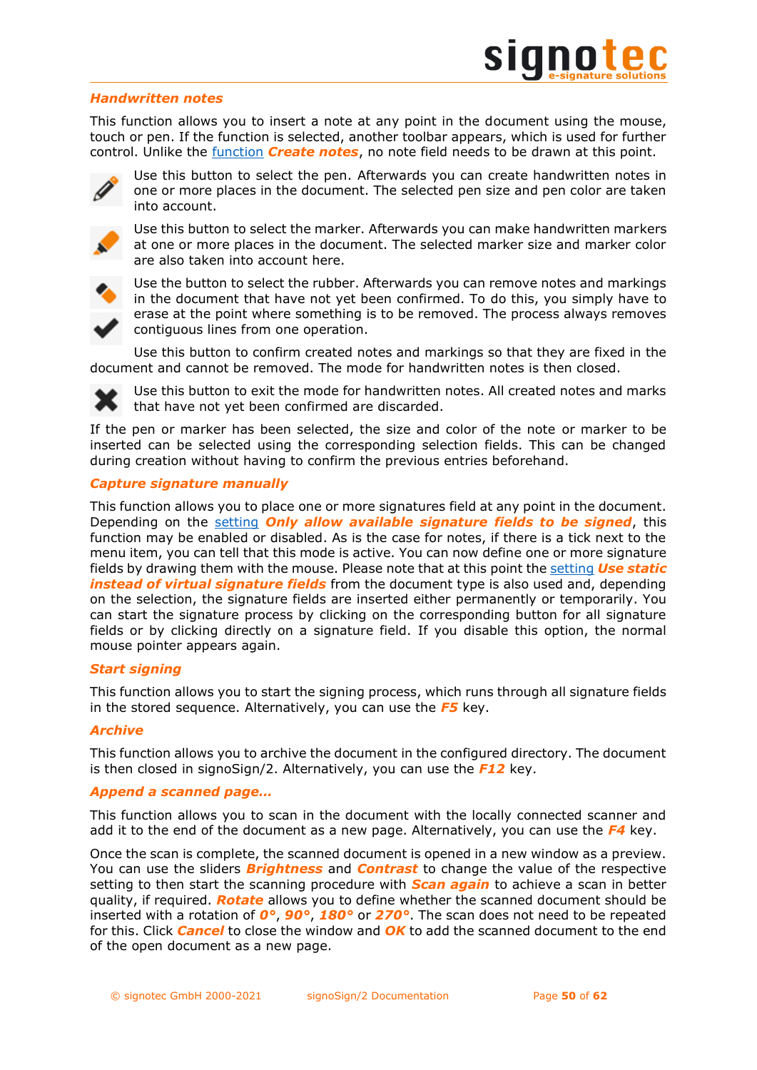### *Handwritten notes*

This function allows you to insert a note at any point in the document using the mouse, touch or pen. If the function is selected, another toolbar appears, which is used for further control. Unlike the function ***Create notes***, no note field needs to be drawn at this point.

Use this button to select the pen. Afterwards you can create handwritten notes in one or more places in the document. The selected pen size and pen color are taken into account.

Use this button to select the marker. Afterwards you can make handwritten markers at one or more places in the document. The selected marker size and marker color are also taken into account here.

Use the button to select the rubber. Afterwards you can remove notes and markings in the document that have not yet been confirmed. To do this, you simply have to erase at the point where something is to be removed. The process always removes contiguous lines from one operation.

Use this button to confirm created notes and markings so that they are fixed in the document and cannot be removed. The mode for handwritten notes is then closed.

Use this button to exit the mode for handwritten notes. All created notes and marks that have not yet been confirmed are discarded.

If the pen or marker has been selected, the size and color of the note or marker to be inserted can be selected using the corresponding selection fields. This can be changed during creation without having to confirm the previous entries beforehand.

### *Capture signature manually*

This function allows you to place one or more signatures field at any point in the document. Depending on the setting ***Only allow available signature fields to be signed***, this function may be enabled or disabled. As is the case for notes, if there is a tick next to the menu item, you can tell that this mode is active. You can now define one or more signature fields by drawing them with the mouse. Please note that at this point the setting ***Use static instead of virtual signature fields*** from the document type is also used and, depending on the selection, the signature fields are inserted either permanently or temporarily. You can start the signature process by clicking on the corresponding button for all signature fields or by clicking directly on a signature field. If you disable this option, the normal mouse pointer appears again.

### *Start signing*

This function allows you to start the signing process, which runs through all signature fields in the stored sequence. Alternatively, you can use the ***F5*** key.

### *Archive*

This function allows you to archive the document in the configured directory. The document is then closed in signoSign/2. Alternatively, you can use the ***F12*** key.

### *Append a scanned page…*

This function allows you to scan in the document with the locally connected scanner and add it to the end of the document as a new page. Alternatively, you can use the ***F4*** key.

Once the scan is complete, the scanned document is opened in a new window as a preview. You can use the sliders ***Brightness*** and ***Contrast*** to change the value of the respective setting to then start the scanning procedure with ***Scan again*** to achieve a scan in better quality, if required. ***Rotate*** allows you to define whether the scanned document should be inserted with a rotation of ***0°***, ***90°***, ***180°*** or ***270°***. The scan does not need to be repeated for this. Click ***Cancel*** to close the window and ***OK*** to add the scanned document to the end of the open document as a new page.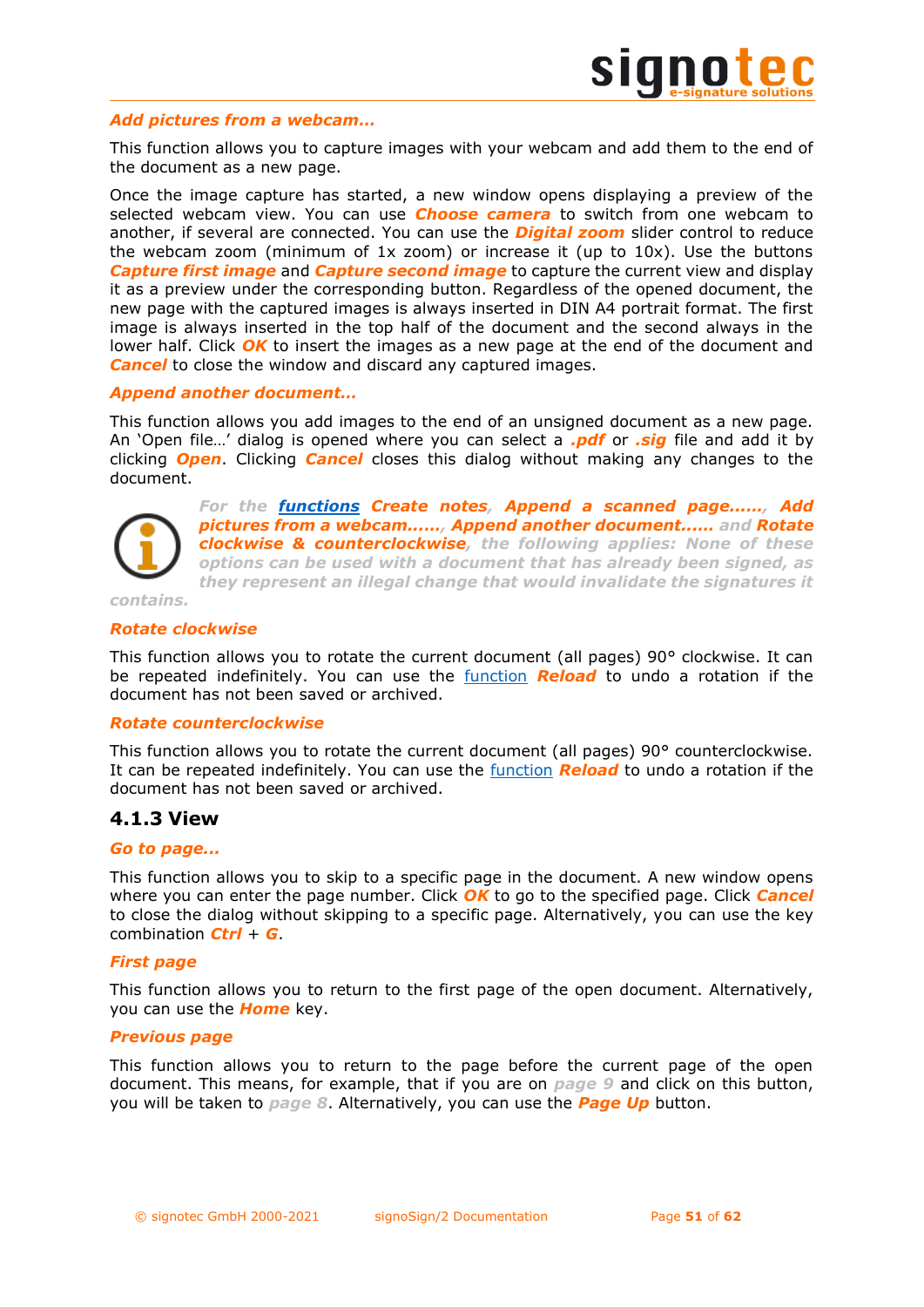***Add pictures from a webcam…***

This function allows you to capture images with your webcam and add them to the end of the document as a new page.

Once the image capture has started, a new window opens displaying a preview of the selected webcam view. You can use ***Choose camera*** to switch from one webcam to another, if several are connected. You can use the ***Digital zoom*** slider control to reduce the webcam zoom (minimum of 1x zoom) or increase it (up to 10x). Use the buttons ***Capture first image*** and ***Capture second image*** to capture the current view and display it as a preview under the corresponding button. Regardless of the opened document, the new page with the captured images is always inserted in DIN A4 portrait format. The first image is always inserted in the top half of the document and the second always in the lower half. Click ***OK*** to insert the images as a new page at the end of the document and ***Cancel*** to close the window and discard any captured images.

***Append another document…***

This function allows you add images to the end of an unsigned document as a new page. An 'Open file…' dialog is opened where you can select a ***.pdf*** or ***.sig*** file and add it by clicking ***Open***. Clicking ***Cancel*** closes this dialog without making any changes to the document.

*For the* ***functions*** ***Create notes***, ***Append a scanned page……***, ***Add pictures from a webcam……***, ***Append another document……*** *and* ***Rotate clockwise & counterclockwise***, *the following applies: None of these options can be used with a document that has already been signed, as they represent an illegal change that would invalidate the signatures it contains.*

***Rotate clockwise***

This function allows you to rotate the current document (all pages) 90° clockwise. It can be repeated indefinitely. You can use the function ***Reload*** to undo a rotation if the document has not been saved or archived.

***Rotate counterclockwise***

This function allows you to rotate the current document (all pages) 90° counterclockwise. It can be repeated indefinitely. You can use the function ***Reload*** to undo a rotation if the document has not been saved or archived.

### 4.1.3 View

***Go to page…***

This function allows you to skip to a specific page in the document. A new window opens where you can enter the page number. Click ***OK*** to go to the specified page. Click ***Cancel*** to close the dialog without skipping to a specific page. Alternatively, you can use the key combination ***Ctrl*** + ***G***.

***First page***

This function allows you to return to the first page of the open document. Alternatively, you can use the ***Home*** key.

***Previous page***

This function allows you to return to the page before the current page of the open document. This means, for example, that if you are on *page 9* and click on this button, you will be taken to *page 8*. Alternatively, you can use the ***Page Up*** button.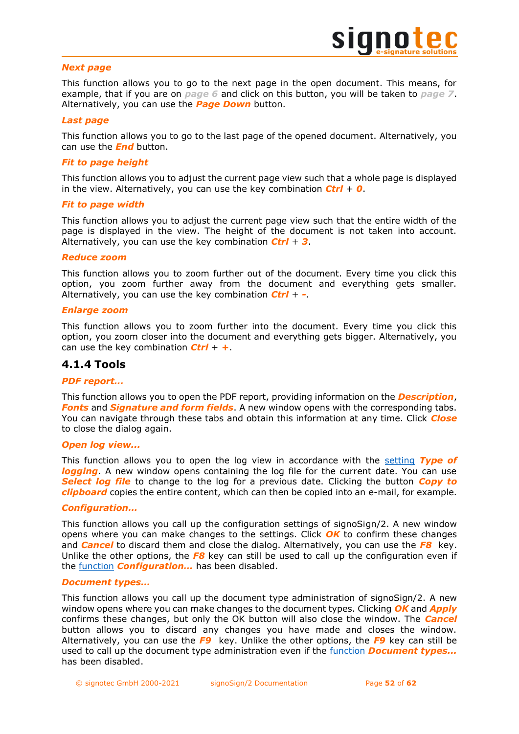### *Next page*

This function allows you to go to the next page in the open document. This means, for example, that if you are on ***page 6*** and click on this button, you will be taken to ***page 7***. Alternatively, you can use the ***Page Down*** button.

### *Last page*

This function allows you to go to the last page of the opened document. Alternatively, you can use the ***End*** button.

### *Fit to page height*

This function allows you to adjust the current page view such that a whole page is displayed in the view. Alternatively, you can use the key combination ***Ctrl*** + ***0***.

### *Fit to page width*

This function allows you to adjust the current page view such that the entire width of the page is displayed in the view. The height of the document is not taken into account. Alternatively, you can use the key combination ***Ctrl*** + ***3***.

### *Reduce zoom*

This function allows you to zoom further out of the document. Every time you click this option, you zoom further away from the document and everything gets smaller. Alternatively, you can use the key combination ***Ctrl*** + ***-***.

### *Enlarge zoom*

This function allows you to zoom further into the document. Every time you click this option, you zoom closer into the document and everything gets bigger. Alternatively, you can use the key combination ***Ctrl*** + ***+***.

## 4.1.4 Tools

### *PDF report...*

This function allows you to open the PDF report, providing information on the ***Description***, ***Fonts*** and ***Signature and form fields***. A new window opens with the corresponding tabs. You can navigate through these tabs and obtain this information at any time. Click ***Close*** to close the dialog again.

### *Open log view...*

This function allows you to open the log view in accordance with the setting ***Type of logging***. A new window opens containing the log file for the current date. You can use ***Select log file*** to change to the log for a previous date. Clicking the button ***Copy to clipboard*** copies the entire content, which can then be copied into an e-mail, for example.

### *Configuration...*

This function allows you call up the configuration settings of signoSign/2. A new window opens where you can make changes to the settings. Click ***OK*** to confirm these changes and ***Cancel*** to discard them and close the dialog. Alternatively, you can use the ***F8*** key. Unlike the other options, the ***F8*** key can still be used to call up the configuration even if the function ***Configuration...*** has been disabled.

### *Document types...*

This function allows you call up the document type administration of signoSign/2. A new window opens where you can make changes to the document types. Clicking ***OK*** and ***Apply*** confirms these changes, but only the OK button will also close the window. The ***Cancel*** button allows you to discard any changes you have made and closes the window. Alternatively, you can use the ***F9*** key. Unlike the other options, the ***F9*** key can still be used to call up the document type administration even if the function ***Document types...*** has been disabled.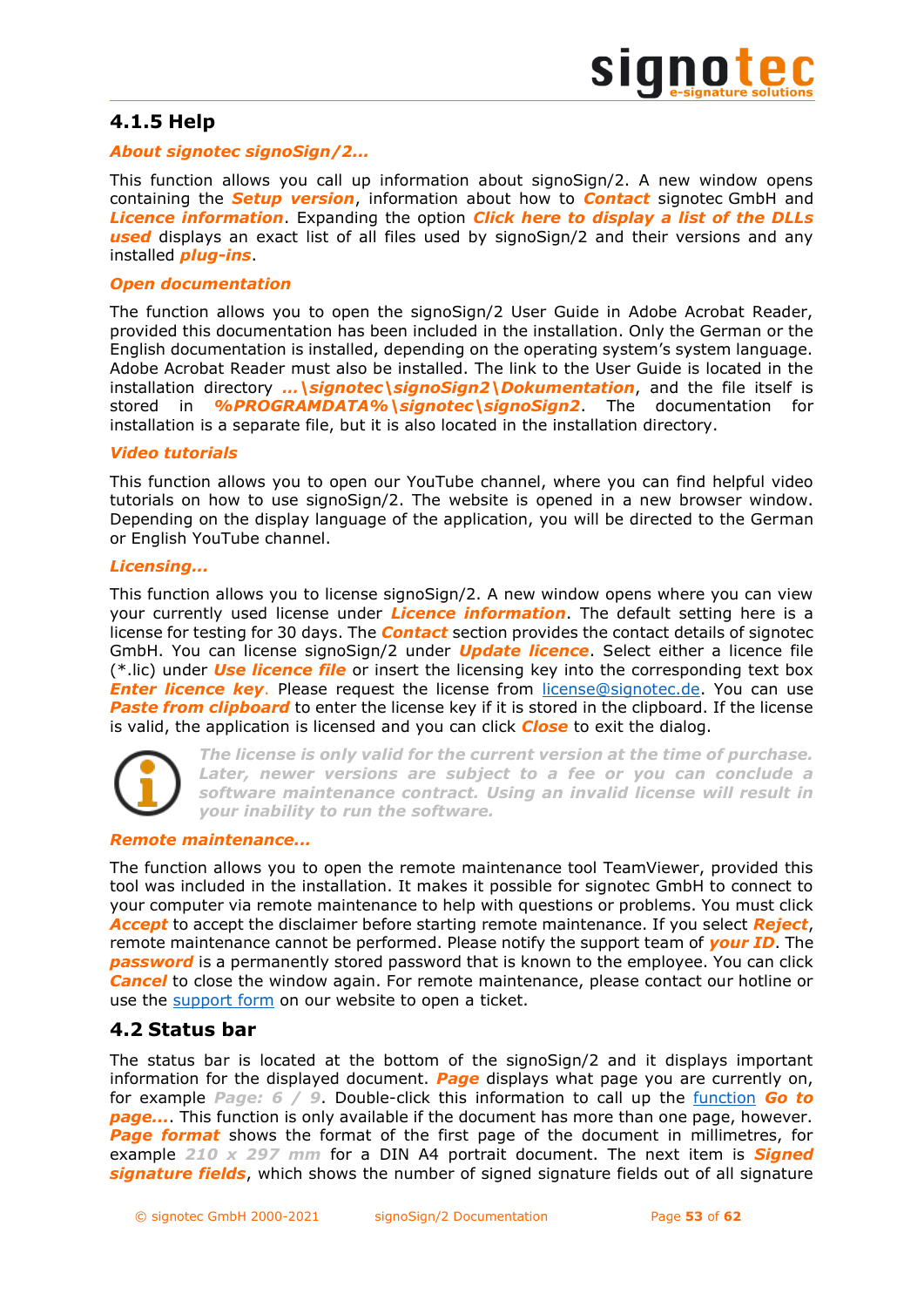### 4.1.5 Help

***About signotec signoSign/2...***

This function allows you call up information about signoSign/2. A new window opens containing the ***Setup version***, information about how to ***Contact*** signotec GmbH and ***Licence information***. Expanding the option ***Click here to display a list of the DLLs used*** displays an exact list of all files used by signoSign/2 and their versions and any installed ***plug-ins***.

***Open documentation***

The function allows you to open the signoSign/2 User Guide in Adobe Acrobat Reader, provided this documentation has been included in the installation. Only the German or the English documentation is installed, depending on the operating system's system language. Adobe Acrobat Reader must also be installed. The link to the User Guide is located in the installation directory ***...\signotec\signoSign2\Dokumentation***, and the file itself is stored in ***%PROGRAMDATA%\signotec\signoSign2***. The documentation for installation is a separate file, but it is also located in the installation directory.

***Video tutorials***

This function allows you to open our YouTube channel, where you can find helpful video tutorials on how to use signoSign/2. The website is opened in a new browser window. Depending on the display language of the application, you will be directed to the German or English YouTube channel.

***Licensing...***

This function allows you to license signoSign/2. A new window opens where you can view your currently used license under ***Licence information***. The default setting here is a license for testing for 30 days. The ***Contact*** section provides the contact details of signotec GmbH. You can license signoSign/2 under ***Update licence***. Select either a licence file (*.lic) under ***Use licence file*** or insert the licensing key into the corresponding text box ***Enter licence key***. Please request the license from license@signotec.de. You can use ***Paste from clipboard*** to enter the license key if it is stored in the clipboard. If the license is valid, the application is licensed and you can click ***Close*** to exit the dialog.

***The license is only valid for the current version at the time of purchase. Later, newer versions are subject to a fee or you can conclude a software maintenance contract. Using an invalid license will result in your inability to run the software.***

***Remote maintenance...***

The function allows you to open the remote maintenance tool TeamViewer, provided this tool was included in the installation. It makes it possible for signotec GmbH to connect to your computer via remote maintenance to help with questions or problems. You must click ***Accept*** to accept the disclaimer before starting remote maintenance. If you select ***Reject***, remote maintenance cannot be performed. Please notify the support team of ***your ID***. The ***password*** is a permanently stored password that is known to the employee. You can click ***Cancel*** to close the window again. For remote maintenance, please contact our hotline or use the support form on our website to open a ticket.

## 4.2 Status bar

The status bar is located at the bottom of the signoSign/2 and it displays important information for the displayed document. ***Page*** displays what page you are currently on, for example ***Page: 6 / 9***. Double-click this information to call up the function ***Go to page...***. This function is only available if the document has more than one page, however. ***Page format*** shows the format of the first page of the document in millimetres, for example ***210 x 297 mm*** for a DIN A4 portrait document. The next item is ***Signed signature fields***, which shows the number of signed signature fields out of all signature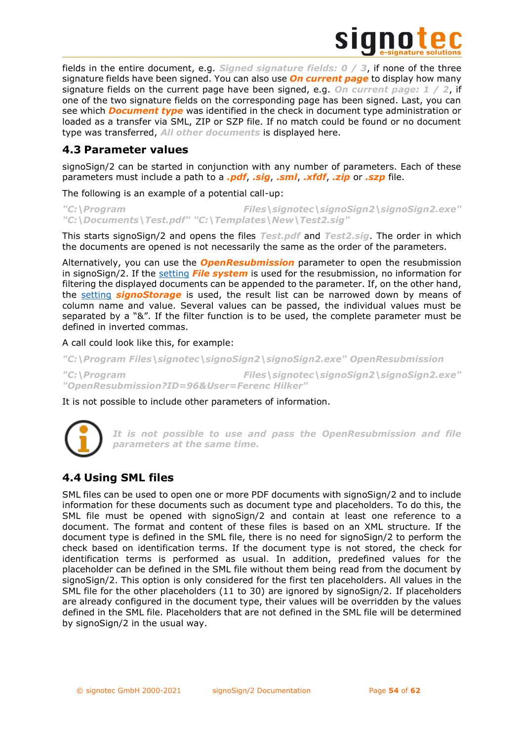fields in the entire document, e.g. ***Signed signature fields: 0 / 3***, if none of the three signature fields have been signed. You can also use ***On current page*** to display how many signature fields on the current page have been signed, e.g. ***On current page: 1 / 2***, if one of the two signature fields on the corresponding page has been signed. Last, you can see which ***Document type*** was identified in the check in document type administration or loaded as a transfer via SML, ZIP or SZP file. If no match could be found or no document type was transferred, ***All other documents*** is displayed here.

## 4.3 Parameter values

signoSign/2 can be started in conjunction with any number of parameters. Each of these parameters must include a path to a ***.pdf***, ***.sig***, ***.sml***, ***.xfdf***, ***.zip*** or ***.szp*** file.

The following is an example of a potential call-up:

***"C:\Program Files\signotec\signoSign2\signoSign2.exe" "C:\Documents\Test.pdf" "C:\Templates\New\Test2.sig"***

This starts signoSign/2 and opens the files ***Test.pdf*** and ***Test2.sig***. The order in which the documents are opened is not necessarily the same as the order of the parameters.

Alternatively, you can use the ***OpenResubmission*** parameter to open the resubmission in signoSign/2. If the setting ***File system*** is used for the resubmission, no information for filtering the displayed documents can be appended to the parameter. If, on the other hand, the setting ***signoStorage*** is used, the result list can be narrowed down by means of column name and value. Several values can be passed, the individual values must be separated by a "&". If the filter function is to be used, the complete parameter must be defined in inverted commas.

A call could look like this, for example:

***"C:\Program Files\signotec\signoSign2\signoSign2.exe" OpenResubmission***

***"C:\Program Files\signotec\signoSign2\signoSign2.exe" "OpenResubmission?ID=96&User=Ferenc Hilker"***

It is not possible to include other parameters of information.

***It is not possible to use and pass the OpenResubmission and file parameters at the same time.***

## 4.4 Using SML files

SML files can be used to open one or more PDF documents with signoSign/2 and to include information for these documents such as document type and placeholders. To do this, the SML file must be opened with signoSign/2 and contain at least one reference to a document. The format and content of these files is based on an XML structure. If the document type is defined in the SML file, there is no need for signoSign/2 to perform the check based on identification terms. If the document type is not stored, the check for identification terms is performed as usual. In addition, predefined values for the placeholder can be defined in the SML file without them being read from the document by signoSign/2. This option is only considered for the first ten placeholders. All values in the SML file for the other placeholders (11 to 30) are ignored by signoSign/2. If placeholders are already configured in the document type, their values will be overridden by the values defined in the SML file. Placeholders that are not defined in the SML file will be determined by signoSign/2 in the usual way.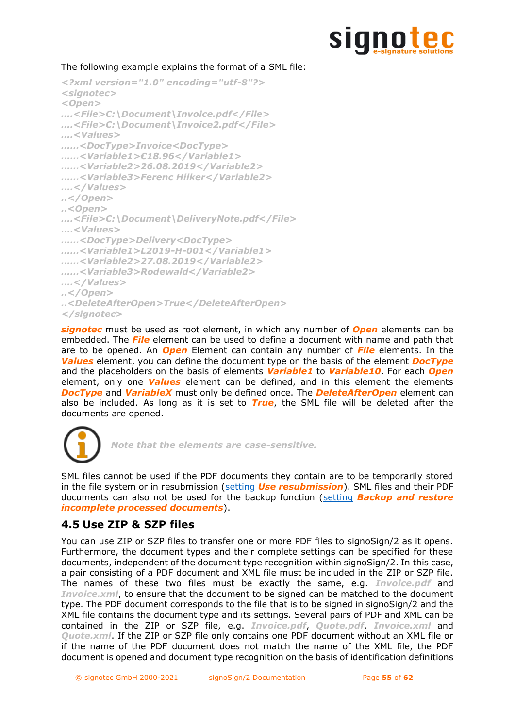The following example explains the format of a SML file:

```
<?xml version="1.0" encoding="utf-8"?>
<signotec>
<Open>
....<File>C:\Document\Invoice.pdf</File>
....<File>C:\Document\Invoice2.pdf</File>
....<Values>
......<DocType>Invoice<DocType>
......<Variable1>€18.96</Variable1>
......<Variable2>26.08.2019</Variable2>
......<Variable3>Ferenc Hilker</Variable2>
....</Values>
..</Open>
..<Open>
....<File>C:\Document\DeliveryNote.pdf</File>
....<Values>
......<DocType>Delivery<DocType>
......<Variable1>L2019-H-001</Variable1>
......<Variable2>27.08.2019</Variable2>
......<Variable3>Rodewald</Variable2>
....</Values>
..</Open>
..<DeleteAfterOpen>True</DeleteAfterOpen>
</signotec>
```

***signotec*** must be used as root element, in which any number of ***Open*** elements can be embedded. The ***File*** element can be used to define a document with name and path that are to be opened. An ***Open*** Element can contain any number of ***File*** elements. In the ***Values*** element, you can define the document type on the basis of the element ***DocType*** and the placeholders on the basis of elements ***Variable1*** to ***Variable10***. For each ***Open*** element, only one ***Values*** element can be defined, and in this element the elements ***DocType*** and ***VariableX*** must only be defined once. The ***DeleteAfterOpen*** element can also be included. As long as it is set to ***True***, the SML file will be deleted after the documents are opened.

*Note that the elements are case-sensitive.*

SML files cannot be used if the PDF documents they contain are to be temporarily stored in the file system or in resubmission (setting ***Use resubmission***). SML files and their PDF documents can also not be used for the backup function (setting ***Backup and restore incomplete processed documents***).

## 4.5 Use ZIP & SZP files

You can use ZIP or SZP files to transfer one or more PDF files to signoSign/2 as it opens. Furthermore, the document types and their complete settings can be specified for these documents, independent of the document type recognition within signoSign/2. In this case, a pair consisting of a PDF document and XML file must be included in the ZIP or SZP file. The names of these two files must be exactly the same, e.g. ***Invoice.pdf*** and ***Invoice.xml***, to ensure that the document to be signed can be matched to the document type. The PDF document corresponds to the file that is to be signed in signoSign/2 and the XML file contains the document type and its settings. Several pairs of PDF and XML can be contained in the ZIP or SZP file, e.g. ***Invoice.pdf***, ***Quote.pdf***, ***Invoice.xml*** and ***Quote.xml***. If the ZIP or SZP file only contains one PDF document without an XML file or if the name of the PDF document does not match the name of the XML file, the PDF document is opened and document type recognition on the basis of identification definitions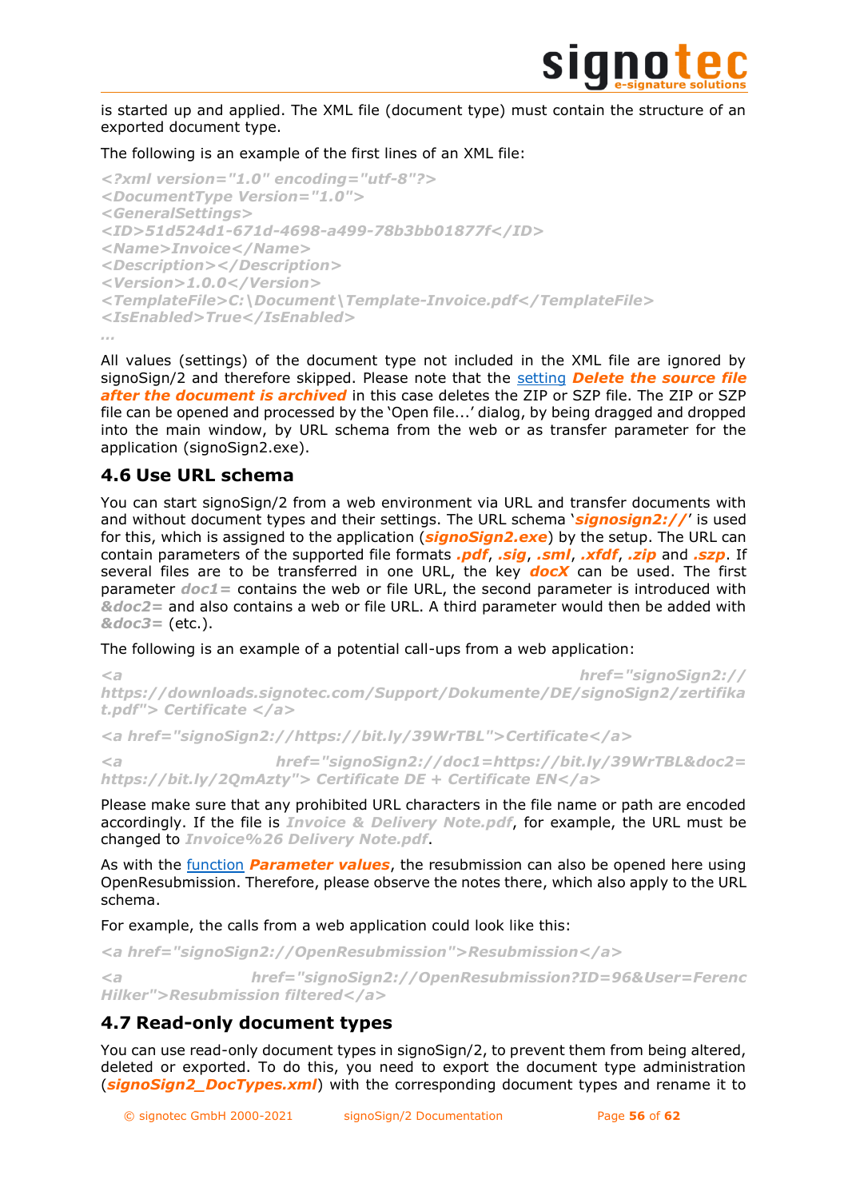is started up and applied. The XML file (document type) must contain the structure of an exported document type.

The following is an example of the first lines of an XML file:

```
<?xml version="1.0" encoding="utf-8"?>
<DocumentType Version="1.0">
<GeneralSettings>
<ID>51d524d1-671d-4698-a499-78b3bb01877f</ID>
<Name>Invoice</Name>
<Description></Description>
<Version>1.0.0</Version>
<TemplateFile>C:\Document\Template-Invoice.pdf</TemplateFile>
<IsEnabled>True</IsEnabled>
...
```

All values (settings) of the document type not included in the XML file are ignored by signoSign/2 and therefore skipped. Please note that the setting ***Delete the source file after the document is archived*** in this case deletes the ZIP or SZP file. The ZIP or SZP file can be opened and processed by the 'Open file...' dialog, by being dragged and dropped into the main window, by URL schema from the web or as transfer parameter for the application (signoSign2.exe).

## 4.6 Use URL schema

You can start signoSign/2 from a web environment via URL and transfer documents with and without document types and their settings. The URL schema '***signosign2://***' is used for this, which is assigned to the application (***signoSign2.exe***) by the setup. The URL can contain parameters of the supported file formats ***.pdf***, ***.sig***, ***.sml***, ***.xfdf***, ***.zip*** and ***.szp***. If several files are to be transferred in one URL, the key ***docX*** can be used. The first parameter ***doc1=*** contains the web or file URL, the second parameter is introduced with ***&doc2=*** and also contains a web or file URL. A third parameter would then be added with ***&doc3=*** (etc.).

The following is an example of a potential call-ups from a web application:

```
<a href="signoSign2://https://downloads.signotec.com/Support/Dokumente/DE/signoSign2/zertifikat.pdf"> Certificate </a>

<a href="signoSign2://https://bit.ly/39WrTBL">Certificate</a>

<a href="signoSign2://doc1=https://bit.ly/39WrTBL&doc2=https://bit.ly/2QmAzty"> Certificate DE + Certificate EN</a>
```

Please make sure that any prohibited URL characters in the file name or path are encoded accordingly. If the file is ***Invoice & Delivery Note.pdf***, for example, the URL must be changed to ***Invoice%26 Delivery Note.pdf***.

As with the function ***Parameter values***, the resubmission can also be opened here using OpenResubmission. Therefore, please observe the notes there, which also apply to the URL schema.

For example, the calls from a web application could look like this:

```
<a href="signoSign2://OpenResubmission">Resubmission</a>

<a href="signoSign2://OpenResubmission?ID=96&User=Ferenc Hilker">Resubmission filtered</a>
```

## 4.7 Read-only document types

You can use read-only document types in signoSign/2, to prevent them from being altered, deleted or exported. To do this, you need to export the document type administration (***signoSign2_DocTypes.xml***) with the corresponding document types and rename it to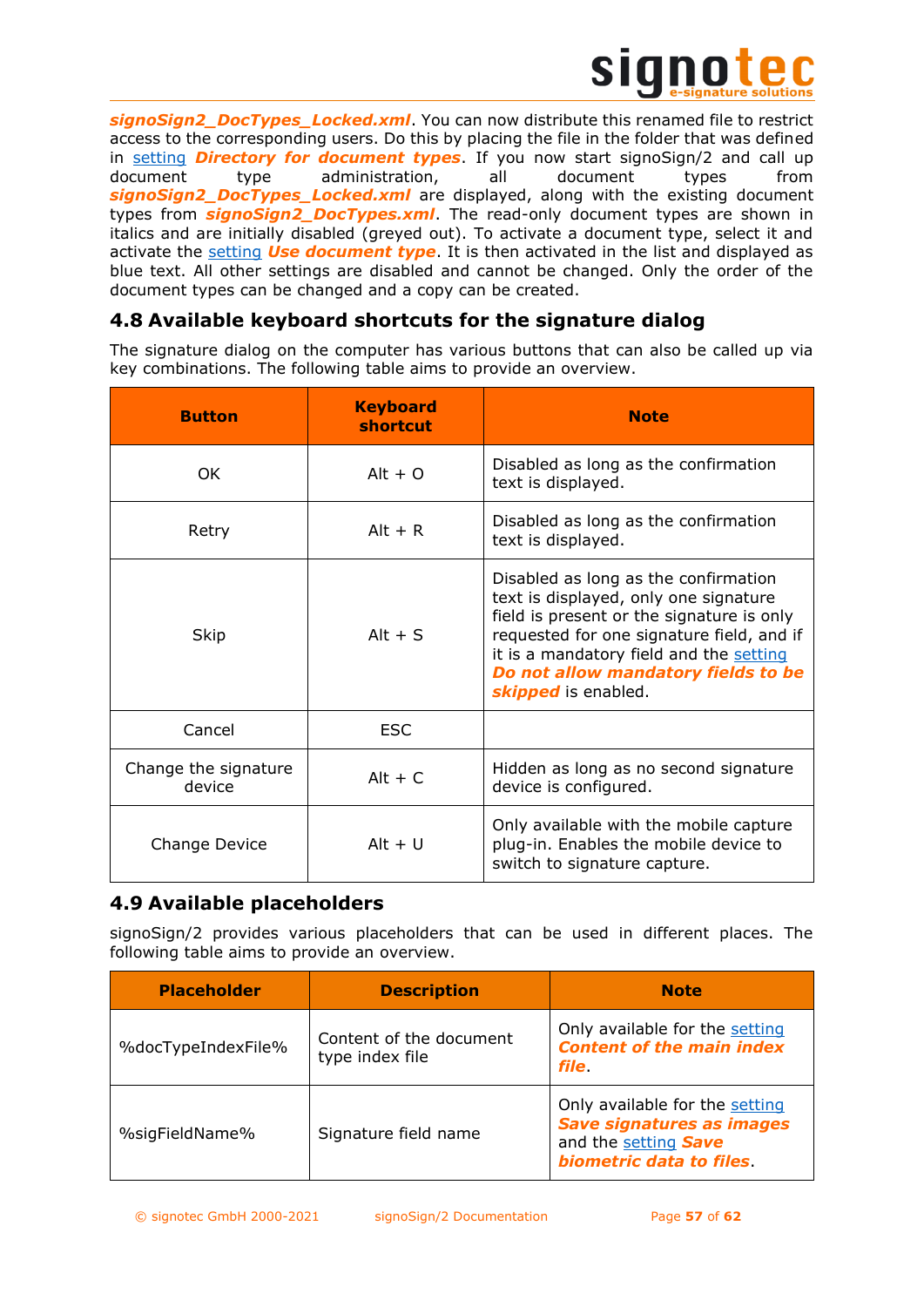***signoSign2_DocTypes_Locked.xml***. You can now distribute this renamed file to restrict access to the corresponding users. Do this by placing the file in the folder that was defined in setting ***Directory for document types***. If you now start signoSign/2 and call up document type administration, all document types from ***signoSign2_DocTypes_Locked.xml*** are displayed, along with the existing document types from ***signoSign2_DocTypes.xml***. The read-only document types are shown in italics and are initially disabled (greyed out). To activate a document type, select it and activate the setting ***Use document type***. It is then activated in the list and displayed as blue text. All other settings are disabled and cannot be changed. Only the order of the document types can be changed and a copy can be created.

## 4.8 Available keyboard shortcuts for the signature dialog

The signature dialog on the computer has various buttons that can also be called up via key combinations. The following table aims to provide an overview.

| Button | Keyboard shortcut | Note |
| --- | --- | --- |
| OK | Alt + O | Disabled as long as the confirmation text is displayed. |
| Retry | Alt + R | Disabled as long as the confirmation text is displayed. |
| Skip | Alt + S | Disabled as long as the confirmation text is displayed, only one signature field is present or the signature is only requested for one signature field, and if it is a mandatory field and the setting ***Do not allow mandatory fields to be skipped*** is enabled. |
| Cancel | ESC | |
| Change the signature device | Alt + C | Hidden as long as no second signature device is configured. |
| Change Device | Alt + U | Only available with the mobile capture plug-in. Enables the mobile device to switch to signature capture. |

## 4.9 Available placeholders

signoSign/2 provides various placeholders that can be used in different places. The following table aims to provide an overview.

| Placeholder | Description | Note |
| --- | --- | --- |
| %docTypeIndexFile% | Content of the document type index file | Only available for the setting ***Content of the main index file***. |
| %sigFieldName% | Signature field name | Only available for the setting ***Save signatures as images*** and the setting ***Save biometric data to files***. |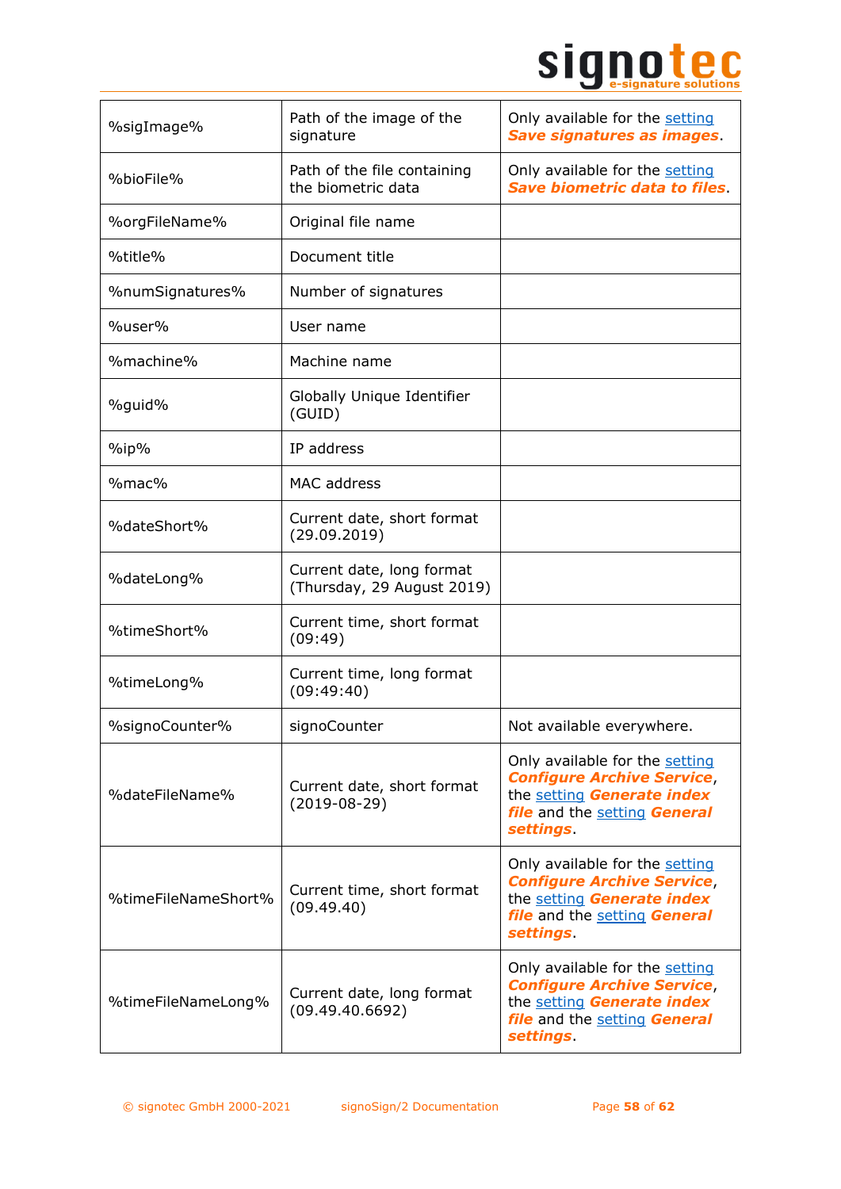| | | |
|---|---|---|
| %sigImage% | Path of the image of the signature | Only available for the setting ***Save signatures as images***. |
| %bioFile% | Path of the file containing the biometric data | Only available for the setting ***Save biometric data to files***. |
| %orgFileName% | Original file name | |
| %title% | Document title | |
| %numSignatures% | Number of signatures | |
| %user% | User name | |
| %machine% | Machine name | |
| %guid% | Globally Unique Identifier (GUID) | |
| %ip% | IP address | |
| %mac% | MAC address | |
| %dateShort% | Current date, short format (29.09.2019) | |
| %dateLong% | Current date, long format (Thursday, 29 August 2019) | |
| %timeShort% | Current time, short format (09:49) | |
| %timeLong% | Current time, long format (09:49:40) | |
| %signoCounter% | signoCounter | Not available everywhere. |
| %dateFileName% | Current date, short format (2019-08-29) | Only available for the setting ***Configure Archive Service***, the setting ***Generate index file*** and the setting ***General settings***. |
| %timeFileNameShort% | Current time, short format (09.49.40) | Only available for the setting ***Configure Archive Service***, the setting ***Generate index file*** and the setting ***General settings***. |
| %timeFileNameLong% | Current date, long format (09.49.40.6692) | Only available for the setting ***Configure Archive Service***, the setting ***Generate index file*** and the setting ***General settings***. |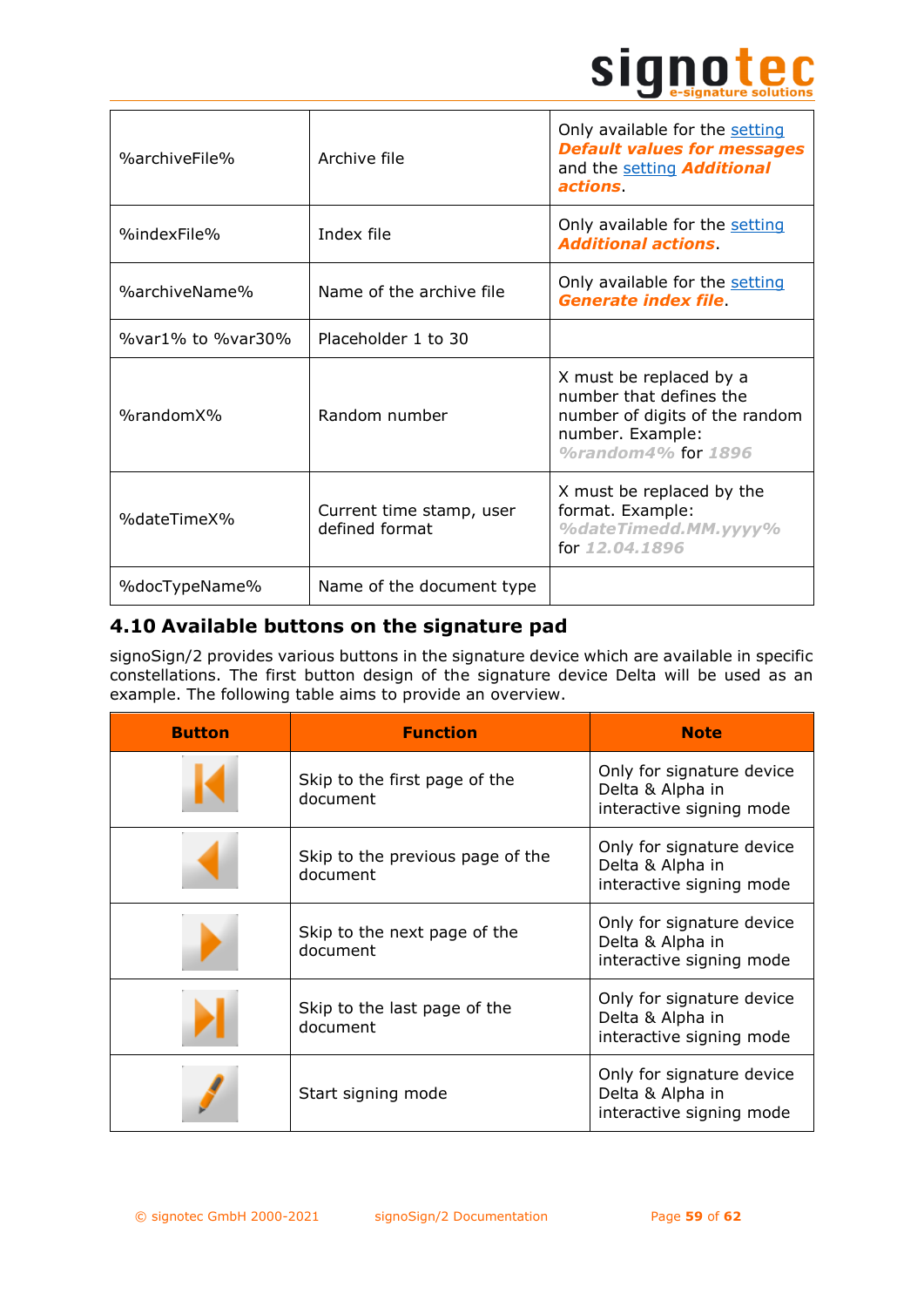| | | |
|---|---|---|
| %archiveFile% | Archive file | Only available for the setting ***Default values for messages*** and the setting ***Additional actions***. |
| %indexFile% | Index file | Only available for the setting ***Additional actions***. |
| %archiveName% | Name of the archive file | Only available for the setting ***Generate index file***. |
| %var1% to %var30% | Placeholder 1 to 30 | |
| %randomX% | Random number | X must be replaced by a number that defines the number of digits of the random number. Example: ***%random4%*** for ***1896*** |
| %dateTimeX% | Current time stamp, user defined format | X must be replaced by the format. Example: ***%dateTimedd.MM.yyyy%*** for ***12.04.1896*** |
| %docTypeName% | Name of the document type | |

## 4.10 Available buttons on the signature pad

signoSign/2 provides various buttons in the signature device which are available in specific constellations. The first button design of the signature device Delta will be used as an example. The following table aims to provide an overview.

| Button | Function | Note |
|---|---|---|
| | Skip to the first page of the document | Only for signature device Delta & Alpha in interactive signing mode |
| | Skip to the previous page of the document | Only for signature device Delta & Alpha in interactive signing mode |
| | Skip to the next page of the document | Only for signature device Delta & Alpha in interactive signing mode |
| | Skip to the last page of the document | Only for signature device Delta & Alpha in interactive signing mode |
| | Start signing mode | Only for signature device Delta & Alpha in interactive signing mode |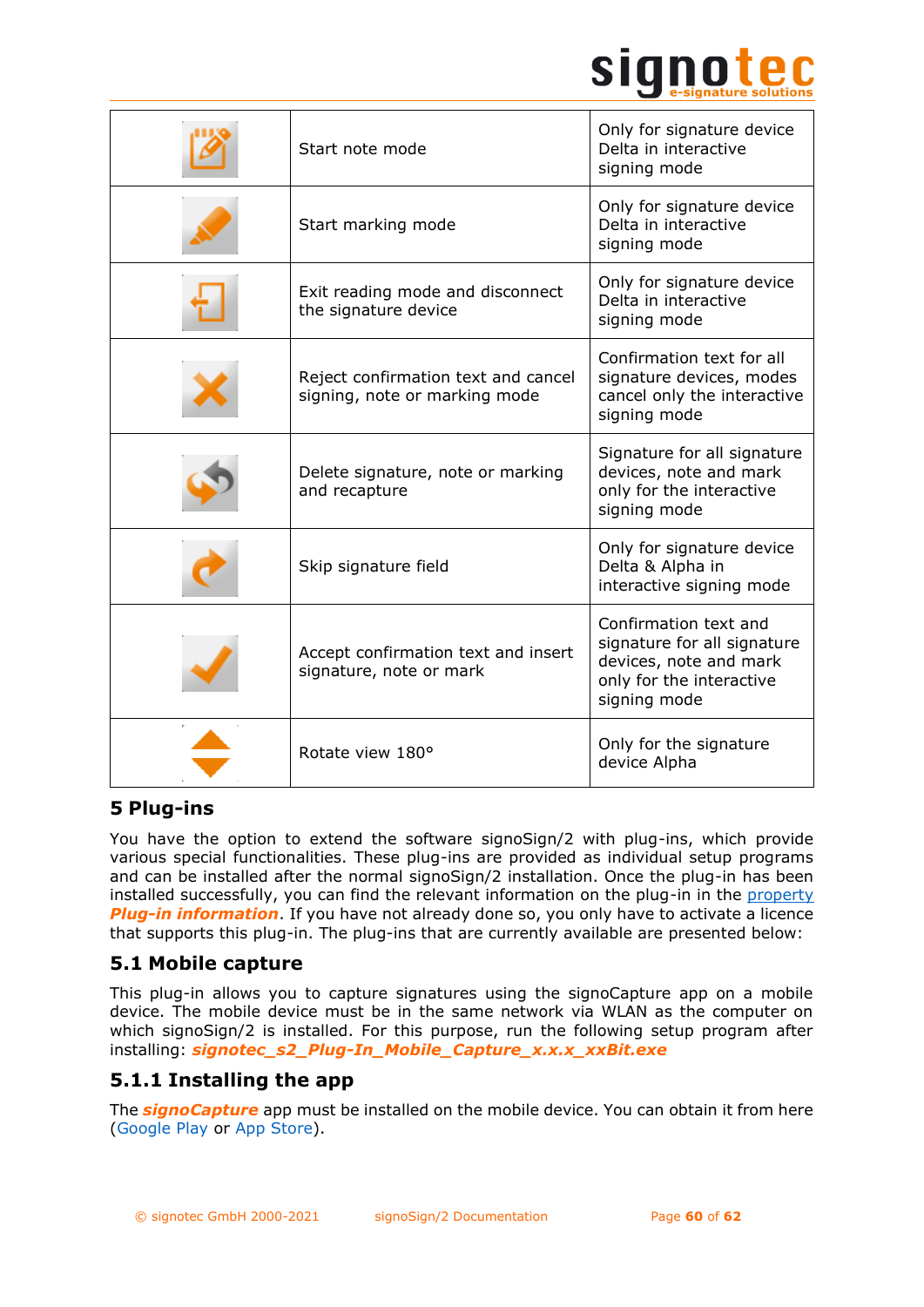| | | |
|---|---|---|
| | Start note mode | Only for signature device Delta in interactive signing mode |
| | Start marking mode | Only for signature device Delta in interactive signing mode |
| | Exit reading mode and disconnect the signature device | Only for signature device Delta in interactive signing mode |
| | Reject confirmation text and cancel signing, note or marking mode | Confirmation text for all signature devices, modes cancel only the interactive signing mode |
| | Delete signature, note or marking and recapture | Signature for all signature devices, note and mark only for the interactive signing mode |
| | Skip signature field | Only for signature device Delta & Alpha in interactive signing mode |
| | Accept confirmation text and insert signature, note or mark | Confirmation text and signature for all signature devices, note and mark only for the interactive signing mode |
| | Rotate view 180° | Only for the signature device Alpha |

# 5 Plug-ins

You have the option to extend the software signoSign/2 with plug-ins, which provide various special functionalities. These plug-ins are provided as individual setup programs and can be installed after the normal signoSign/2 installation. Once the plug-in has been installed successfully, you can find the relevant information on the plug-in in the property ***Plug-in information***. If you have not already done so, you only have to activate a licence that supports this plug-in. The plug-ins that are currently available are presented below:

## 5.1 Mobile capture

This plug-in allows you to capture signatures using the signoCapture app on a mobile device. The mobile device must be in the same network via WLAN as the computer on which signoSign/2 is installed. For this purpose, run the following setup program after installing: ***signotec_s2_Plug-In_Mobile_Capture_x.x.x_xxBit.exe***

### 5.1.1 Installing the app

The ***signoCapture*** app must be installed on the mobile device. You can obtain it from here (Google Play or App Store).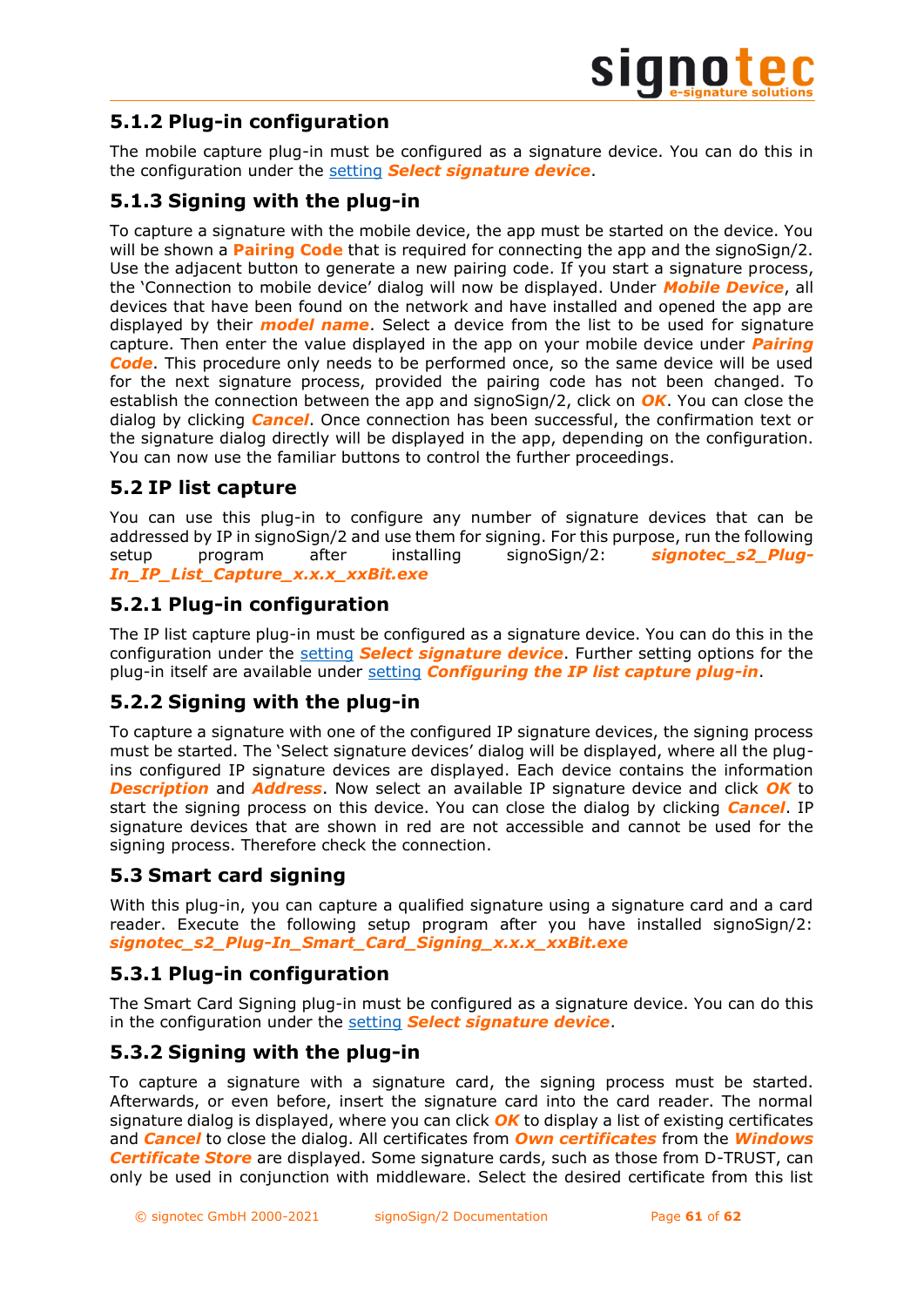### 5.1.2 Plug-in configuration

The mobile capture plug-in must be configured as a signature device. You can do this in the configuration under the setting ***Select signature device***.

### 5.1.3 Signing with the plug-in

To capture a signature with the mobile device, the app must be started on the device. You will be shown a **Pairing Code** that is required for connecting the app and the signoSign/2. Use the adjacent button to generate a new pairing code. If you start a signature process, the 'Connection to mobile device' dialog will now be displayed. Under ***Mobile Device***, all devices that have been found on the network and have installed and opened the app are displayed by their ***model name***. Select a device from the list to be used for signature capture. Then enter the value displayed in the app on your mobile device under ***Pairing Code***. This procedure only needs to be performed once, so the same device will be used for the next signature process, provided the pairing code has not been changed. To establish the connection between the app and signoSign/2, click on ***OK***. You can close the dialog by clicking ***Cancel***. Once connection has been successful, the confirmation text or the signature dialog directly will be displayed in the app, depending on the configuration. You can now use the familiar buttons to control the further proceedings.

## 5.2 IP list capture

You can use this plug-in to configure any number of signature devices that can be addressed by IP in signoSign/2 and use them for signing. For this purpose, run the following setup program after installing signoSign/2: ***signotec_s2_Plug-In_IP_List_Capture_x.x.x_xxBit.exe***

### 5.2.1 Plug-in configuration

The IP list capture plug-in must be configured as a signature device. You can do this in the configuration under the setting ***Select signature device***. Further setting options for the plug-in itself are available under setting ***Configuring the IP list capture plug-in***.

### 5.2.2 Signing with the plug-in

To capture a signature with one of the configured IP signature devices, the signing process must be started. The 'Select signature devices' dialog will be displayed, where all the plug-ins configured IP signature devices are displayed. Each device contains the information ***Description*** and ***Address***. Now select an available IP signature device and click ***OK*** to start the signing process on this device. You can close the dialog by clicking ***Cancel***. IP signature devices that are shown in red are not accessible and cannot be used for the signing process. Therefore check the connection.

## 5.3 Smart card signing

With this plug-in, you can capture a qualified signature using a signature card and a card reader. Execute the following setup program after you have installed signoSign/2: ***signotec_s2_Plug-In_Smart_Card_Signing_x.x.x_xxBit.exe***

### 5.3.1 Plug-in configuration

The Smart Card Signing plug-in must be configured as a signature device. You can do this in the configuration under the setting ***Select signature device***.

### 5.3.2 Signing with the plug-in

To capture a signature with a signature card, the signing process must be started. Afterwards, or even before, insert the signature card into the card reader. The normal signature dialog is displayed, where you can click ***OK*** to display a list of existing certificates and ***Cancel*** to close the dialog. All certificates from ***Own certificates*** from the ***Windows Certificate Store*** are displayed. Some signature cards, such as those from D-TRUST, can only be used in conjunction with middleware. Select the desired certificate from this list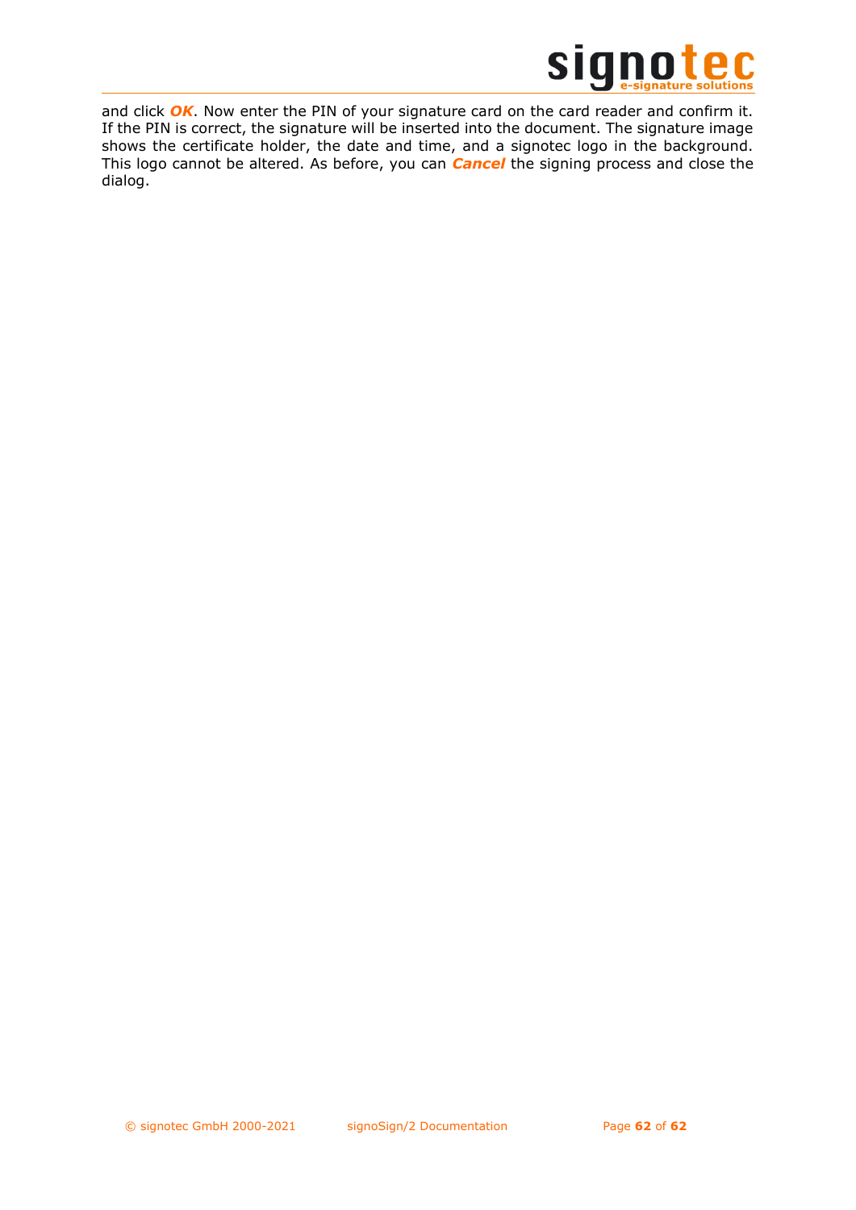and click ***OK***. Now enter the PIN of your signature card on the card reader and confirm it. If the PIN is correct, the signature will be inserted into the document. The signature image shows the certificate holder, the date and time, and a signotec logo in the background. This logo cannot be altered. As before, you can ***Cancel*** the signing process and close the dialog.